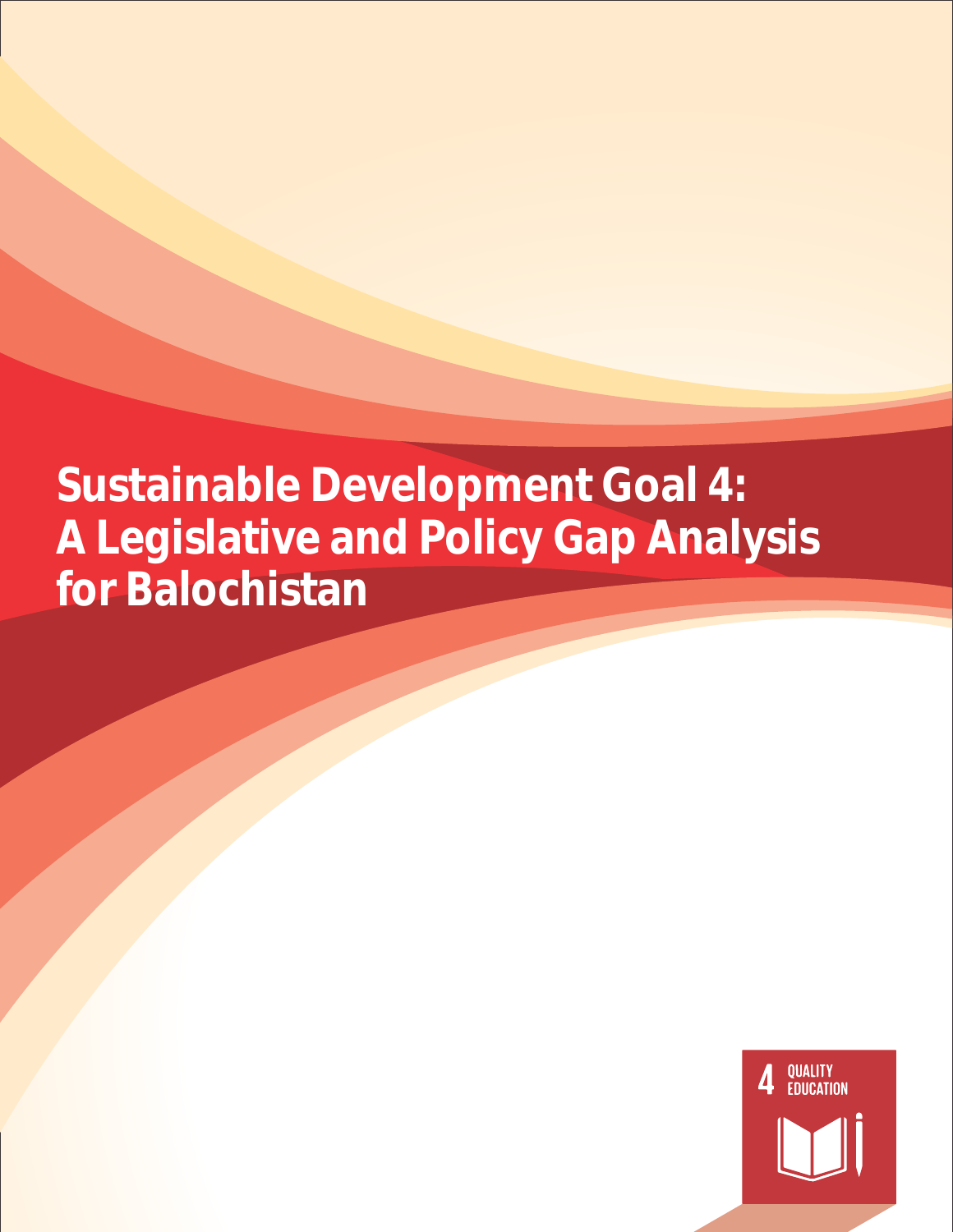# Sustainable Development Goal 4: A Legislative and Policy Gap Analysis for Balochistan

4 QUALITY EDUCATION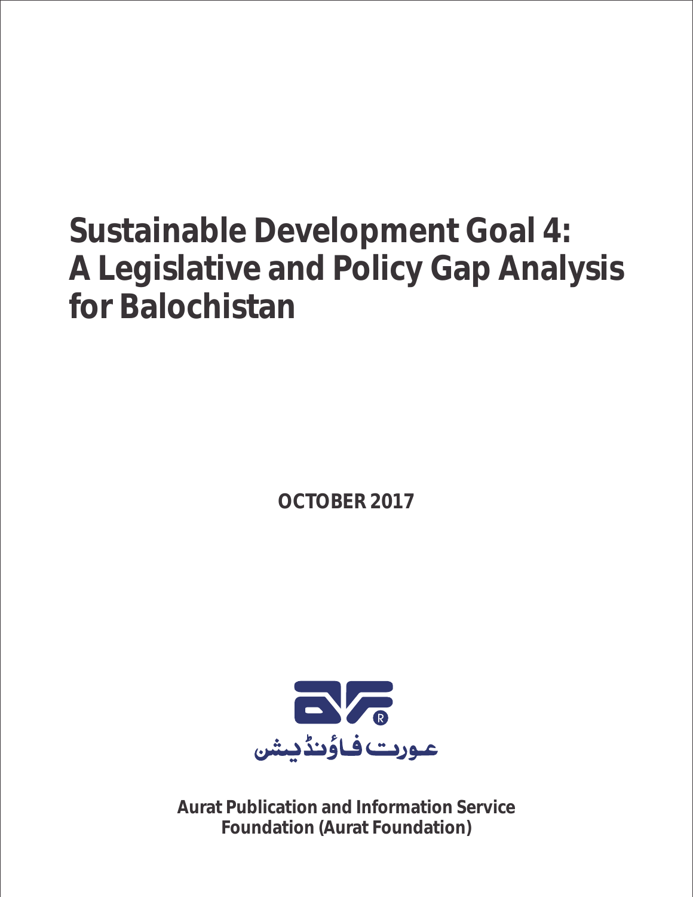# Sustainable Development Goal 4: A Legislative and Policy Gap Analysis for Balochistan

**OCTOBER 2017**

عورت فاؤنڈیشن

**Aurat Publication and Information Service Foundation (Aurat Foundation)**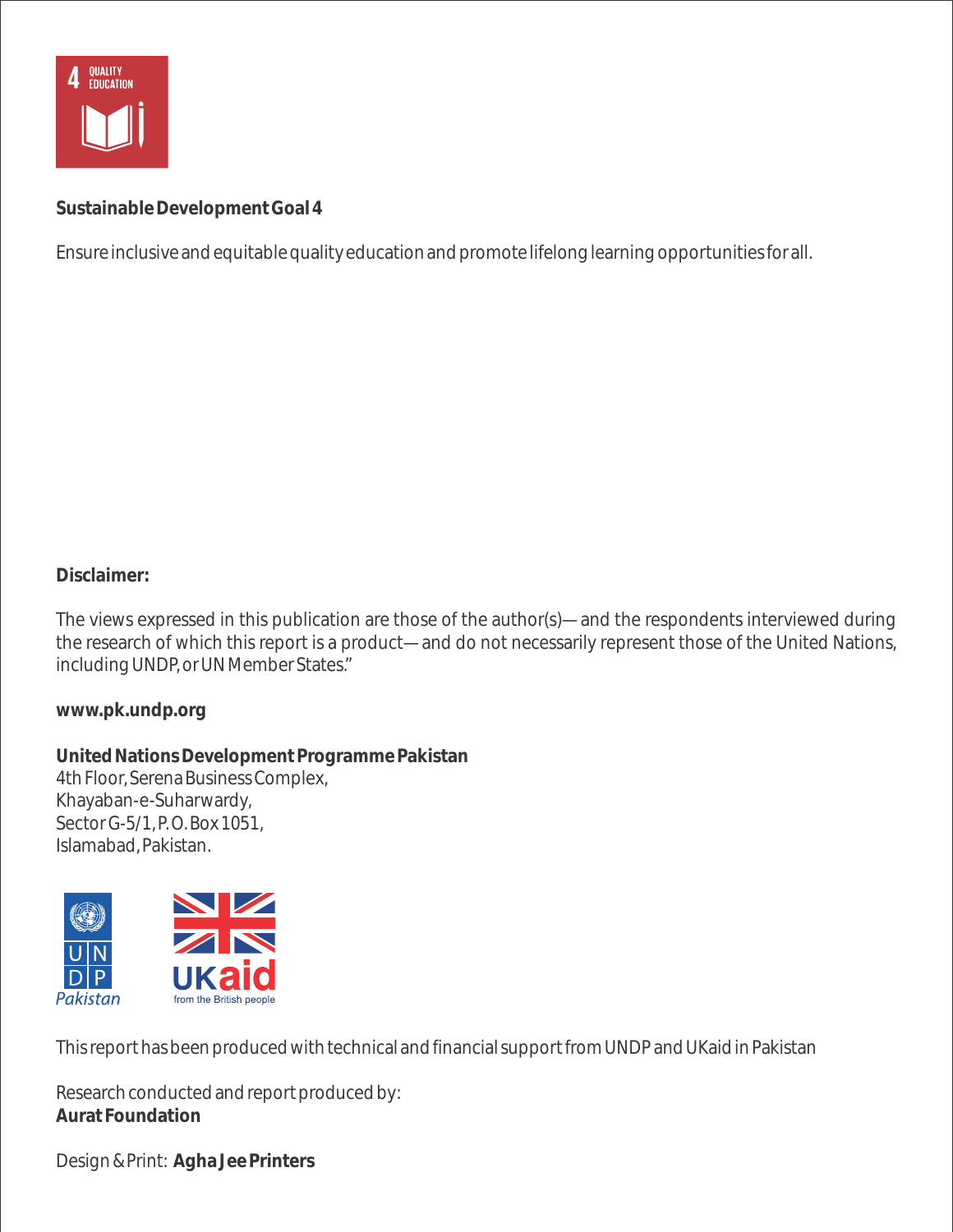**Sustainable Development Goal 4**

Ensure inclusive and equitable quality education and promote lifelong learning opportunities for all.

**Disclaimer:**

The views expressed in this publication are those of the author(s)— and the respondents interviewed during the research of which this report is a product— and do not necessarily represent those of the United Nations, including UNDP, or UN Member States."

**www.pk.undp.org**

**United Nations Development Programme Pakistan**
4th Floor, Serena Business Complex,
Khayaban-e-Suharwardy,
Sector G-5/1, P. O. Box 1051,
Islamabad, Pakistan.

This report has been produced with technical and financial support from UNDP and UKaid in Pakistan

Research conducted and report produced by:
**Aurat Foundation**

Design & Print: **Agha Jee Printers**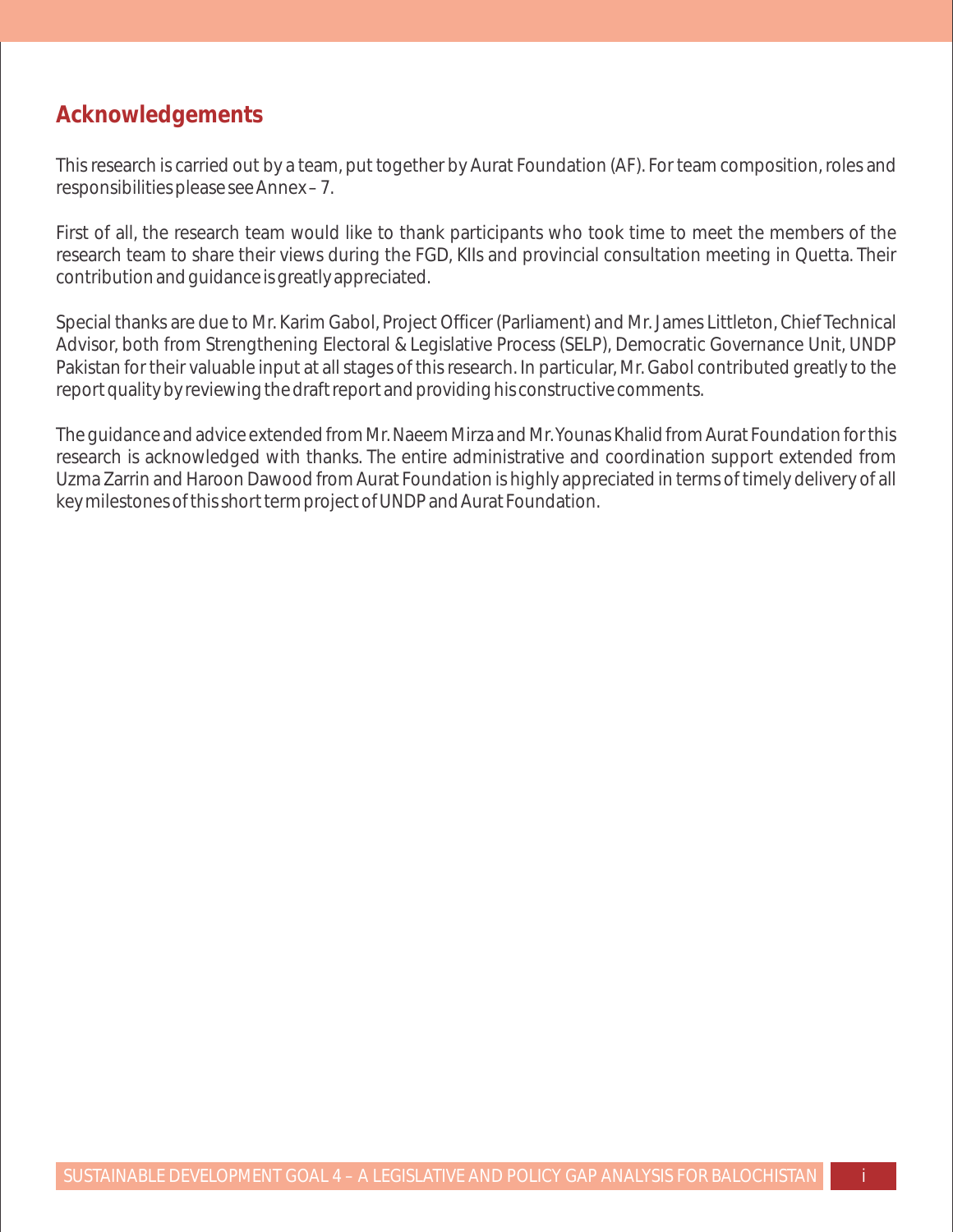## Acknowledgements

This research is carried out by a team, put together by Aurat Foundation (AF). For team composition, roles and responsibilities please see Annex – 7.

First of all, the research team would like to thank participants who took time to meet the members of the research team to share their views during the FGD, KIIs and provincial consultation meeting in Quetta. Their contribution and guidance is greatly appreciated.

Special thanks are due to Mr. Karim Gabol, Project Officer (Parliament) and Mr. James Littleton, Chief Technical Advisor, both from Strengthening Electoral & Legislative Process (SELP), Democratic Governance Unit, UNDP Pakistan for their valuable input at all stages of this research. In particular, Mr. Gabol contributed greatly to the report quality by reviewing the draft report and providing his constructive comments.

The guidance and advice extended from Mr. Naeem Mirza and Mr. Younas Khalid from Aurat Foundation for this research is acknowledged with thanks. The entire administrative and coordination support extended from Uzma Zarrin and Haroon Dawood from Aurat Foundation is highly appreciated in terms of timely delivery of all key milestones of this short term project of UNDP and Aurat Foundation.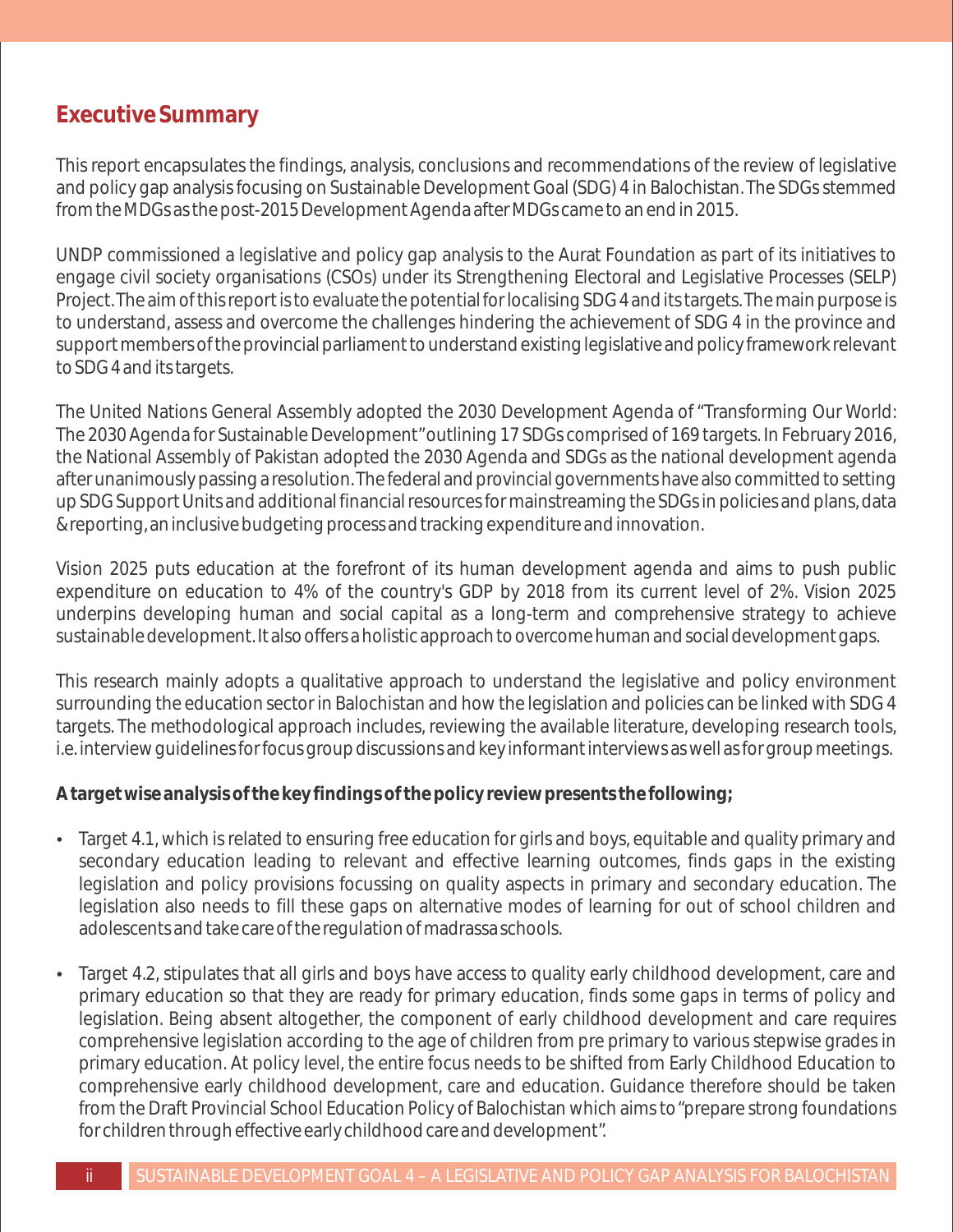## Executive Summary

This report encapsulates the findings, analysis, conclusions and recommendations of the review of legislative and policy gap analysis focusing on Sustainable Development Goal (SDG) 4 in Balochistan. The SDGs stemmed from the MDGs as the post-2015 Development Agenda after MDGs came to an end in 2015.

UNDP commissioned a legislative and policy gap analysis to the Aurat Foundation as part of its initiatives to engage civil society organisations (CSOs) under its Strengthening Electoral and Legislative Processes (SELP) Project. The aim of this report is to evaluate the potential for localising SDG 4 and its targets. The main purpose is to understand, assess and overcome the challenges hindering the achievement of SDG 4 in the province and support members of the provincial parliament to understand existing legislative and policy framework relevant to SDG 4 and its targets.

The United Nations General Assembly adopted the 2030 Development Agenda of "Transforming Our World: The 2030 Agenda for Sustainable Development" outlining 17 SDGs comprised of 169 targets. In February 2016, the National Assembly of Pakistan adopted the 2030 Agenda and SDGs as the national development agenda after unanimously passing a resolution. The federal and provincial governments have also committed to setting up SDG Support Units and additional financial resources for mainstreaming the SDGs in policies and plans, data & reporting, an inclusive budgeting process and tracking expenditure and innovation.

Vision 2025 puts education at the forefront of its human development agenda and aims to push public expenditure on education to 4% of the country's GDP by 2018 from its current level of 2%. Vision 2025 underpins developing human and social capital as a long-term and comprehensive strategy to achieve sustainable development. It also offers a holistic approach to overcome human and social development gaps.

This research mainly adopts a qualitative approach to understand the legislative and policy environment surrounding the education sector in Balochistan and how the legislation and policies can be linked with SDG 4 targets. The methodological approach includes, reviewing the available literature, developing research tools, i.e. interview guidelines for focus group discussions and key informant interviews as well as for group meetings.

**A target wise analysis of the key findings of the policy review presents the following;**

- Target 4.1, which is related to ensuring free education for girls and boys, equitable and quality primary and secondary education leading to relevant and effective learning outcomes, finds gaps in the existing legislation and policy provisions focussing on quality aspects in primary and secondary education. The legislation also needs to fill these gaps on alternative modes of learning for out of school children and adolescents and take care of the regulation of madrassa schools.

- Target 4.2, stipulates that all girls and boys have access to quality early childhood development, care and primary education so that they are ready for primary education, finds some gaps in terms of policy and legislation. Being absent altogether, the component of early childhood development and care requires comprehensive legislation according to the age of children from pre primary to various stepwise grades in primary education. At policy level, the entire focus needs to be shifted from Early Childhood Education to comprehensive early childhood development, care and education. Guidance therefore should be taken from the Draft Provincial School Education Policy of Balochistan which aims to "prepare strong foundations for children through effective early childhood care and development".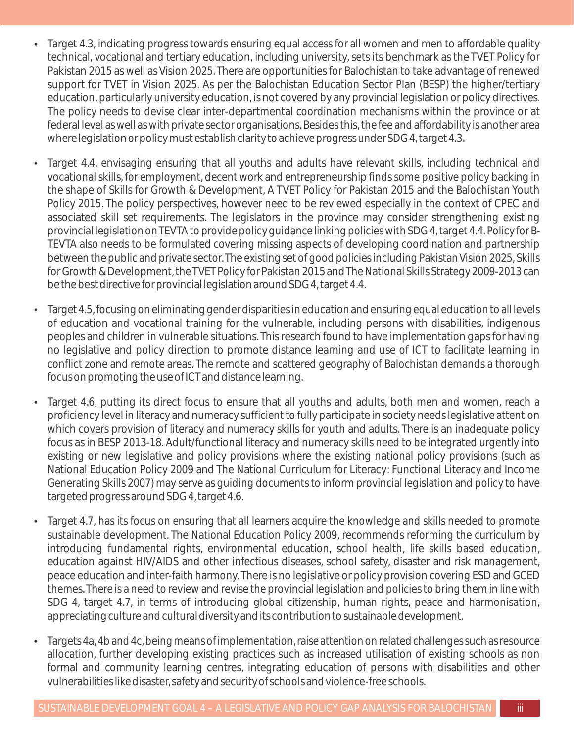- Target 4.3, indicating progress towards ensuring equal access for all women and men to affordable quality technical, vocational and tertiary education, including university, sets its benchmark as the TVET Policy for Pakistan 2015 as well as Vision 2025. There are opportunities for Balochistan to take advantage of renewed support for TVET in Vision 2025. As per the Balochistan Education Sector Plan (BESP) the higher/tertiary education, particularly university education, is not covered by any provincial legislation or policy directives. The policy needs to devise clear inter-departmental coordination mechanisms within the province or at federal level as well as with private sector organisations. Besides this, the fee and affordability is another area where legislation or policy must establish clarity to achieve progress under SDG 4, target 4.3.

- Target 4.4, envisaging ensuring that all youths and adults have relevant skills, including technical and vocational skills, for employment, decent work and entrepreneurship finds some positive policy backing in the shape of Skills for Growth & Development, A TVET Policy for Pakistan 2015 and the Balochistan Youth Policy 2015. The policy perspectives, however need to be reviewed especially in the context of CPEC and associated skill set requirements. The legislators in the province may consider strengthening existing provincial legislation on TEVTA to provide policy guidance linking policies with SDG 4, target 4.4. Policy for B-TEVTA also needs to be formulated covering missing aspects of developing coordination and partnership between the public and private sector. The existing set of good policies including Pakistan Vision 2025, Skills for Growth & Development, the TVET Policy for Pakistan 2015 and The National Skills Strategy 2009-2013 can be the best directive for provincial legislation around SDG 4, target 4.4.

- Target 4.5, focusing on eliminating gender disparities in education and ensuring equal education to all levels of education and vocational training for the vulnerable, including persons with disabilities, indigenous peoples and children in vulnerable situations. This research found to have implementation gaps for having no legislative and policy direction to promote distance learning and use of ICT to facilitate learning in conflict zone and remote areas. The remote and scattered geography of Balochistan demands a thorough focus on promoting the use of ICT and distance learning.

- Target 4.6, putting its direct focus to ensure that all youths and adults, both men and women, reach a proficiency level in literacy and numeracy sufficient to fully participate in society needs legislative attention which covers provision of literacy and numeracy skills for youth and adults. There is an inadequate policy focus as in BESP 2013-18. Adult/functional literacy and numeracy skills need to be integrated urgently into existing or new legislative and policy provisions where the existing national policy provisions (such as National Education Policy 2009 and The National Curriculum for Literacy: Functional Literacy and Income Generating Skills 2007) may serve as guiding documents to inform provincial legislation and policy to have targeted progress around SDG 4, target 4.6.

- Target 4.7, has its focus on ensuring that all learners acquire the knowledge and skills needed to promote sustainable development. The National Education Policy 2009, recommends reforming the curriculum by introducing fundamental rights, environmental education, school health, life skills based education, education against HIV/AIDS and other infectious diseases, school safety, disaster and risk management, peace education and inter-faith harmony. There is no legislative or policy provision covering ESD and GCED themes. There is a need to review and revise the provincial legislation and policies to bring them in line with SDG 4, target 4.7, in terms of introducing global citizenship, human rights, peace and harmonisation, appreciating culture and cultural diversity and its contribution to sustainable development.

- Targets 4a, 4b and 4c, being means of implementation, raise attention on related challenges such as resource allocation, further developing existing practices such as increased utilisation of existing schools as non formal and community learning centres, integrating education of persons with disabilities and other vulnerabilities like disaster, safety and security of schools and violence-free schools.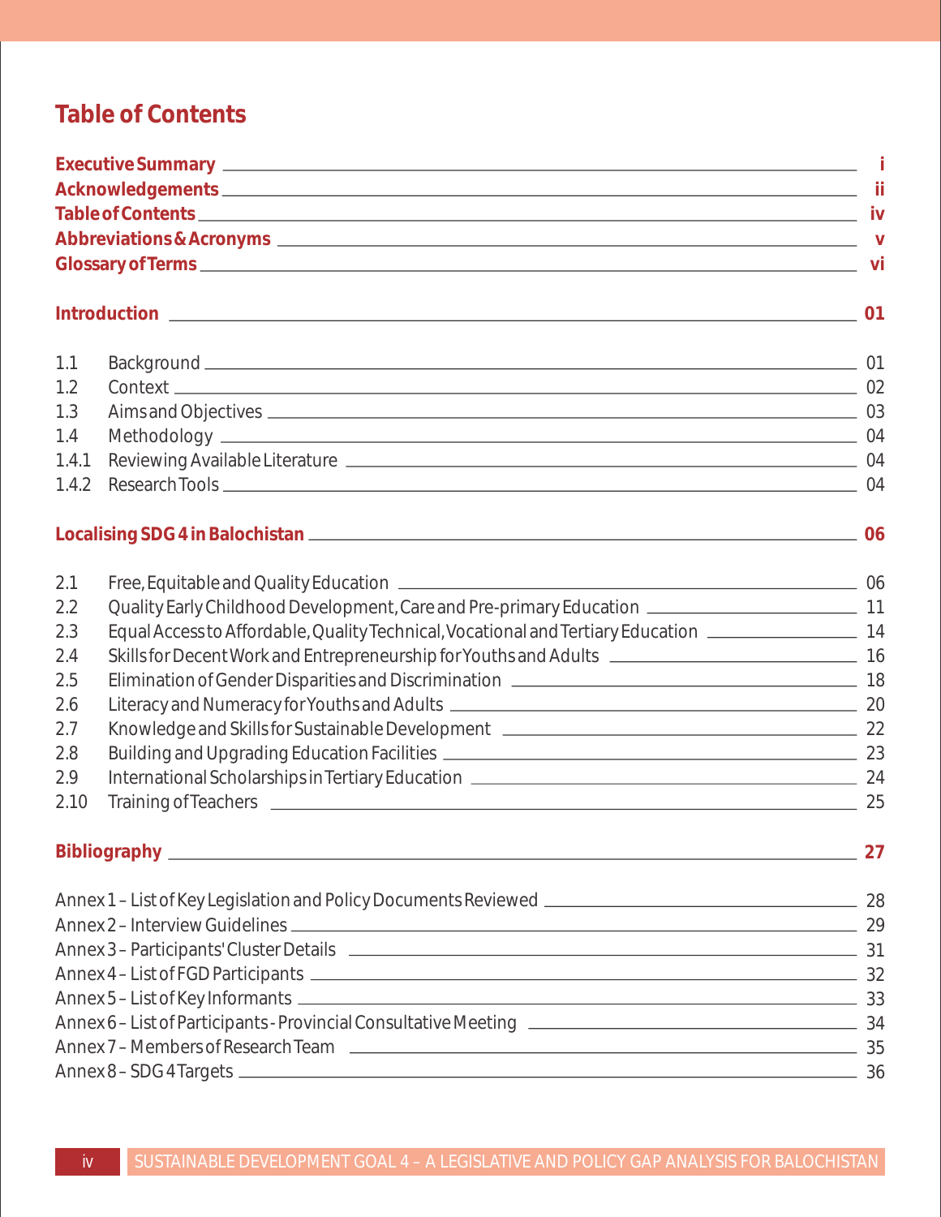## Table of Contents

**Executive Summary** ........ **i**
**Acknowledgements** ........ **ii**
**Table of Contents** ........ **iv**
**Abbreviations & Acronyms** ........ **v**
**Glossary of Terms** ........ **vi**

**Introduction** ........ **01**

1.1 Background ........ 01
1.2 Context ........ 02
1.3 Aims and Objectives ........ 03
1.4 Methodology ........ 04
1.4.1 Reviewing Available Literature ........ 04
1.4.2 Research Tools ........ 04

**Localising SDG 4 in Balochistan** ........ **06**

2.1 Free, Equitable and Quality Education ........ 06
2.2 Quality Early Childhood Development, Care and Pre-primary Education ........ 11
2.3 Equal Access to Affordable, Quality Technical, Vocational and Tertiary Education ........ 14
2.4 Skills for Decent Work and Entrepreneurship for Youths and Adults ........ 16
2.5 Elimination of Gender Disparities and Discrimination ........ 18
2.6 Literacy and Numeracy for Youths and Adults ........ 20
2.7 Knowledge and Skills for Sustainable Development ........ 22
2.8 Building and Upgrading Education Facilities ........ 23
2.9 International Scholarships in Tertiary Education ........ 24
2.10 Training of Teachers ........ 25

**Bibliography** ........ **27**

Annex 1 – List of Key Legislation and Policy Documents Reviewed ........ 28
Annex 2 – Interview Guidelines ........ 29
Annex 3 – Participants' Cluster Details ........ 31
Annex 4 – List of FGD Participants ........ 32
Annex 5 – List of Key Informants ........ 33
Annex 6 – List of Participants - Provincial Consultative Meeting ........ 34
Annex 7 – Members of Research Team ........ 35
Annex 8 – SDG 4 Targets ........ 36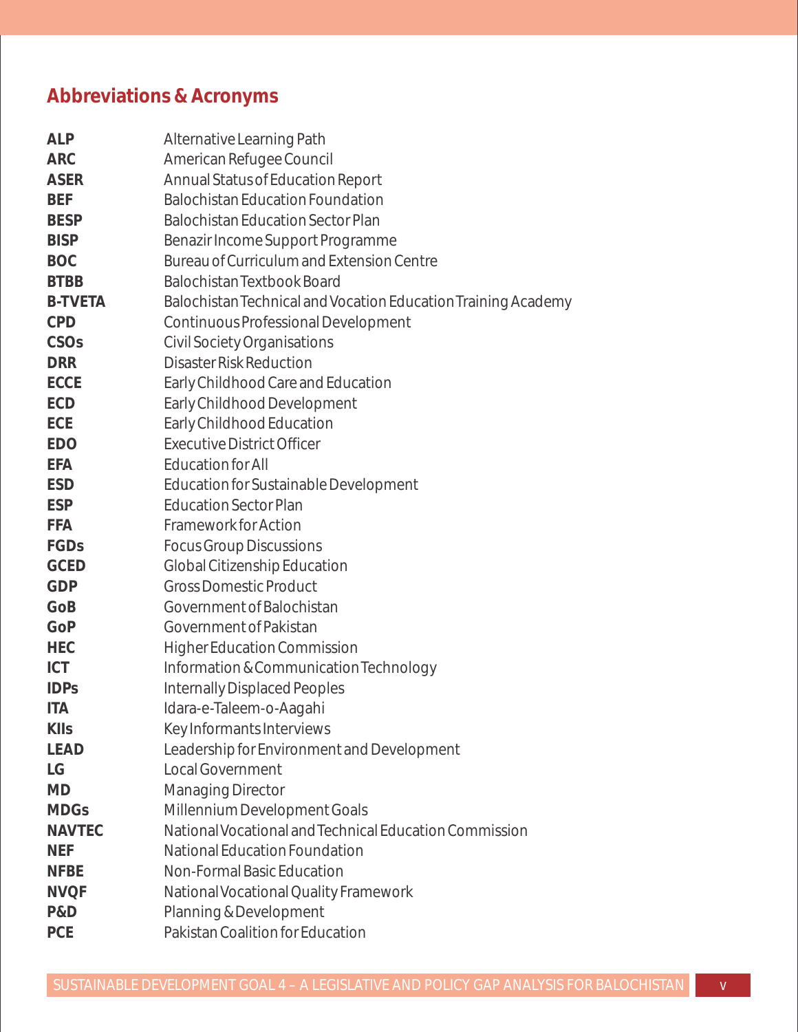## Abbreviations & Acronyms

| | |
|---|---|
| **ALP** | Alternative Learning Path |
| **ARC** | American Refugee Council |
| **ASER** | Annual Status of Education Report |
| **BEF** | Balochistan Education Foundation |
| **BESP** | Balochistan Education Sector Plan |
| **BISP** | Benazir Income Support Programme |
| **BOC** | Bureau of Curriculum and Extension Centre |
| **BTBB** | Balochistan Textbook Board |
| **B-TVETA** | Balochistan Technical and Vocation Education Training Academy |
| **CPD** | Continuous Professional Development |
| **CSOs** | Civil Society Organisations |
| **DRR** | Disaster Risk Reduction |
| **ECCE** | Early Childhood Care and Education |
| **ECD** | Early Childhood Development |
| **ECE** | Early Childhood Education |
| **EDO** | Executive District Officer |
| **EFA** | Education for All |
| **ESD** | Education for Sustainable Development |
| **ESP** | Education Sector Plan |
| **FFA** | Framework for Action |
| **FGDs** | Focus Group Discussions |
| **GCED** | Global Citizenship Education |
| **GDP** | Gross Domestic Product |
| **GoB** | Government of Balochistan |
| **GoP** | Government of Pakistan |
| **HEC** | Higher Education Commission |
| **ICT** | Information & Communication Technology |
| **IDPs** | Internally Displaced Peoples |
| **ITA** | Idara-e-Taleem-o-Aagahi |
| **KIIs** | Key Informants Interviews |
| **LEAD** | Leadership for Environment and Development |
| **LG** | Local Government |
| **MD** | Managing Director |
| **MDGs** | Millennium Development Goals |
| **NAVTEC** | National Vocational and Technical Education Commission |
| **NEF** | National Education Foundation |
| **NFBE** | Non-Formal Basic Education |
| **NVQF** | National Vocational Quality Framework |
| **P&D** | Planning & Development |
| **PCE** | Pakistan Coalition for Education |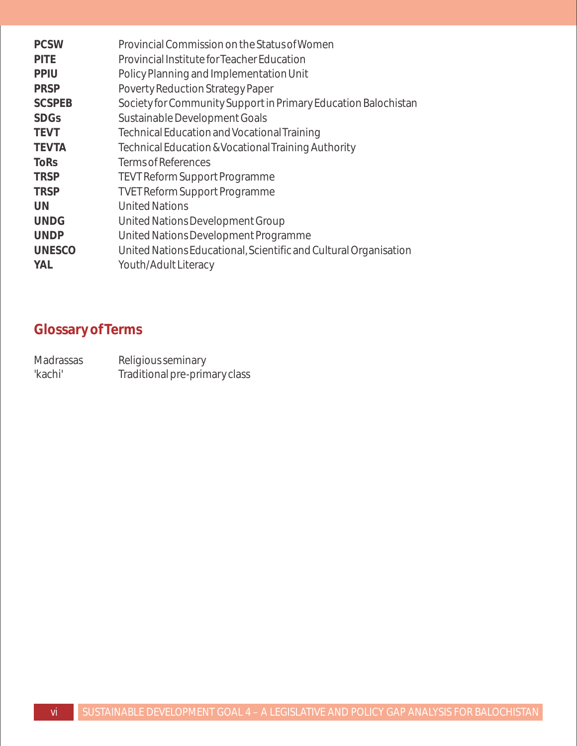| | |
|---|---|
| **PCSW** | Provincial Commission on the Status of Women |
| **PITE** | Provincial Institute for Teacher Education |
| **PPIU** | Policy Planning and Implementation Unit |
| **PRSP** | Poverty Reduction Strategy Paper |
| **SCSPEB** | Society for Community Support in Primary Education Balochistan |
| **SDGs** | Sustainable Development Goals |
| **TEVT** | Technical Education and Vocational Training |
| **TEVTA** | Technical Education & Vocational Training Authority |
| **ToRs** | Terms of References |
| **TRSP** | TEVT Reform Support Programme |
| **TRSP** | TVET Reform Support Programme |
| **UN** | United Nations |
| **UNDG** | United Nations Development Group |
| **UNDP** | United Nations Development Programme |
| **UNESCO** | United Nations Educational, Scientific and Cultural Organisation |
| **YAL** | Youth/Adult Literacy |

## Glossary of Terms

| | |
|---|---|
| Madrassas | Religious seminary |
| 'kachi' | Traditional pre-primary class |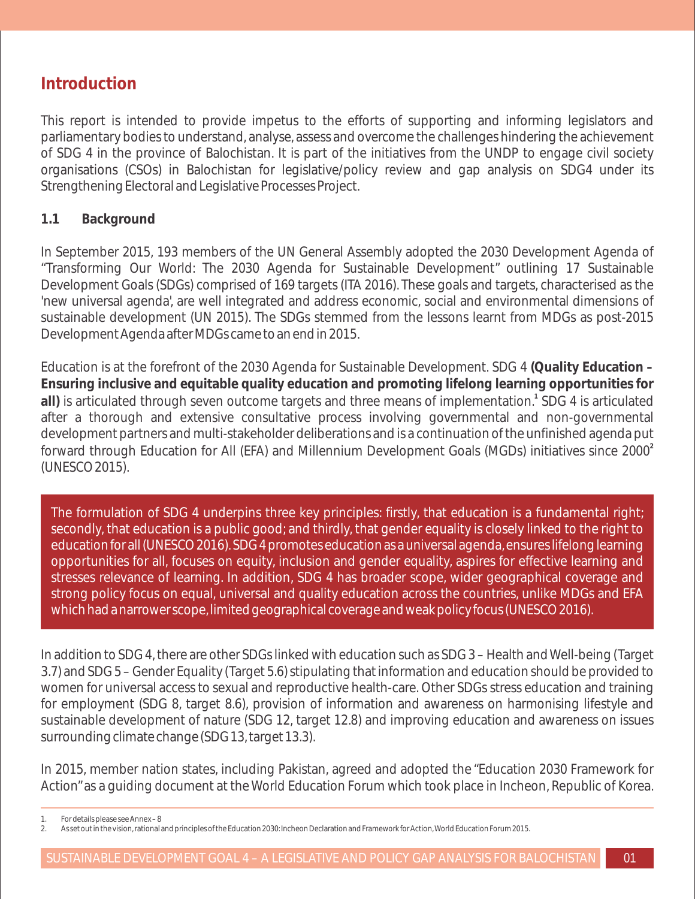# Introduction

This report is intended to provide impetus to the efforts of supporting and informing legislators and parliamentary bodies to understand, analyse, assess and overcome the challenges hindering the achievement of SDG 4 in the province of Balochistan. It is part of the initiatives from the UNDP to engage civil society organisations (CSOs) in Balochistan for legislative/policy review and gap analysis on SDG4 under its Strengthening Electoral and Legislative Processes Project.

## 1.1 Background

In September 2015, 193 members of the UN General Assembly adopted the 2030 Development Agenda of "Transforming Our World: The 2030 Agenda for Sustainable Development" outlining 17 Sustainable Development Goals (SDGs) comprised of 169 targets (ITA 2016). These goals and targets, characterised as the 'new universal agenda', are well integrated and address economic, social and environmental dimensions of sustainable development (UN 2015). The SDGs stemmed from the lessons learnt from MDGs as post-2015 Development Agenda after MDGs came to an end in 2015.

Education is at the forefront of the 2030 Agenda for Sustainable Development. SDG 4 **(Quality Education – Ensuring inclusive and equitable quality education and promoting lifelong learning opportunities for all)** is articulated through seven outcome targets and three means of implementation.[1] SDG 4 is articulated after a thorough and extensive consultative process involving governmental and non-governmental development partners and multi-stakeholder deliberations and is a continuation of the unfinished agenda put forward through Education for All (EFA) and Millennium Development Goals (MGDs) initiatives since 2000[2] (UNESCO 2015).

The formulation of SDG 4 underpins three key principles: firstly, that education is a fundamental right; secondly, that education is a public good; and thirdly, that gender equality is closely linked to the right to education for all (UNESCO 2016). SDG 4 promotes education as a universal agenda, ensures lifelong learning opportunities for all, focuses on equity, inclusion and gender equality, aspires for effective learning and stresses relevance of learning. In addition, SDG 4 has broader scope, wider geographical coverage and strong policy focus on equal, universal and quality education across the countries, unlike MDGs and EFA which had a narrower scope, limited geographical coverage and weak policy focus (UNESCO 2016).

In addition to SDG 4, there are other SDGs linked with education such as SDG 3 – Health and Well-being (Target 3.7) and SDG 5 – Gender Equality (Target 5.6) stipulating that information and education should be provided to women for universal access to sexual and reproductive health-care. Other SDGs stress education and training for employment (SDG 8, target 8.6), provision of information and awareness on harmonising lifestyle and sustainable development of nature (SDG 12, target 12.8) and improving education and awareness on issues surrounding climate change (SDG 13, target 13.3).

In 2015, member nation states, including Pakistan, agreed and adopted the "Education 2030 Framework for Action" as a guiding document at the World Education Forum which took place in Incheon, Republic of Korea.

1. For details please see Annex – 8
2. As set out in the vision, rational and principles of the Education 2030: Incheon Declaration and Framework for Action, World Education Forum 2015.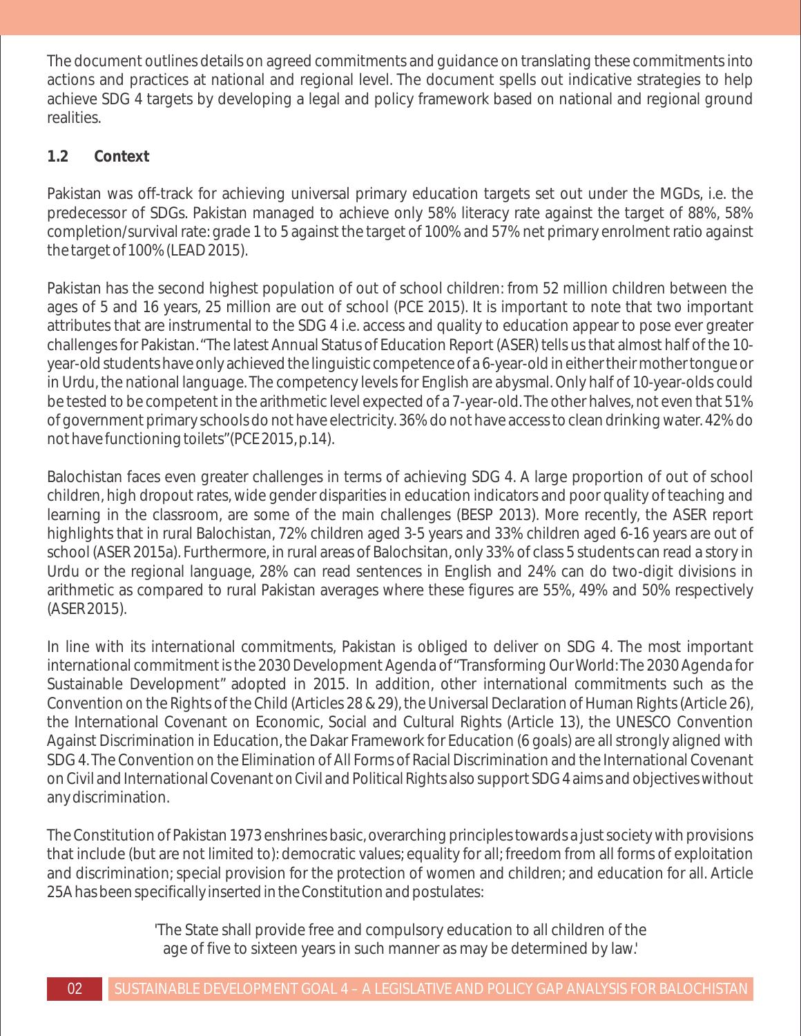The document outlines details on agreed commitments and guidance on translating these commitments into actions and practices at national and regional level. The document spells out indicative strategies to help achieve SDG 4 targets by developing a legal and policy framework based on national and regional ground realities.

## 1.2 Context

Pakistan was off-track for achieving universal primary education targets set out under the MGDs, i.e. the predecessor of SDGs. Pakistan managed to achieve only 58% literacy rate against the target of 88%, 58% completion/survival rate: grade 1 to 5 against the target of 100% and 57% net primary enrolment ratio against the target of 100% (LEAD 2015).

Pakistan has the second highest population of out of school children: from 52 million children between the ages of 5 and 16 years, 25 million are out of school (PCE 2015). It is important to note that two important attributes that are instrumental to the SDG 4 i.e. access and quality to education appear to pose ever greater challenges for Pakistan. "The latest Annual Status of Education Report (ASER) tells us that almost half of the 10-year-old students have only achieved the linguistic competence of a 6-year-old in either their mother tongue or in Urdu, the national language. The competency levels for English are abysmal. Only half of 10-year-olds could be tested to be competent in the arithmetic level expected of a 7-year-old. The other halves, not even that 51% of government primary schools do not have electricity. 36% do not have access to clean drinking water. 42% do not have functioning toilets" (PCE 2015, p.14).

Balochistan faces even greater challenges in terms of achieving SDG 4. A large proportion of out of school children, high dropout rates, wide gender disparities in education indicators and poor quality of teaching and learning in the classroom, are some of the main challenges (BESP 2013). More recently, the ASER report highlights that in rural Balochistan, 72% children aged 3-5 years and 33% children aged 6-16 years are out of school (ASER 2015a). Furthermore, in rural areas of Balochsitan, only 33% of class 5 students can read a story in Urdu or the regional language, 28% can read sentences in English and 24% can do two-digit divisions in arithmetic as compared to rural Pakistan averages where these figures are 55%, 49% and 50% respectively (ASER 2015).

In line with its international commitments, Pakistan is obliged to deliver on SDG 4. The most important international commitment is the 2030 Development Agenda of "Transforming Our World: The 2030 Agenda for Sustainable Development" adopted in 2015. In addition, other international commitments such as the Convention on the Rights of the Child (Articles 28 & 29), the Universal Declaration of Human Rights (Article 26), the International Covenant on Economic, Social and Cultural Rights (Article 13), the UNESCO Convention Against Discrimination in Education, the Dakar Framework for Education (6 goals) are all strongly aligned with SDG 4. The Convention on the Elimination of All Forms of Racial Discrimination and the International Covenant on Civil and International Covenant on Civil and Political Rights also support SDG 4 aims and objectives without any discrimination.

The Constitution of Pakistan 1973 enshrines basic, overarching principles towards a just society with provisions that include (but are not limited to): democratic values; equality for all; freedom from all forms of exploitation and discrimination; special provision for the protection of women and children; and education for all. Article 25A has been specifically inserted in the Constitution and postulates:

> 'The State shall provide free and compulsory education to all children of the age of five to sixteen years in such manner as may be determined by law.'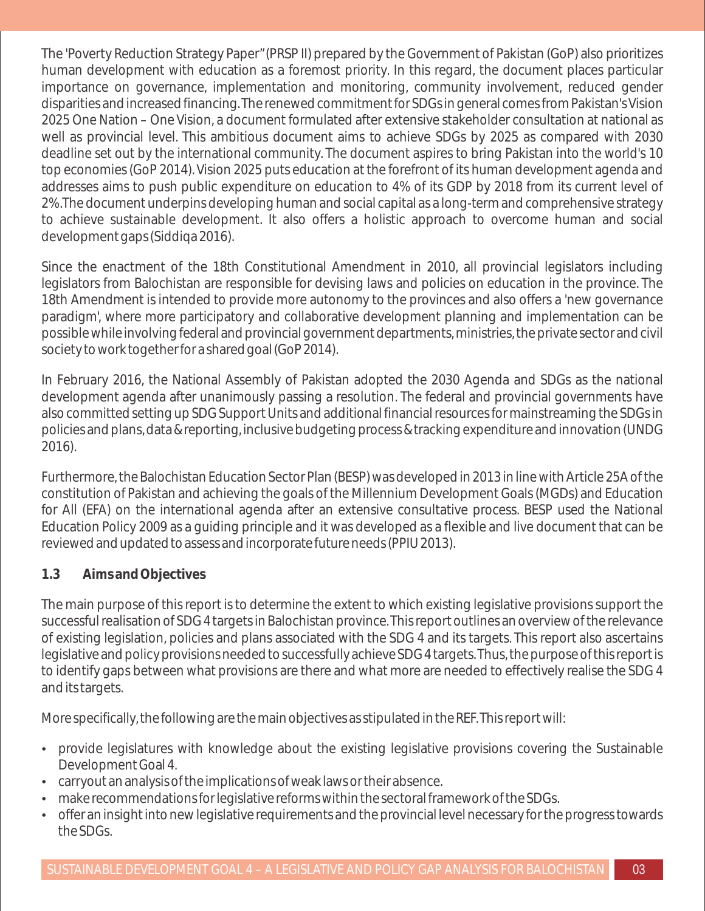The 'Poverty Reduction Strategy Paper" (PRSP II) prepared by the Government of Pakistan (GoP) also prioritizes human development with education as a foremost priority. In this regard, the document places particular importance on governance, implementation and monitoring, community involvement, reduced gender disparities and increased financing. The renewed commitment for SDGs in general comes from Pakistan's Vision 2025 One Nation – One Vision, a document formulated after extensive stakeholder consultation at national as well as provincial level. This ambitious document aims to achieve SDGs by 2025 as compared with 2030 deadline set out by the international community. The document aspires to bring Pakistan into the world's 10 top economies (GoP 2014). Vision 2025 puts education at the forefront of its human development agenda and addresses aims to push public expenditure on education to 4% of its GDP by 2018 from its current level of 2%. The document underpins developing human and social capital as a long-term and comprehensive strategy to achieve sustainable development. It also offers a holistic approach to overcome human and social development gaps (Siddiqa 2016).

Since the enactment of the 18th Constitutional Amendment in 2010, all provincial legislators including legislators from Balochistan are responsible for devising laws and policies on education in the province. The 18th Amendment is intended to provide more autonomy to the provinces and also offers a 'new governance paradigm', where more participatory and collaborative development planning and implementation can be possible while involving federal and provincial government departments, ministries, the private sector and civil society to work together for a shared goal (GoP 2014).

In February 2016, the National Assembly of Pakistan adopted the 2030 Agenda and SDGs as the national development agenda after unanimously passing a resolution. The federal and provincial governments have also committed setting up SDG Support Units and additional financial resources for mainstreaming the SDGs in policies and plans, data & reporting, inclusive budgeting process & tracking expenditure and innovation (UNDG 2016).

Furthermore, the Balochistan Education Sector Plan (BESP) was developed in 2013 in line with Article 25A of the constitution of Pakistan and achieving the goals of the Millennium Development Goals (MGDs) and Education for All (EFA) on the international agenda after an extensive consultative process. BESP used the National Education Policy 2009 as a guiding principle and it was developed as a flexible and live document that can be reviewed and updated to assess and incorporate future needs (PPIU 2013).

### 1.3 Aims and Objectives

The main purpose of this report is to determine the extent to which existing legislative provisions support the successful realisation of SDG 4 targets in Balochistan province. This report outlines an overview of the relevance of existing legislation, policies and plans associated with the SDG 4 and its targets. This report also ascertains legislative and policy provisions needed to successfully achieve SDG 4 targets. Thus, the purpose of this report is to identify gaps between what provisions are there and what more are needed to effectively realise the SDG 4 and its targets.

More specifically, the following are the main objectives as stipulated in the REF. This report will:

- provide legislatures with knowledge about the existing legislative provisions covering the Sustainable Development Goal 4.
- carryout an analysis of the implications of weak laws or their absence.
- make recommendations for legislative reforms within the sectoral framework of the SDGs.
- offer an insight into new legislative requirements and the provincial level necessary for the progress towards the SDGs.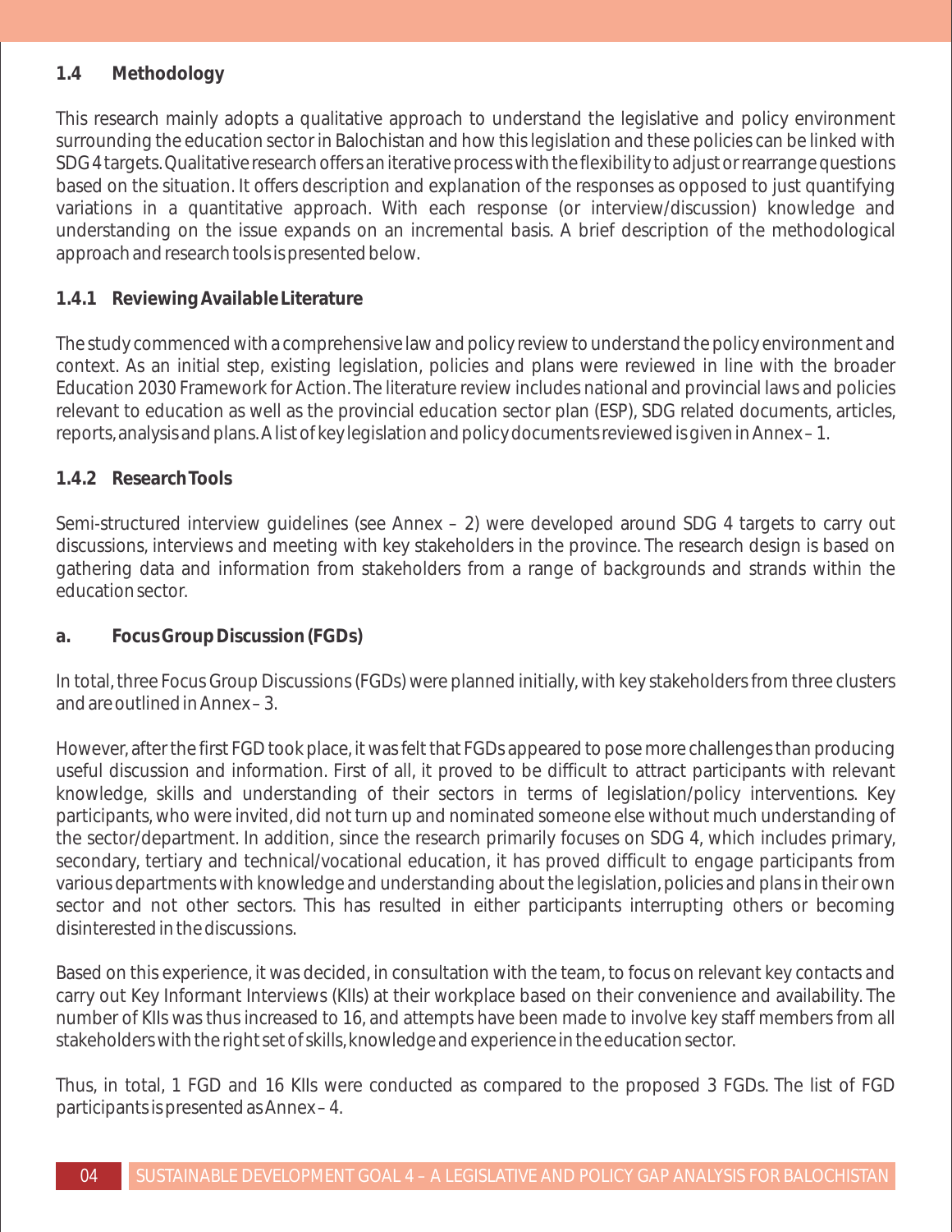### 1.4 Methodology

This research mainly adopts a qualitative approach to understand the legislative and policy environment surrounding the education sector in Balochistan and how this legislation and these policies can be linked with SDG 4 targets. Qualitative research offers an iterative process with the flexibility to adjust or rearrange questions based on the situation. It offers description and explanation of the responses as opposed to just quantifying variations in a quantitative approach. With each response (or interview/discussion) knowledge and understanding on the issue expands on an incremental basis. A brief description of the methodological approach and research tools is presented below.

#### 1.4.1 Reviewing Available Literature

The study commenced with a comprehensive law and policy review to understand the policy environment and context. As an initial step, existing legislation, policies and plans were reviewed in line with the broader Education 2030 Framework for Action. The literature review includes national and provincial laws and policies relevant to education as well as the provincial education sector plan (ESP), SDG related documents, articles, reports, analysis and plans. A list of key legislation and policy documents reviewed is given in Annex – 1.

#### 1.4.2 Research Tools

Semi-structured interview guidelines (see Annex – 2) were developed around SDG 4 targets to carry out discussions, interviews and meeting with key stakeholders in the province. The research design is based on gathering data and information from stakeholders from a range of backgrounds and strands within the education sector.

**a. Focus Group Discussion (FGDs)**

In total, three Focus Group Discussions (FGDs) were planned initially, with key stakeholders from three clusters and are outlined in Annex – 3.

However, after the first FGD took place, it was felt that FGDs appeared to pose more challenges than producing useful discussion and information. First of all, it proved to be difficult to attract participants with relevant knowledge, skills and understanding of their sectors in terms of legislation/policy interventions. Key participants, who were invited, did not turn up and nominated someone else without much understanding of the sector/department. In addition, since the research primarily focuses on SDG 4, which includes primary, secondary, tertiary and technical/vocational education, it has proved difficult to engage participants from various departments with knowledge and understanding about the legislation, policies and plans in their own sector and not other sectors. This has resulted in either participants interrupting others or becoming disinterested in the discussions.

Based on this experience, it was decided, in consultation with the team, to focus on relevant key contacts and carry out Key Informant Interviews (KIIs) at their workplace based on their convenience and availability. The number of KIIs was thus increased to 16, and attempts have been made to involve key staff members from all stakeholders with the right set of skills, knowledge and experience in the education sector.

Thus, in total, 1 FGD and 16 KIIs were conducted as compared to the proposed 3 FGDs. The list of FGD participants is presented as Annex – 4.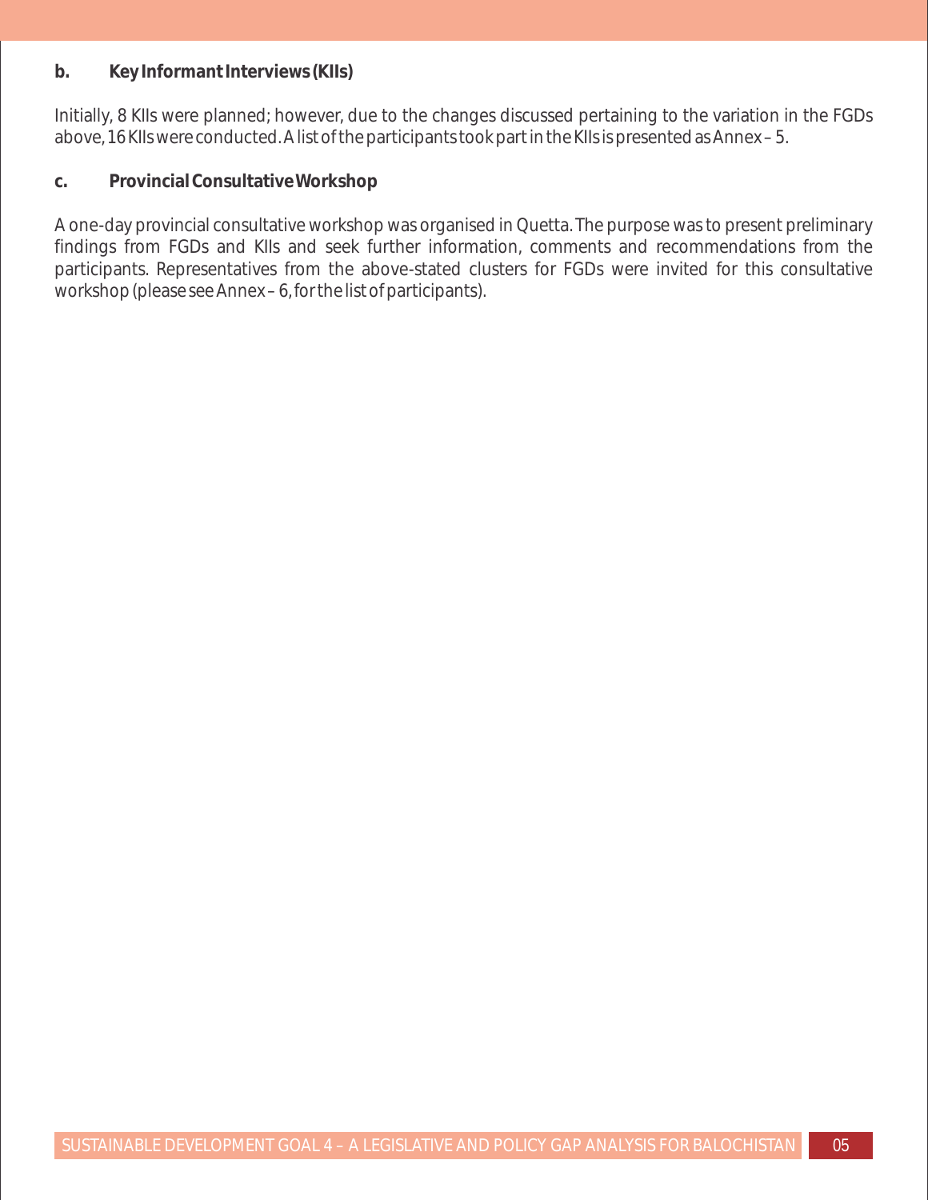**b. Key Informant Interviews (KIIs)**

Initially, 8 KIIs were planned; however, due to the changes discussed pertaining to the variation in the FGDs above, 16 KIIs were conducted. A list of the participants took part in the KIIs is presented as Annex – 5.

**c. Provincial Consultative Workshop**

A one-day provincial consultative workshop was organised in Quetta. The purpose was to present preliminary findings from FGDs and KIIs and seek further information, comments and recommendations from the participants. Representatives from the above-stated clusters for FGDs were invited for this consultative workshop (please see Annex – 6, for the list of participants).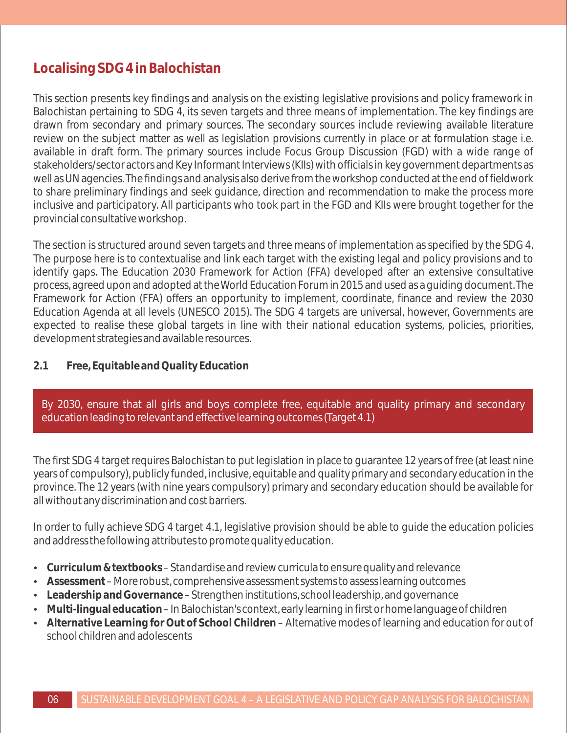## Localising SDG 4 in Balochistan

This section presents key findings and analysis on the existing legislative provisions and policy framework in Balochistan pertaining to SDG 4, its seven targets and three means of implementation. The key findings are drawn from secondary and primary sources. The secondary sources include reviewing available literature review on the subject matter as well as legislation provisions currently in place or at formulation stage i.e. available in draft form. The primary sources include Focus Group Discussion (FGD) with a wide range of stakeholders/sector actors and Key Informant Interviews (KIIs) with officials in key government departments as well as UN agencies. The findings and analysis also derive from the workshop conducted at the end of fieldwork to share preliminary findings and seek guidance, direction and recommendation to make the process more inclusive and participatory. All participants who took part in the FGD and KIIs were brought together for the provincial consultative workshop.

The section is structured around seven targets and three means of implementation as specified by the SDG 4. The purpose here is to contextualise and link each target with the existing legal and policy provisions and to identify gaps. The Education 2030 Framework for Action (FFA) developed after an extensive consultative process, agreed upon and adopted at the World Education Forum in 2015 and used as a guiding document. The Framework for Action (FFA) offers an opportunity to implement, coordinate, finance and review the 2030 Education Agenda at all levels (UNESCO 2015). The SDG 4 targets are universal, however, Governments are expected to realise these global targets in line with their national education systems, policies, priorities, development strategies and available resources.

### 2.1 Free, Equitable and Quality Education

By 2030, ensure that all girls and boys complete free, equitable and quality primary and secondary education leading to relevant and effective learning outcomes (Target 4.1)

The first SDG 4 target requires Balochistan to put legislation in place to guarantee 12 years of free (at least nine years of compulsory), publicly funded, inclusive, equitable and quality primary and secondary education in the province. The 12 years (with nine years compulsory) primary and secondary education should be available for all without any discrimination and cost barriers.

In order to fully achieve SDG 4 target 4.1, legislative provision should be able to guide the education policies and address the following attributes to promote quality education.

- **Curriculum & textbooks** – Standardise and review curricula to ensure quality and relevance
- **Assessment** – More robust, comprehensive assessment systems to assess learning outcomes
- **Leadership and Governance** – Strengthen institutions, school leadership, and governance
- **Multi-lingual education** – In Balochistan's context, early learning in first or home language of children
- **Alternative Learning for Out of School Children** – Alternative modes of learning and education for out of school children and adolescents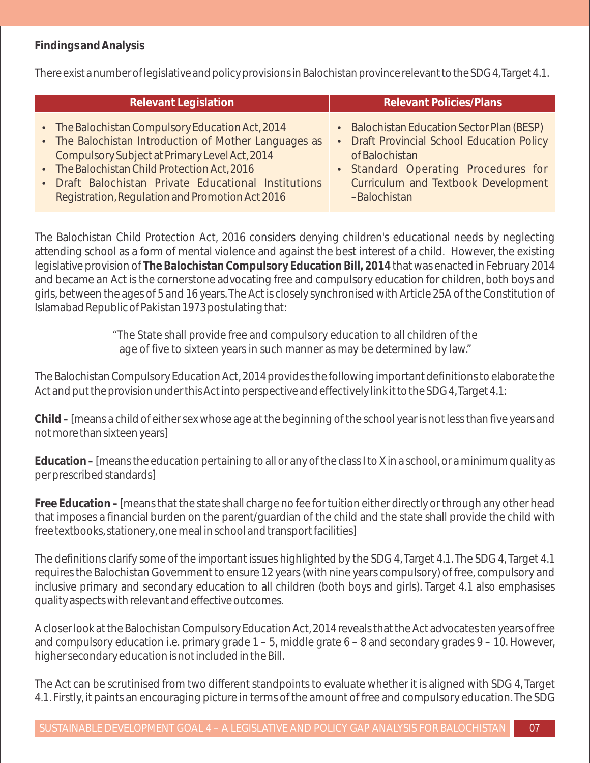**Findings and Analysis**

There exist a number of legislative and policy provisions in Balochistan province relevant to the SDG 4, Target 4.1.

| Relevant Legislation | Relevant Policies/Plans |
|---|---|
| • The Balochistan Compulsory Education Act, 2014<br>• The Balochistan Introduction of Mother Languages as Compulsory Subject at Primary Level Act, 2014<br>• The Balochistan Child Protection Act, 2016<br>• Draft Balochistan Private Educational Institutions Registration, Regulation and Promotion Act 2016 | • Balochistan Education Sector Plan (BESP)<br>• Draft Provincial School Education Policy of Balochistan<br>• Standard Operating Procedures for Curriculum and Textbook Development –Balochistan |

The Balochistan Child Protection Act, 2016 considers denying children's educational needs by neglecting attending school as a form of mental violence and against the best interest of a child. However, the existing legislative provision of **The Balochistan Compulsory Education Bill, 2014** that was enacted in February 2014 and became an Act is the cornerstone advocating free and compulsory education for children, both boys and girls, between the ages of 5 and 16 years. The Act is closely synchronised with Article 25A of the Constitution of Islamabad Republic of Pakistan 1973 postulating that:

> "The State shall provide free and compulsory education to all children of the age of five to sixteen years in such manner as may be determined by law."

The Balochistan Compulsory Education Act, 2014 provides the following important definitions to elaborate the Act and put the provision under this Act into perspective and effectively link it to the SDG 4, Target 4.1:

**Child –** [means a child of either sex whose age at the beginning of the school year is not less than five years and not more than sixteen years]

**Education –** [means the education pertaining to all or any of the class I to X in a school, or a minimum quality as per prescribed standards]

**Free Education –** [means that the state shall charge no fee for tuition either directly or through any other head that imposes a financial burden on the parent/guardian of the child and the state shall provide the child with free textbooks, stationery, one meal in school and transport facilities]

The definitions clarify some of the important issues highlighted by the SDG 4, Target 4.1. The SDG 4, Target 4.1 requires the Balochistan Government to ensure 12 years (with nine years compulsory) of free, compulsory and inclusive primary and secondary education to all children (both boys and girls). Target 4.1 also emphasises quality aspects with relevant and effective outcomes.

A closer look at the Balochistan Compulsory Education Act, 2014 reveals that the Act advocates ten years of free and compulsory education i.e. primary grade 1 – 5, middle grate 6 – 8 and secondary grades 9 – 10. However, higher secondary education is not included in the Bill.

The Act can be scrutinised from two different standpoints to evaluate whether it is aligned with SDG 4, Target 4.1. Firstly, it paints an encouraging picture in terms of the amount of free and compulsory education. The SDG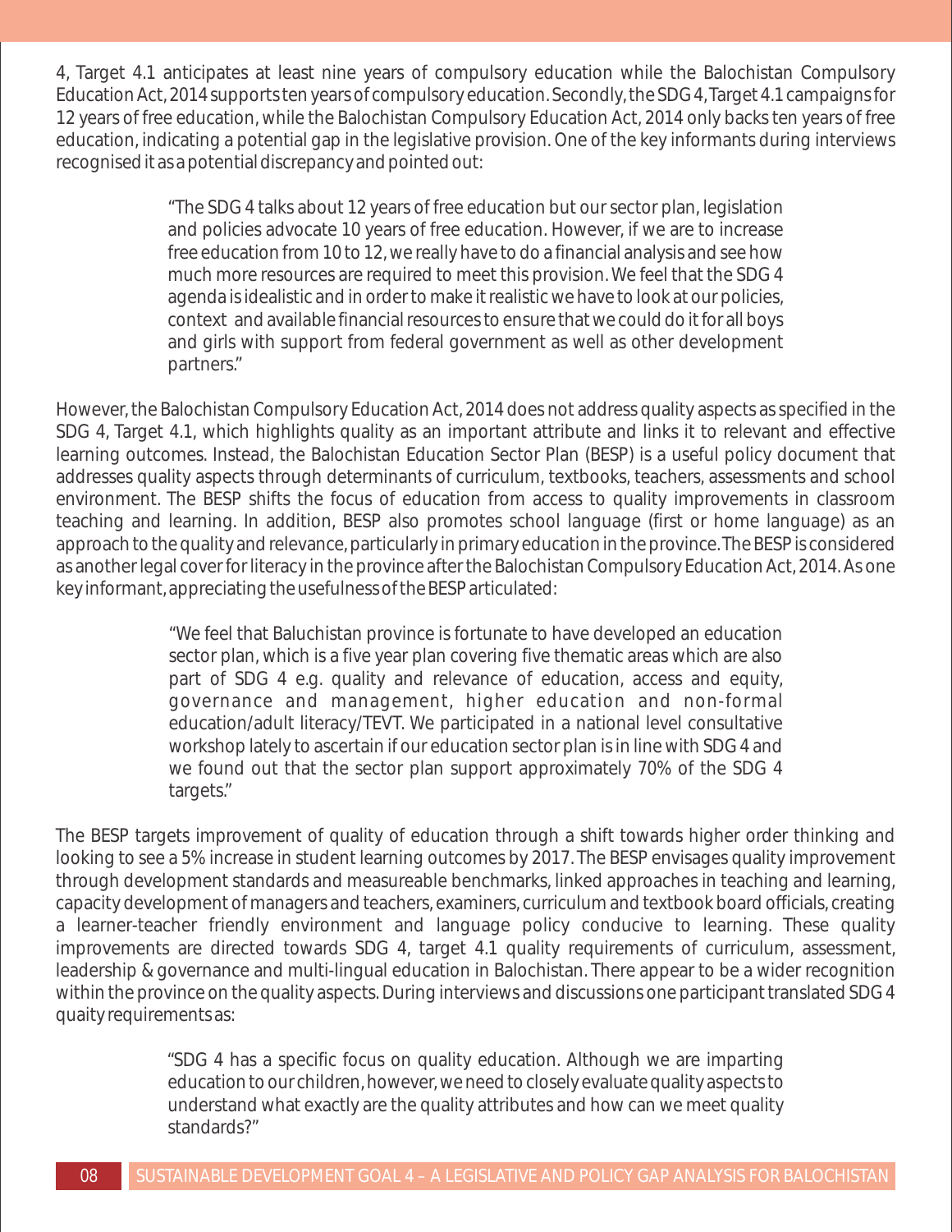4, Target 4.1 anticipates at least nine years of compulsory education while the Balochistan Compulsory Education Act, 2014 supports ten years of compulsory education. Secondly, the SDG 4, Target 4.1 campaigns for 12 years of free education, while the Balochistan Compulsory Education Act, 2014 only backs ten years of free education, indicating a potential gap in the legislative provision. One of the key informants during interviews recognised it as a potential discrepancy and pointed out:

> "The SDG 4 talks about 12 years of free education but our sector plan, legislation and policies advocate 10 years of free education. However, if we are to increase free education from 10 to 12, we really have to do a financial analysis and see how much more resources are required to meet this provision. We feel that the SDG 4 agenda is idealistic and in order to make it realistic we have to look at our policies, context and available financial resources to ensure that we could do it for all boys and girls with support from federal government as well as other development partners."

However, the Balochistan Compulsory Education Act, 2014 does not address quality aspects as specified in the SDG 4, Target 4.1, which highlights quality as an important attribute and links it to relevant and effective learning outcomes. Instead, the Balochistan Education Sector Plan (BESP) is a useful policy document that addresses quality aspects through determinants of curriculum, textbooks, teachers, assessments and school environment. The BESP shifts the focus of education from access to quality improvements in classroom teaching and learning. In addition, BESP also promotes school language (first or home language) as an approach to the quality and relevance, particularly in primary education in the province. The BESP is considered as another legal cover for literacy in the province after the Balochistan Compulsory Education Act, 2014. As one key informant, appreciating the usefulness of the BESP articulated:

> "We feel that Baluchistan province is fortunate to have developed an education sector plan, which is a five year plan covering five thematic areas which are also part of SDG 4 e.g. quality and relevance of education, access and equity, governance and management, higher education and non-formal education/adult literacy/TEVT. We participated in a national level consultative workshop lately to ascertain if our education sector plan is in line with SDG 4 and we found out that the sector plan support approximately 70% of the SDG 4 targets."

The BESP targets improvement of quality of education through a shift towards higher order thinking and looking to see a 5% increase in student learning outcomes by 2017. The BESP envisages quality improvement through development standards and measureable benchmarks, linked approaches in teaching and learning, capacity development of managers and teachers, examiners, curriculum and textbook board officials, creating a learner-teacher friendly environment and language policy conducive to learning. These quality improvements are directed towards SDG 4, target 4.1 quality requirements of curriculum, assessment, leadership & governance and multi-lingual education in Balochistan. There appear to be a wider recognition within the province on the quality aspects. During interviews and discussions one participant translated SDG 4 quaity requirements as:

> "SDG 4 has a specific focus on quality education. Although we are imparting education to our children, however, we need to closely evaluate quality aspects to understand what exactly are the quality attributes and how can we meet quality standards?"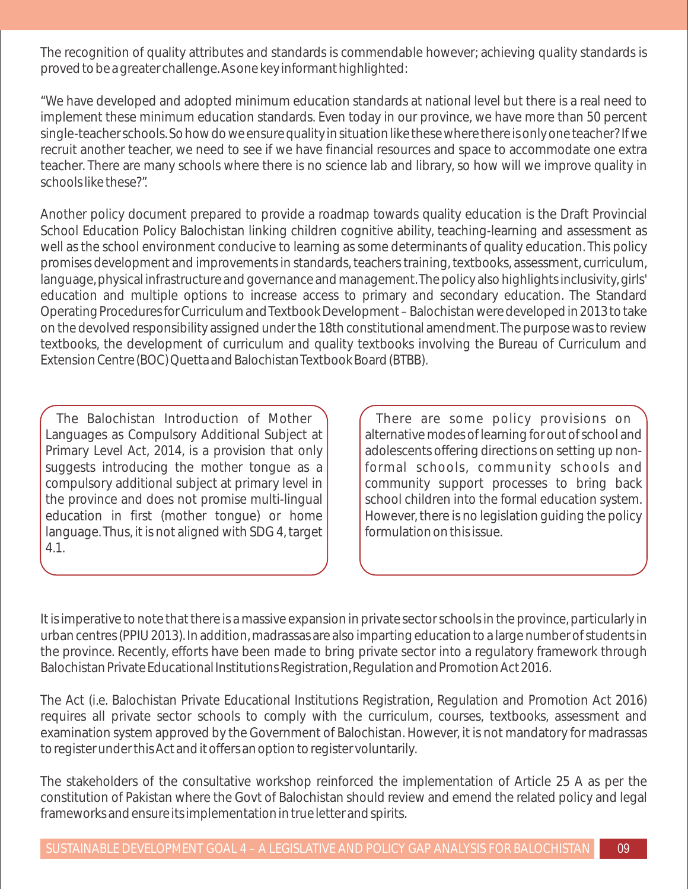The recognition of quality attributes and standards is commendable however; achieving quality standards is proved to be a greater challenge. As one key informant highlighted:

"We have developed and adopted minimum education standards at national level but there is a real need to implement these minimum education standards. Even today in our province, we have more than 50 percent single-teacher schools. So how do we ensure quality in situation like these where there is only one teacher? If we recruit another teacher, we need to see if we have financial resources and space to accommodate one extra teacher. There are many schools where there is no science lab and library, so how will we improve quality in schools like these?".

Another policy document prepared to provide a roadmap towards quality education is the Draft Provincial School Education Policy Balochistan linking children cognitive ability, teaching-learning and assessment as well as the school environment conducive to learning as some determinants of quality education. This policy promises development and improvements in standards, teachers training, textbooks, assessment, curriculum, language, physical infrastructure and governance and management. The policy also highlights inclusivity, girls' education and multiple options to increase access to primary and secondary education. The Standard Operating Procedures for Curriculum and Textbook Development – Balochistan were developed in 2013 to take on the devolved responsibility assigned under the 18th constitutional amendment. The purpose was to review textbooks, the development of curriculum and quality textbooks involving the Bureau of Curriculum and Extension Centre (BOC) Quetta and Balochistan Textbook Board (BTBB).

The Balochistan Introduction of Mother Languages as Compulsory Additional Subject at Primary Level Act, 2014, is a provision that only suggests introducing the mother tongue as a compulsory additional subject at primary level in the province and does not promise multi-lingual education in first (mother tongue) or home language. Thus, it is not aligned with SDG 4, target 4.1.

There are some policy provisions on alternative modes of learning for out of school and adolescents offering directions on setting up non-formal schools, community schools and community support processes to bring back school children into the formal education system. However, there is no legislation guiding the policy formulation on this issue.

It is imperative to note that there is a massive expansion in private sector schools in the province, particularly in urban centres (PPIU 2013). In addition, madrassas are also imparting education to a large number of students in the province. Recently, efforts have been made to bring private sector into a regulatory framework through Balochistan Private Educational Institutions Registration, Regulation and Promotion Act 2016.

The Act (i.e. Balochistan Private Educational Institutions Registration, Regulation and Promotion Act 2016) requires all private sector schools to comply with the curriculum, courses, textbooks, assessment and examination system approved by the Government of Balochistan. However, it is not mandatory for madrassas to register under this Act and it offers an option to register voluntarily.

The stakeholders of the consultative workshop reinforced the implementation of Article 25 A as per the constitution of Pakistan where the Govt of Balochistan should review and emend the related policy and legal frameworks and ensure its implementation in true letter and spirits.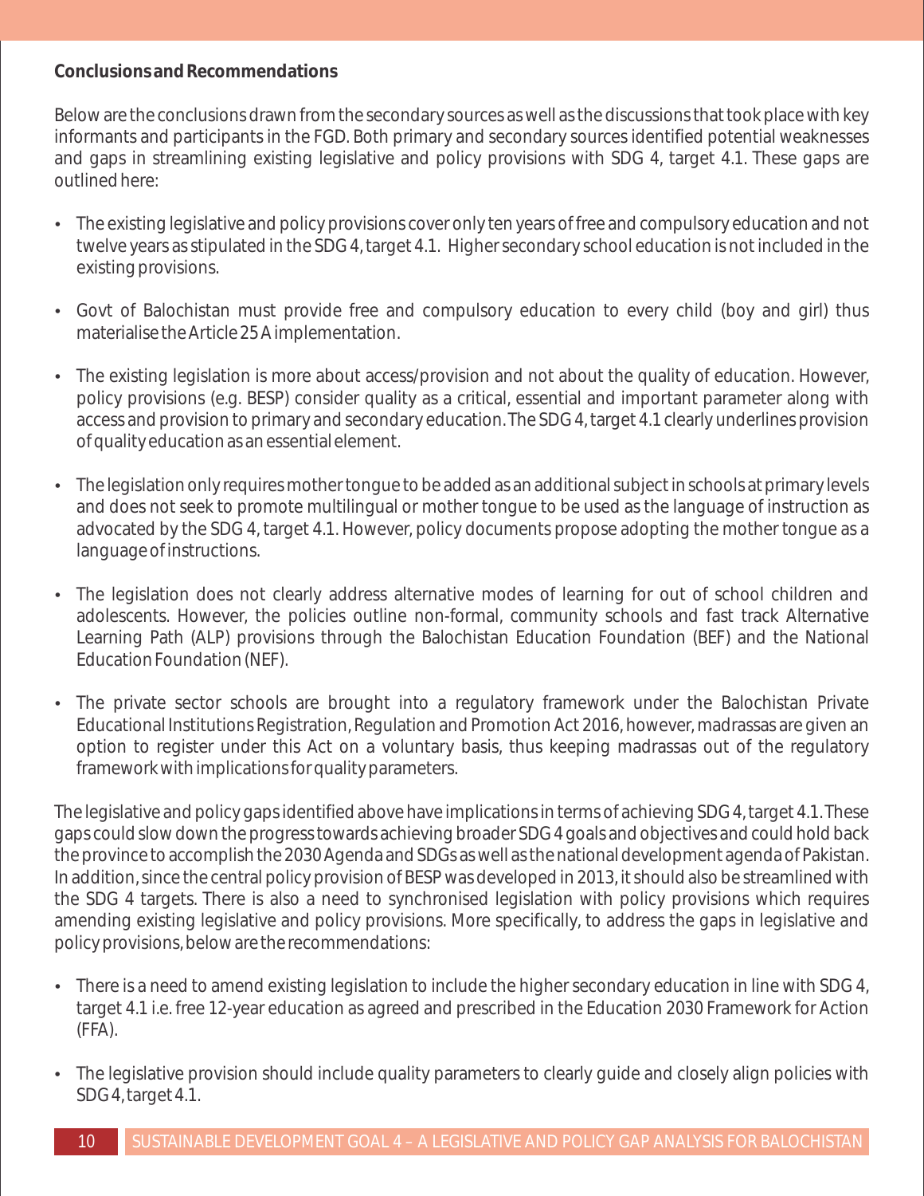**Conclusions and Recommendations**

Below are the conclusions drawn from the secondary sources as well as the discussions that took place with key informants and participants in the FGD. Both primary and secondary sources identified potential weaknesses and gaps in streamlining existing legislative and policy provisions with SDG 4, target 4.1. These gaps are outlined here:

- The existing legislative and policy provisions cover only ten years of free and compulsory education and not twelve years as stipulated in the SDG 4, target 4.1. Higher secondary school education is not included in the existing provisions.

- Govt of Balochistan must provide free and compulsory education to every child (boy and girl) thus materialise the Article 25 A implementation.

- The existing legislation is more about access/provision and not about the quality of education. However, policy provisions (e.g. BESP) consider quality as a critical, essential and important parameter along with access and provision to primary and secondary education. The SDG 4, target 4.1 clearly underlines provision of quality education as an essential element.

- The legislation only requires mother tongue to be added as an additional subject in schools at primary levels and does not seek to promote multilingual or mother tongue to be used as the language of instruction as advocated by the SDG 4, target 4.1. However, policy documents propose adopting the mother tongue as a language of instructions.

- The legislation does not clearly address alternative modes of learning for out of school children and adolescents. However, the policies outline non-formal, community schools and fast track Alternative Learning Path (ALP) provisions through the Balochistan Education Foundation (BEF) and the National Education Foundation (NEF).

- The private sector schools are brought into a regulatory framework under the Balochistan Private Educational Institutions Registration, Regulation and Promotion Act 2016, however, madrassas are given an option to register under this Act on a voluntary basis, thus keeping madrassas out of the regulatory framework with implications for quality parameters.

The legislative and policy gaps identified above have implications in terms of achieving SDG 4, target 4.1. These gaps could slow down the progress towards achieving broader SDG 4 goals and objectives and could hold back the province to accomplish the 2030 Agenda and SDGs as well as the national development agenda of Pakistan. In addition, since the central policy provision of BESP was developed in 2013, it should also be streamlined with the SDG 4 targets. There is also a need to synchronised legislation with policy provisions which requires amending existing legislative and policy provisions. More specifically, to address the gaps in legislative and policy provisions, below are the recommendations:

- There is a need to amend existing legislation to include the higher secondary education in line with SDG 4, target 4.1 i.e. free 12-year education as agreed and prescribed in the Education 2030 Framework for Action (FFA).

- The legislative provision should include quality parameters to clearly guide and closely align policies with SDG 4, target 4.1.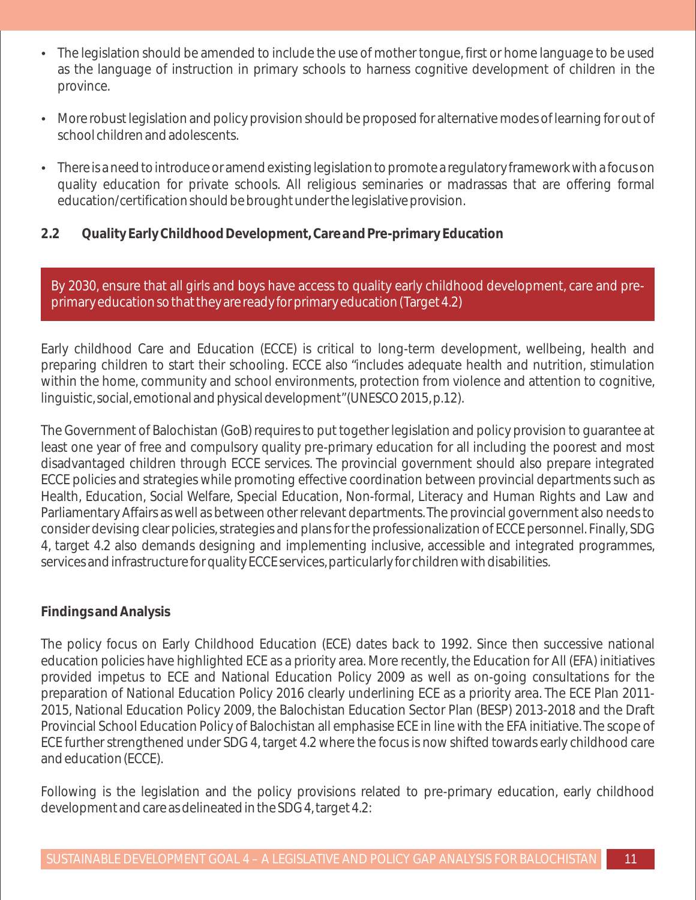- The legislation should be amended to include the use of mother tongue, first or home language to be used as the language of instruction in primary schools to harness cognitive development of children in the province.
- More robust legislation and policy provision should be proposed for alternative modes of learning for out of school children and adolescents.
- There is a need to introduce or amend existing legislation to promote a regulatory framework with a focus on quality education for private schools. All religious seminaries or madrassas that are offering formal education/certification should be brought under the legislative provision.

## 2.2 Quality Early Childhood Development, Care and Pre-primary Education

> By 2030, ensure that all girls and boys have access to quality early childhood development, care and pre-primary education so that they are ready for primary education (Target 4.2)

Early childhood Care and Education (ECCE) is critical to long-term development, wellbeing, health and preparing children to start their schooling. ECCE also "includes adequate health and nutrition, stimulation within the home, community and school environments, protection from violence and attention to cognitive, linguistic, social, emotional and physical development" (UNESCO 2015, p.12).

The Government of Balochistan (GoB) requires to put together legislation and policy provision to guarantee at least one year of free and compulsory quality pre-primary education for all including the poorest and most disadvantaged children through ECCE services. The provincial government should also prepare integrated ECCE policies and strategies while promoting effective coordination between provincial departments such as Health, Education, Social Welfare, Special Education, Non-formal, Literacy and Human Rights and Law and Parliamentary Affairs as well as between other relevant departments. The provincial government also needs to consider devising clear policies, strategies and plans for the professionalization of ECCE personnel. Finally, SDG 4, target 4.2 also demands designing and implementing inclusive, accessible and integrated programmes, services and infrastructure for quality ECCE services, particularly for children with disabilities.

### Findings and Analysis

The policy focus on Early Childhood Education (ECE) dates back to 1992. Since then successive national education policies have highlighted ECE as a priority area. More recently, the Education for All (EFA) initiatives provided impetus to ECE and National Education Policy 2009 as well as on-going consultations for the preparation of National Education Policy 2016 clearly underlining ECE as a priority area. The ECE Plan 2011-2015, National Education Policy 2009, the Balochistan Education Sector Plan (BESP) 2013-2018 and the Draft Provincial School Education Policy of Balochistan all emphasise ECE in line with the EFA initiative. The scope of ECE further strengthened under SDG 4, target 4.2 where the focus is now shifted towards early childhood care and education (ECCE).

Following is the legislation and the policy provisions related to pre-primary education, early childhood development and care as delineated in the SDG 4, target 4.2: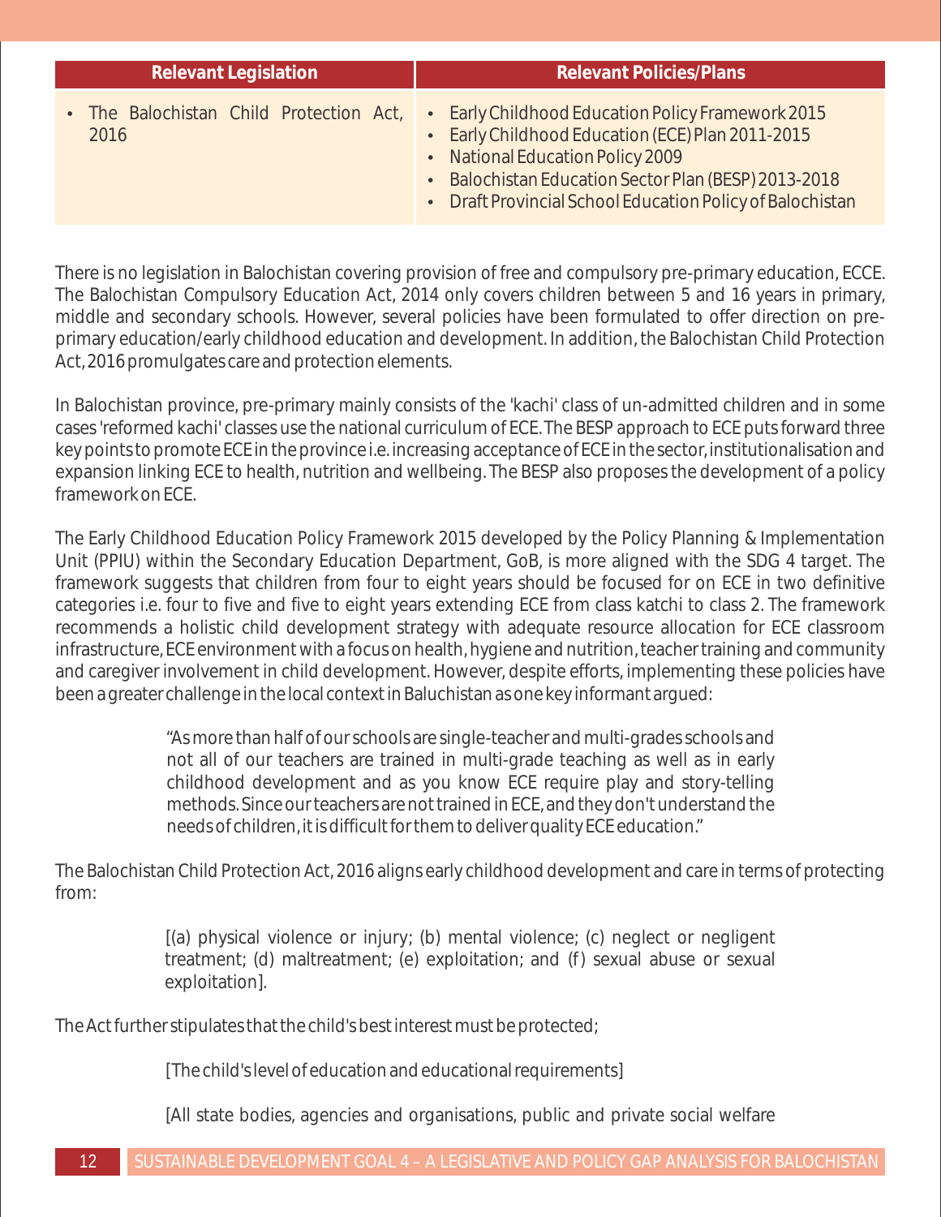| Relevant Legislation | Relevant Policies/Plans |
|---|---|
| • The Balochistan Child Protection Act, 2016 | • Early Childhood Education Policy Framework 2015<br>• Early Childhood Education (ECE) Plan 2011-2015<br>• National Education Policy 2009<br>• Balochistan Education Sector Plan (BESP) 2013-2018<br>• Draft Provincial School Education Policy of Balochistan |

There is no legislation in Balochistan covering provision of free and compulsory pre-primary education, ECCE. The Balochistan Compulsory Education Act, 2014 only covers children between 5 and 16 years in primary, middle and secondary schools. However, several policies have been formulated to offer direction on pre-primary education/early childhood education and development. In addition, the Balochistan Child Protection Act, 2016 promulgates care and protection elements.

In Balochistan province, pre-primary mainly consists of the 'kachi' class of un-admitted children and in some cases 'reformed kachi' classes use the national curriculum of ECE. The BESP approach to ECE puts forward three key points to promote ECE in the province i.e. increasing acceptance of ECE in the sector, institutionalisation and expansion linking ECE to health, nutrition and wellbeing. The BESP also proposes the development of a policy framework on ECE.

The Early Childhood Education Policy Framework 2015 developed by the Policy Planning & Implementation Unit (PPIU) within the Secondary Education Department, GoB, is more aligned with the SDG 4 target. The framework suggests that children from four to eight years should be focused for on ECE in two definitive categories i.e. four to five and five to eight years extending ECE from class katchi to class 2. The framework recommends a holistic child development strategy with adequate resource allocation for ECE classroom infrastructure, ECE environment with a focus on health, hygiene and nutrition, teacher training and community and caregiver involvement in child development. However, despite efforts, implementing these policies have been a greater challenge in the local context in Baluchistan as one key informant argued:

> "As more than half of our schools are single-teacher and multi-grades schools and not all of our teachers are trained in multi-grade teaching as well as in early childhood development and as you know ECE require play and story-telling methods. Since our teachers are not trained in ECE, and they don't understand the needs of children, it is difficult for them to deliver quality ECE education."

The Balochistan Child Protection Act, 2016 aligns early childhood development and care in terms of protecting from:

> [(a) physical violence or injury; (b) mental violence; (c) neglect or negligent treatment; (d) maltreatment; (e) exploitation; and (f) sexual abuse or sexual exploitation].

The Act further stipulates that the child's best interest must be protected;

> [The child's level of education and educational requirements]

> [All state bodies, agencies and organisations, public and private social welfare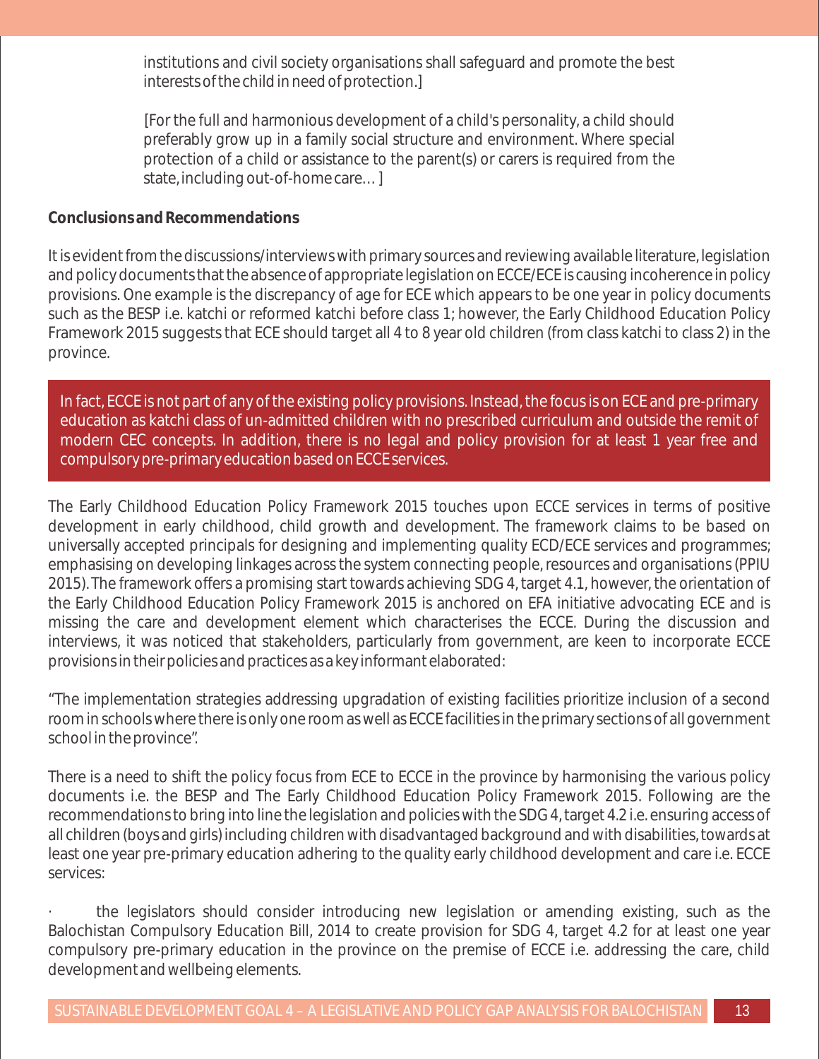institutions and civil society organisations shall safeguard and promote the best interests of the child in need of protection.]

[For the full and harmonious development of a child's personality, a child should preferably grow up in a family social structure and environment. Where special protection of a child or assistance to the parent(s) or carers is required from the state, including out-of-home care… ]

**Conclusions and Recommendations**

It is evident from the discussions/interviews with primary sources and reviewing available literature, legislation and policy documents that the absence of appropriate legislation on ECCE/ECE is causing incoherence in policy provisions. One example is the discrepancy of age for ECE which appears to be one year in policy documents such as the BESP i.e. katchi or reformed katchi before class 1; however, the Early Childhood Education Policy Framework 2015 suggests that ECE should target all 4 to 8 year old children (from class katchi to class 2) in the province.

In fact, ECCE is not part of any of the existing policy provisions. Instead, the focus is on ECE and pre-primary education as katchi class of un-admitted children with no prescribed curriculum and outside the remit of modern CEC concepts. In addition, there is no legal and policy provision for at least 1 year free and compulsory pre-primary education based on ECCE services.

The Early Childhood Education Policy Framework 2015 touches upon ECCE services in terms of positive development in early childhood, child growth and development. The framework claims to be based on universally accepted principals for designing and implementing quality ECD/ECE services and programmes; emphasising on developing linkages across the system connecting people, resources and organisations (PPIU 2015). The framework offers a promising start towards achieving SDG 4, target 4.1, however, the orientation of the Early Childhood Education Policy Framework 2015 is anchored on EFA initiative advocating ECE and is missing the care and development element which characterises the ECCE. During the discussion and interviews, it was noticed that stakeholders, particularly from government, are keen to incorporate ECCE provisions in their policies and practices as a key informant elaborated:

"The implementation strategies addressing upgradation of existing facilities prioritize inclusion of a second room in schools where there is only one room as well as ECCE facilities in the primary sections of all government school in the province".

There is a need to shift the policy focus from ECE to ECCE in the province by harmonising the various policy documents i.e. the BESP and The Early Childhood Education Policy Framework 2015. Following are the recommendations to bring into line the legislation and policies with the SDG 4, target 4.2 i.e. ensuring access of all children (boys and girls) including children with disadvantaged background and with disabilities, towards at least one year pre-primary education adhering to the quality early childhood development and care i.e. ECCE services:

- the legislators should consider introducing new legislation or amending existing, such as the Balochistan Compulsory Education Bill, 2014 to create provision for SDG 4, target 4.2 for at least one year compulsory pre-primary education in the province on the premise of ECCE i.e. addressing the care, child development and wellbeing elements.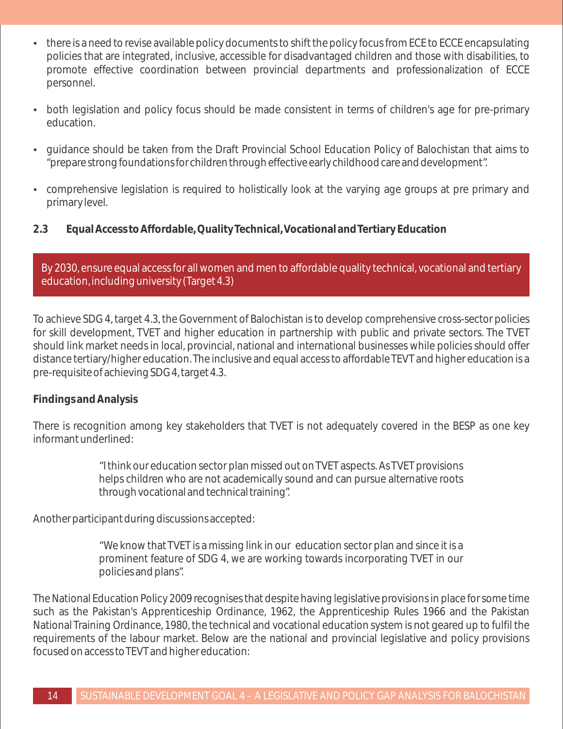- there is a need to revise available policy documents to shift the policy focus from ECE to ECCE encapsulating policies that are integrated, inclusive, accessible for disadvantaged children and those with disabilities, to promote effective coordination between provincial departments and professionalization of ECCE personnel.

- both legislation and policy focus should be made consistent in terms of children's age for pre-primary education.

- guidance should be taken from the Draft Provincial School Education Policy of Balochistan that aims to "prepare strong foundations for children through effective early childhood care and development".

- comprehensive legislation is required to holistically look at the varying age groups at pre primary and primary level.

## 2.3 Equal Access to Affordable, Quality Technical, Vocational and Tertiary Education

> By 2030, ensure equal access for all women and men to affordable quality technical, vocational and tertiary education, including university (Target 4.3)

To achieve SDG 4, target 4.3, the Government of Balochistan is to develop comprehensive cross-sector policies for skill development, TVET and higher education in partnership with public and private sectors. The TVET should link market needs in local, provincial, national and international businesses while policies should offer distance tertiary/higher education. The inclusive and equal access to affordable TEVT and higher education is a pre-requisite of achieving SDG 4, target 4.3.

**Findings and Analysis**

There is recognition among key stakeholders that TVET is not adequately covered in the BESP as one key informant underlined:

> "I think our education sector plan missed out on TVET aspects. As TVET provisions helps children who are not academically sound and can pursue alternative roots through vocational and technical training".

Another participant during discussions accepted:

> "We know that TVET is a missing link in our education sector plan and since it is a prominent feature of SDG 4, we are working towards incorporating TVET in our policies and plans".

The National Education Policy 2009 recognises that despite having legislative provisions in place for some time such as the Pakistan's Apprenticeship Ordinance, 1962, the Apprenticeship Rules 1966 and the Pakistan National Training Ordinance, 1980, the technical and vocational education system is not geared up to fulfil the requirements of the labour market. Below are the national and provincial legislative and policy provisions focused on access to TEVT and higher education: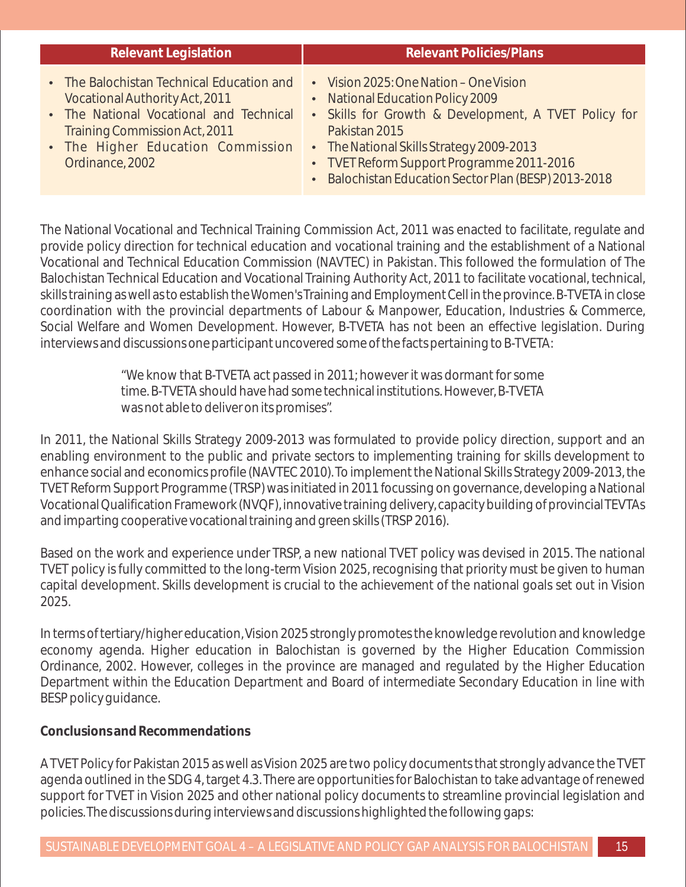| Relevant Legislation | Relevant Policies/Plans |
|---|---|
| • The Balochistan Technical Education and Vocational Authority Act, 2011<br>• The National Vocational and Technical Training Commission Act, 2011<br>• The Higher Education Commission Ordinance, 2002 | • Vision 2025: One Nation – One Vision<br>• National Education Policy 2009<br>• Skills for Growth & Development, A TVET Policy for Pakistan 2015<br>• The National Skills Strategy 2009-2013<br>• TVET Reform Support Programme 2011-2016<br>• Balochistan Education Sector Plan (BESP) 2013-2018 |

The National Vocational and Technical Training Commission Act, 2011 was enacted to facilitate, regulate and provide policy direction for technical education and vocational training and the establishment of a National Vocational and Technical Education Commission (NAVTEC) in Pakistan. This followed the formulation of The Balochistan Technical Education and Vocational Training Authority Act, 2011 to facilitate vocational, technical, skills training as well as to establish the Women's Training and Employment Cell in the province. B-TVETA in close coordination with the provincial departments of Labour & Manpower, Education, Industries & Commerce, Social Welfare and Women Development. However, B-TVETA has not been an effective legislation. During interviews and discussions one participant uncovered some of the facts pertaining to B-TVETA:

> "We know that B-TVETA act passed in 2011; however it was dormant for some time. B-TVETA should have had some technical institutions. However, B-TVETA was not able to deliver on its promises".

In 2011, the National Skills Strategy 2009-2013 was formulated to provide policy direction, support and an enabling environment to the public and private sectors to implementing training for skills development to enhance social and economics profile (NAVTEC 2010). To implement the National Skills Strategy 2009-2013, the TVET Reform Support Programme (TRSP) was initiated in 2011 focussing on governance, developing a National Vocational Qualification Framework (NVQF), innovative training delivery, capacity building of provincial TEVTAs and imparting cooperative vocational training and green skills (TRSP 2016).

Based on the work and experience under TRSP, a new national TVET policy was devised in 2015. The national TVET policy is fully committed to the long-term Vision 2025, recognising that priority must be given to human capital development. Skills development is crucial to the achievement of the national goals set out in Vision 2025.

In terms of tertiary/higher education, Vision 2025 strongly promotes the knowledge revolution and knowledge economy agenda. Higher education in Balochistan is governed by the Higher Education Commission Ordinance, 2002. However, colleges in the province are managed and regulated by the Higher Education Department within the Education Department and Board of intermediate Secondary Education in line with BESP policy guidance.

**Conclusions and Recommendations**

A TVET Policy for Pakistan 2015 as well as Vision 2025 are two policy documents that strongly advance the TVET agenda outlined in the SDG 4, target 4.3. There are opportunities for Balochistan to take advantage of renewed support for TVET in Vision 2025 and other national policy documents to streamline provincial legislation and policies. The discussions during interviews and discussions highlighted the following gaps: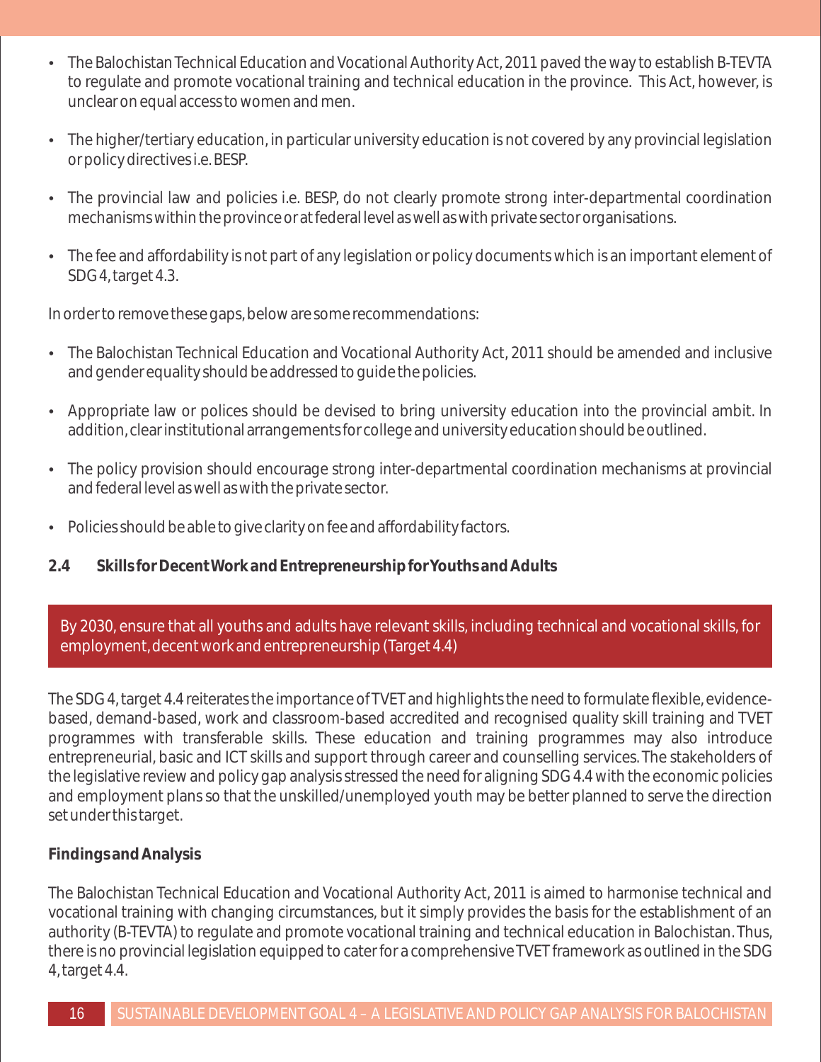- The Balochistan Technical Education and Vocational Authority Act, 2011 paved the way to establish B-TEVTA to regulate and promote vocational training and technical education in the province. This Act, however, is unclear on equal access to women and men.

- The higher/tertiary education, in particular university education is not covered by any provincial legislation or policy directives i.e. BESP.

- The provincial law and policies i.e. BESP, do not clearly promote strong inter-departmental coordination mechanisms within the province or at federal level as well as with private sector organisations.

- The fee and affordability is not part of any legislation or policy documents which is an important element of SDG 4, target 4.3.

In order to remove these gaps, below are some recommendations:

- The Balochistan Technical Education and Vocational Authority Act, 2011 should be amended and inclusive and gender equality should be addressed to guide the policies.

- Appropriate law or polices should be devised to bring university education into the provincial ambit. In addition, clear institutional arrangements for college and university education should be outlined.

- The policy provision should encourage strong inter-departmental coordination mechanisms at provincial and federal level as well as with the private sector.

- Policies should be able to give clarity on fee and affordability factors.

### 2.4 Skills for Decent Work and Entrepreneurship for Youths and Adults

By 2030, ensure that all youths and adults have relevant skills, including technical and vocational skills, for employment, decent work and entrepreneurship (Target 4.4)

The SDG 4, target 4.4 reiterates the importance of TVET and highlights the need to formulate flexible, evidence-based, demand-based, work and classroom-based accredited and recognised quality skill training and TVET programmes with transferable skills. These education and training programmes may also introduce entrepreneurial, basic and ICT skills and support through career and counselling services. The stakeholders of the legislative review and policy gap analysis stressed the need for aligning SDG 4.4 with the economic policies and employment plans so that the unskilled/unemployed youth may be better planned to serve the direction set under this target.

**Findings and Analysis**

The Balochistan Technical Education and Vocational Authority Act, 2011 is aimed to harmonise technical and vocational training with changing circumstances, but it simply provides the basis for the establishment of an authority (B-TEVTA) to regulate and promote vocational training and technical education in Balochistan. Thus, there is no provincial legislation equipped to cater for a comprehensive TVET framework as outlined in the SDG 4, target 4.4.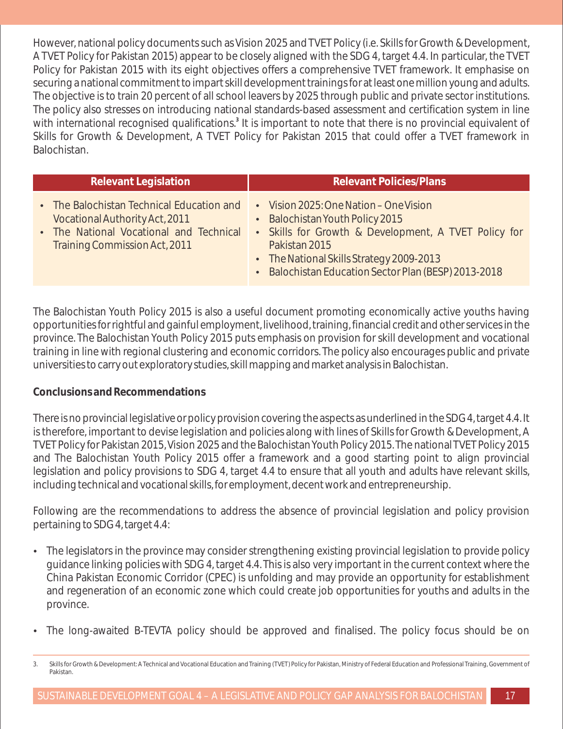However, national policy documents such as Vision 2025 and TVET Policy (i.e. Skills for Growth & Development, A TVET Policy for Pakistan 2015) appear to be closely aligned with the SDG 4, target 4.4. In particular, the TVET Policy for Pakistan 2015 with its eight objectives offers a comprehensive TVET framework. It emphasise on securing a national commitment to impart skill development trainings for at least one million young and adults. The objective is to train 20 percent of all school leavers by 2025 through public and private sector institutions. The policy also stresses on introducing national standards-based assessment and certification system in line with international recognised qualifications.[3] It is important to note that there is no provincial equivalent of Skills for Growth & Development, A TVET Policy for Pakistan 2015 that could offer a TVET framework in Balochistan.

| Relevant Legislation | Relevant Policies/Plans |
|---|---|
| • The Balochistan Technical Education and Vocational Authority Act, 2011<br>• The National Vocational and Technical Training Commission Act, 2011 | • Vision 2025: One Nation – One Vision<br>• Balochistan Youth Policy 2015<br>• Skills for Growth & Development, A TVET Policy for Pakistan 2015<br>• The National Skills Strategy 2009-2013<br>• Balochistan Education Sector Plan (BESP) 2013-2018 |

The Balochistan Youth Policy 2015 is also a useful document promoting economically active youths having opportunities for rightful and gainful employment, livelihood, training, financial credit and other services in the province. The Balochistan Youth Policy 2015 puts emphasis on provision for skill development and vocational training in line with regional clustering and economic corridors. The policy also encourages public and private universities to carry out exploratory studies, skill mapping and market analysis in Balochistan.

**Conclusions and Recommendations**

There is no provincial legislative or policy provision covering the aspects as underlined in the SDG 4, target 4.4. It is therefore, important to devise legislation and policies along with lines of Skills for Growth & Development, A TVET Policy for Pakistan 2015, Vision 2025 and the Balochistan Youth Policy 2015. The national TVET Policy 2015 and The Balochistan Youth Policy 2015 offer a framework and a good starting point to align provincial legislation and policy provisions to SDG 4, target 4.4 to ensure that all youth and adults have relevant skills, including technical and vocational skills, for employment, decent work and entrepreneurship.

Following are the recommendations to address the absence of provincial legislation and policy provision pertaining to SDG 4, target 4.4:

- The legislators in the province may consider strengthening existing provincial legislation to provide policy guidance linking policies with SDG 4, target 4.4. This is also very important in the current context where the China Pakistan Economic Corridor (CPEC) is unfolding and may provide an opportunity for establishment and regeneration of an economic zone which could create job opportunities for youths and adults in the province.

- The long-awaited B-TEVTA policy should be approved and finalised. The policy focus should be on

3. Skills for Growth & Development: A Technical and Vocational Education and Training (TVET) Policy for Pakistan, Ministry of Federal Education and Professional Training, Government of Pakistan.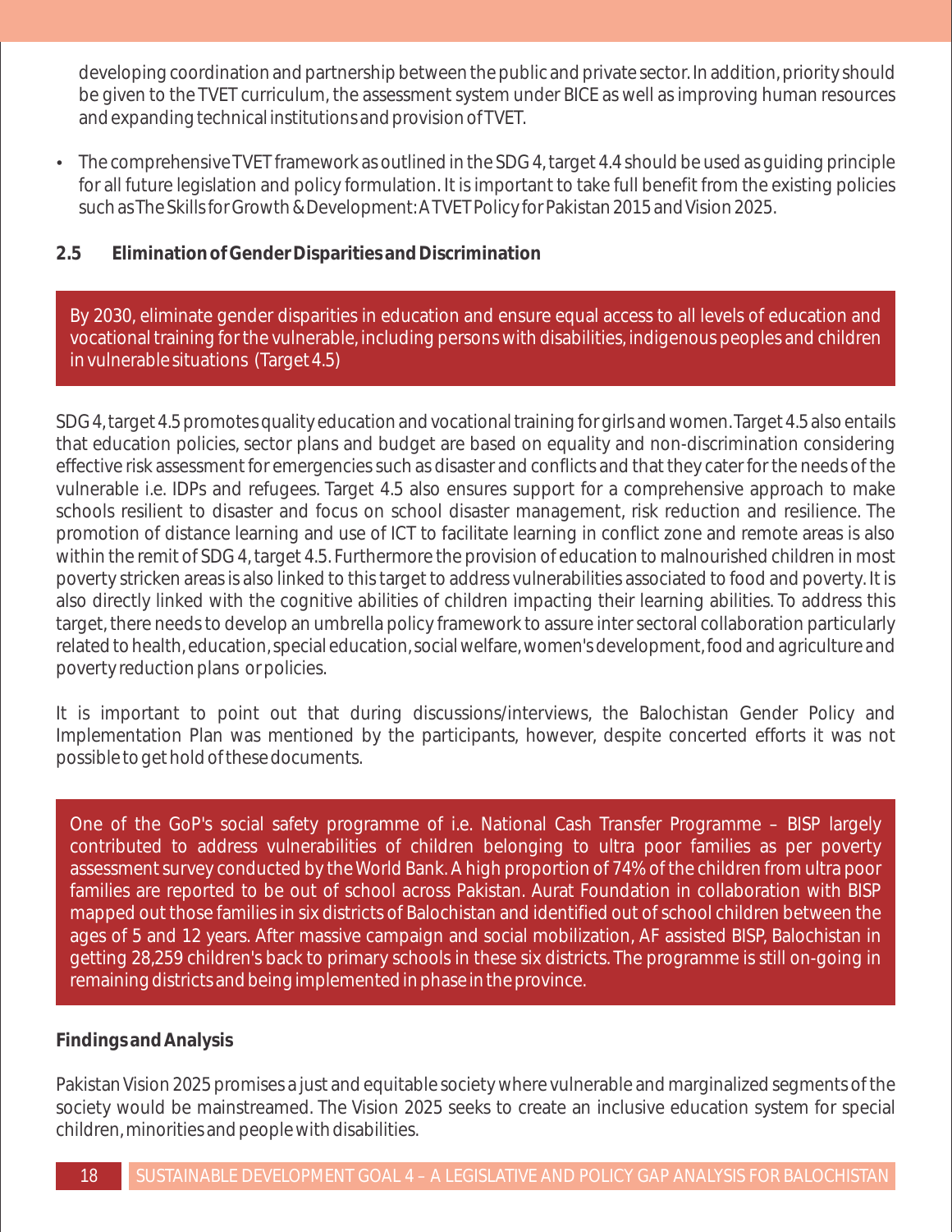developing coordination and partnership between the public and private sector. In addition, priority should be given to the TVET curriculum, the assessment system under BICE as well as improving human resources and expanding technical institutions and provision of TVET.

- The comprehensive TVET framework as outlined in the SDG 4, target 4.4 should be used as guiding principle for all future legislation and policy formulation. It is important to take full benefit from the existing policies such as The Skills for Growth & Development: A TVET Policy for Pakistan 2015 and Vision 2025.

### 2.5 Elimination of Gender Disparities and Discrimination

> By 2030, eliminate gender disparities in education and ensure equal access to all levels of education and vocational training for the vulnerable, including persons with disabilities, indigenous peoples and children in vulnerable situations (Target 4.5)

SDG 4, target 4.5 promotes quality education and vocational training for girls and women. Target 4.5 also entails that education policies, sector plans and budget are based on equality and non-discrimination considering effective risk assessment for emergencies such as disaster and conflicts and that they cater for the needs of the vulnerable i.e. IDPs and refugees. Target 4.5 also ensures support for a comprehensive approach to make schools resilient to disaster and focus on school disaster management, risk reduction and resilience. The promotion of distance learning and use of ICT to facilitate learning in conflict zone and remote areas is also within the remit of SDG 4, target 4.5. Furthermore the provision of education to malnourished children in most poverty stricken areas is also linked to this target to address vulnerabilities associated to food and poverty. It is also directly linked with the cognitive abilities of children impacting their learning abilities. To address this target, there needs to develop an umbrella policy framework to assure inter sectoral collaboration particularly related to health, education, special education, social welfare, women's development, food and agriculture and poverty reduction plans or policies.

It is important to point out that during discussions/interviews, the Balochistan Gender Policy and Implementation Plan was mentioned by the participants, however, despite concerted efforts it was not possible to get hold of these documents.

> One of the GoP's social safety programme of i.e. National Cash Transfer Programme – BISP largely contributed to address vulnerabilities of children belonging to ultra poor families as per poverty assessment survey conducted by the World Bank. A high proportion of 74% of the children from ultra poor families are reported to be out of school across Pakistan. Aurat Foundation in collaboration with BISP mapped out those families in six districts of Balochistan and identified out of school children between the ages of 5 and 12 years. After massive campaign and social mobilization, AF assisted BISP, Balochistan in getting 28,259 children's back to primary schools in these six districts. The programme is still on-going in remaining districts and being implemented in phase in the province.

**Findings and Analysis**

Pakistan Vision 2025 promises a just and equitable society where vulnerable and marginalized segments of the society would be mainstreamed. The Vision 2025 seeks to create an inclusive education system for special children, minorities and people with disabilities.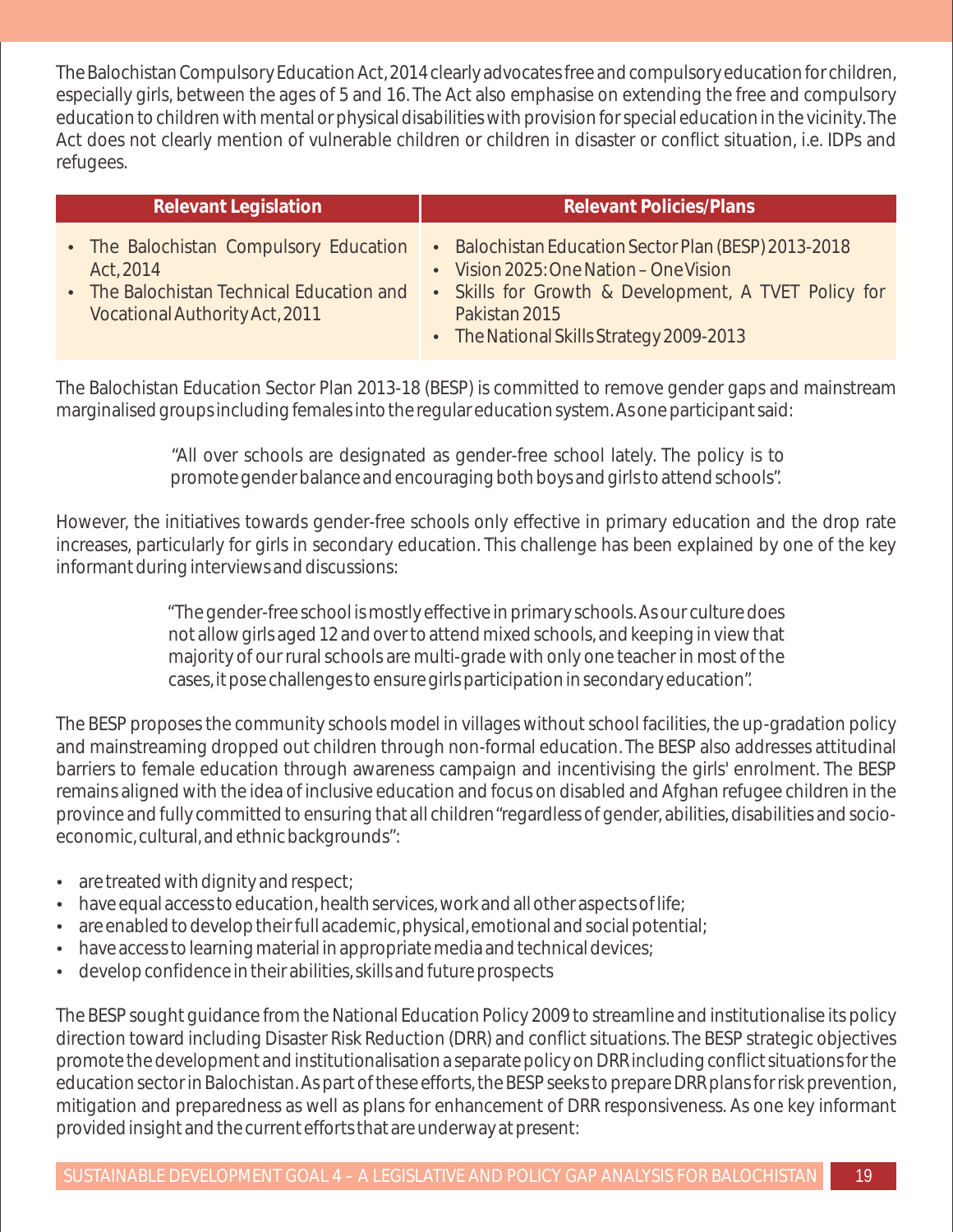The Balochistan Compulsory Education Act, 2014 clearly advocates free and compulsory education for children, especially girls, between the ages of 5 and 16. The Act also emphasise on extending the free and compulsory education to children with mental or physical disabilities with provision for special education in the vicinity. The Act does not clearly mention of vulnerable children or children in disaster or conflict situation, i.e. IDPs and refugees.

| Relevant Legislation | Relevant Policies/Plans |
| --- | --- |
| • The Balochistan Compulsory Education Act, 2014<br>• The Balochistan Technical Education and Vocational Authority Act, 2011 | • Balochistan Education Sector Plan (BESP) 2013-2018<br>• Vision 2025: One Nation – One Vision<br>• Skills for Growth & Development, A TVET Policy for Pakistan 2015<br>• The National Skills Strategy 2009-2013 |

The Balochistan Education Sector Plan 2013-18 (BESP) is committed to remove gender gaps and mainstream marginalised groups including females into the regular education system. As one participant said:

> "All over schools are designated as gender-free school lately. The policy is to promote gender balance and encouraging both boys and girls to attend schools".

However, the initiatives towards gender-free schools only effective in primary education and the drop rate increases, particularly for girls in secondary education. This challenge has been explained by one of the key informant during interviews and discussions:

> "The gender-free school is mostly effective in primary schools. As our culture does not allow girls aged 12 and over to attend mixed schools, and keeping in view that majority of our rural schools are multi-grade with only one teacher in most of the cases, it pose challenges to ensure girls participation in secondary education".

The BESP proposes the community schools model in villages without school facilities, the up-gradation policy and mainstreaming dropped out children through non-formal education. The BESP also addresses attitudinal barriers to female education through awareness campaign and incentivising the girls' enrolment. The BESP remains aligned with the idea of inclusive education and focus on disabled and Afghan refugee children in the province and fully committed to ensuring that all children "regardless of gender, abilities, disabilities and socio-economic, cultural, and ethnic backgrounds":

- are treated with dignity and respect;
- have equal access to education, health services, work and all other aspects of life;
- are enabled to develop their full academic, physical, emotional and social potential;
- have access to learning material in appropriate media and technical devices;
- develop confidence in their abilities, skills and future prospects

The BESP sought guidance from the National Education Policy 2009 to streamline and institutionalise its policy direction toward including Disaster Risk Reduction (DRR) and conflict situations. The BESP strategic objectives promote the development and institutionalisation a separate policy on DRR including conflict situations for the education sector in Balochistan. As part of these efforts, the BESP seeks to prepare DRR plans for risk prevention, mitigation and preparedness as well as plans for enhancement of DRR responsiveness. As one key informant provided insight and the current efforts that are underway at present: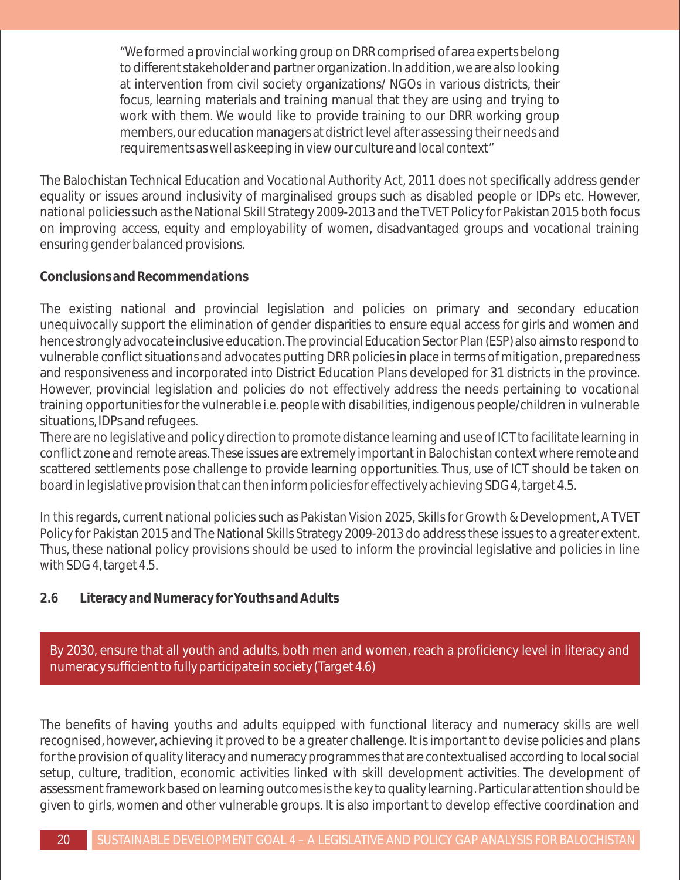> "We formed a provincial working group on DRR comprised of area experts belong to different stakeholder and partner organization. In addition, we are also looking at intervention from civil society organizations/ NGOs in various districts, their focus, learning materials and training manual that they are using and trying to work with them. We would like to provide training to our DRR working group members, our education managers at district level after assessing their needs and requirements as well as keeping in view our culture and local context"

The Balochistan Technical Education and Vocational Authority Act, 2011 does not specifically address gender equality or issues around inclusivity of marginalised groups such as disabled people or IDPs etc. However, national policies such as the National Skill Strategy 2009-2013 and the TVET Policy for Pakistan 2015 both focus on improving access, equity and employability of women, disadvantaged groups and vocational training ensuring gender balanced provisions.

**Conclusions and Recommendations**

The existing national and provincial legislation and policies on primary and secondary education unequivocally support the elimination of gender disparities to ensure equal access for girls and women and hence strongly advocate inclusive education. The provincial Education Sector Plan (ESP) also aims to respond to vulnerable conflict situations and advocates putting DRR policies in place in terms of mitigation, preparedness and responsiveness and incorporated into District Education Plans developed for 31 districts in the province. However, provincial legislation and policies do not effectively address the needs pertaining to vocational training opportunities for the vulnerable i.e. people with disabilities, indigenous people/children in vulnerable situations, IDPs and refugees.

There are no legislative and policy direction to promote distance learning and use of ICT to facilitate learning in conflict zone and remote areas. These issues are extremely important in Balochistan context where remote and scattered settlements pose challenge to provide learning opportunities. Thus, use of ICT should be taken on board in legislative provision that can then inform policies for effectively achieving SDG 4, target 4.5.

In this regards, current national policies such as Pakistan Vision 2025, Skills for Growth & Development, A TVET Policy for Pakistan 2015 and The National Skills Strategy 2009-2013 do address these issues to a greater extent. Thus, these national policy provisions should be used to inform the provincial legislative and policies in line with SDG 4, target 4.5.

## 2.6 Literacy and Numeracy for Youths and Adults

By 2030, ensure that all youth and adults, both men and women, reach a proficiency level in literacy and numeracy sufficient to fully participate in society (Target 4.6)

The benefits of having youths and adults equipped with functional literacy and numeracy skills are well recognised, however, achieving it proved to be a greater challenge. It is important to devise policies and plans for the provision of quality literacy and numeracy programmes that are contextualised according to local social setup, culture, tradition, economic activities linked with skill development activities. The development of assessment framework based on learning outcomes is the key to quality learning. Particular attention should be given to girls, women and other vulnerable groups. It is also important to develop effective coordination and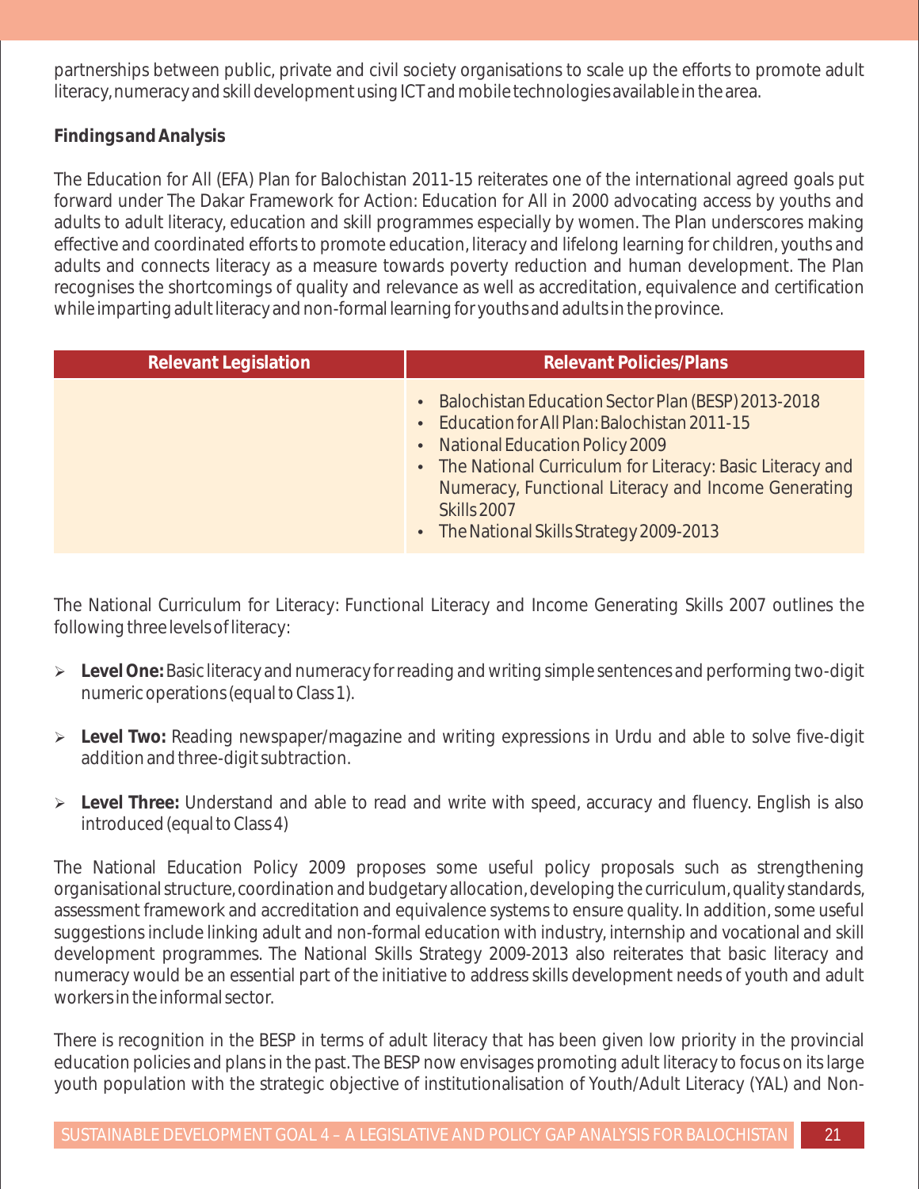partnerships between public, private and civil society organisations to scale up the efforts to promote adult literacy, numeracy and skill development using ICT and mobile technologies available in the area.

**Findings and Analysis**

The Education for All (EFA) Plan for Balochistan 2011-15 reiterates one of the international agreed goals put forward under The Dakar Framework for Action: Education for All in 2000 advocating access by youths and adults to adult literacy, education and skill programmes especially by women. The Plan underscores making effective and coordinated efforts to promote education, literacy and lifelong learning for children, youths and adults and connects literacy as a measure towards poverty reduction and human development. The Plan recognises the shortcomings of quality and relevance as well as accreditation, equivalence and certification while imparting adult literacy and non-formal learning for youths and adults in the province.

| Relevant Legislation | Relevant Policies/Plans |
| --- | --- |
| | • Balochistan Education Sector Plan (BESP) 2013-2018<br>• Education for All Plan: Balochistan 2011-15<br>• National Education Policy 2009<br>• The National Curriculum for Literacy: Basic Literacy and Numeracy, Functional Literacy and Income Generating Skills 2007<br>• The National Skills Strategy 2009-2013 |

The National Curriculum for Literacy: Functional Literacy and Income Generating Skills 2007 outlines the following three levels of literacy:

- **Level One:** Basic literacy and numeracy for reading and writing simple sentences and performing two-digit numeric operations (equal to Class 1).
- **Level Two:** Reading newspaper/magazine and writing expressions in Urdu and able to solve five-digit addition and three-digit subtraction.
- **Level Three:** Understand and able to read and write with speed, accuracy and fluency. English is also introduced (equal to Class 4)

The National Education Policy 2009 proposes some useful policy proposals such as strengthening organisational structure, coordination and budgetary allocation, developing the curriculum, quality standards, assessment framework and accreditation and equivalence systems to ensure quality. In addition, some useful suggestions include linking adult and non-formal education with industry, internship and vocational and skill development programmes. The National Skills Strategy 2009-2013 also reiterates that basic literacy and numeracy would be an essential part of the initiative to address skills development needs of youth and adult workers in the informal sector.

There is recognition in the BESP in terms of adult literacy that has been given low priority in the provincial education policies and plans in the past. The BESP now envisages promoting adult literacy to focus on its large youth population with the strategic objective of institutionalisation of Youth/Adult Literacy (YAL) and Non-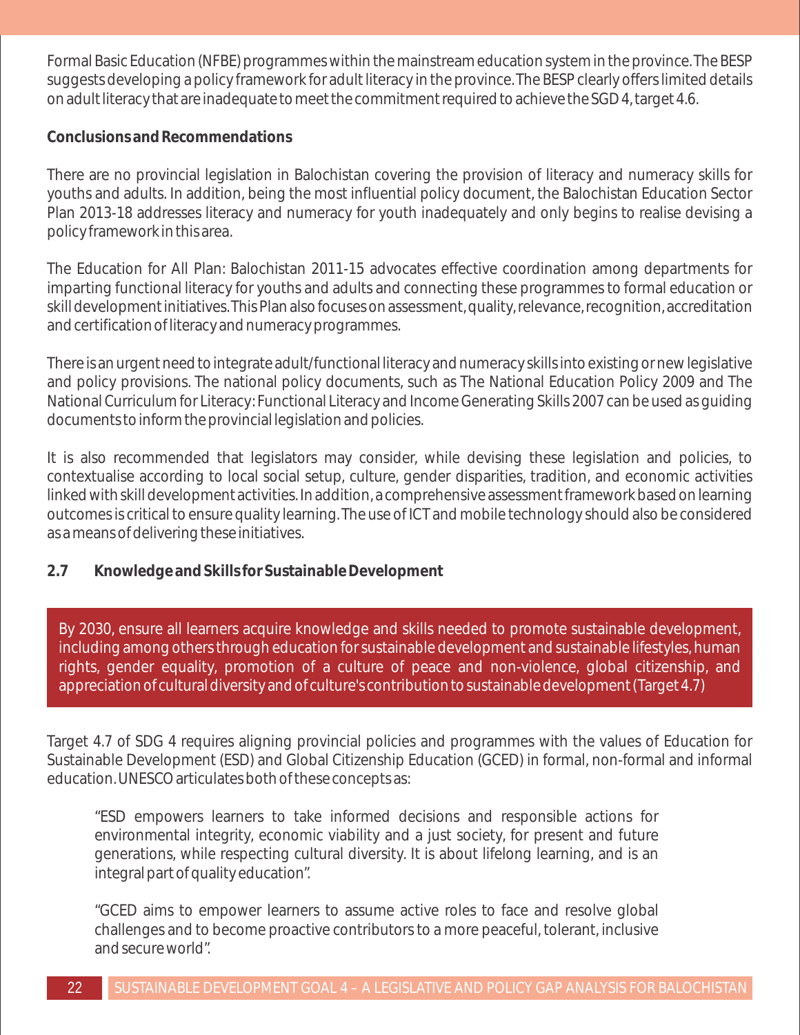Formal Basic Education (NFBE) programmes within the mainstream education system in the province. The BESP suggests developing a policy framework for adult literacy in the province. The BESP clearly offers limited details on adult literacy that are inadequate to meet the commitment required to achieve the SGD 4, target 4.6.

**Conclusions and Recommendations**

There are no provincial legislation in Balochistan covering the provision of literacy and numeracy skills for youths and adults. In addition, being the most influential policy document, the Balochistan Education Sector Plan 2013-18 addresses literacy and numeracy for youth inadequately and only begins to realise devising a policy framework in this area.

The Education for All Plan: Balochistan 2011-15 advocates effective coordination among departments for imparting functional literacy for youths and adults and connecting these programmes to formal education or skill development initiatives. This Plan also focuses on assessment, quality, relevance, recognition, accreditation and certification of literacy and numeracy programmes.

There is an urgent need to integrate adult/functional literacy and numeracy skills into existing or new legislative and policy provisions. The national policy documents, such as The National Education Policy 2009 and The National Curriculum for Literacy: Functional Literacy and Income Generating Skills 2007 can be used as guiding documents to inform the provincial legislation and policies.

It is also recommended that legislators may consider, while devising these legislation and policies, to contextualise according to local social setup, culture, gender disparities, tradition, and economic activities linked with skill development activities. In addition, a comprehensive assessment framework based on learning outcomes is critical to ensure quality learning. The use of ICT and mobile technology should also be considered as a means of delivering these initiatives.

## 2.7 Knowledge and Skills for Sustainable Development

By 2030, ensure all learners acquire knowledge and skills needed to promote sustainable development, including among others through education for sustainable development and sustainable lifestyles, human rights, gender equality, promotion of a culture of peace and non-violence, global citizenship, and appreciation of cultural diversity and of culture's contribution to sustainable development (Target 4.7)

Target 4.7 of SDG 4 requires aligning provincial policies and programmes with the values of Education for Sustainable Development (ESD) and Global Citizenship Education (GCED) in formal, non-formal and informal education. UNESCO articulates both of these concepts as:

> "ESD empowers learners to take informed decisions and responsible actions for environmental integrity, economic viability and a just society, for present and future generations, while respecting cultural diversity. It is about lifelong learning, and is an integral part of quality education".

> "GCED aims to empower learners to assume active roles to face and resolve global challenges and to become proactive contributors to a more peaceful, tolerant, inclusive and secure world".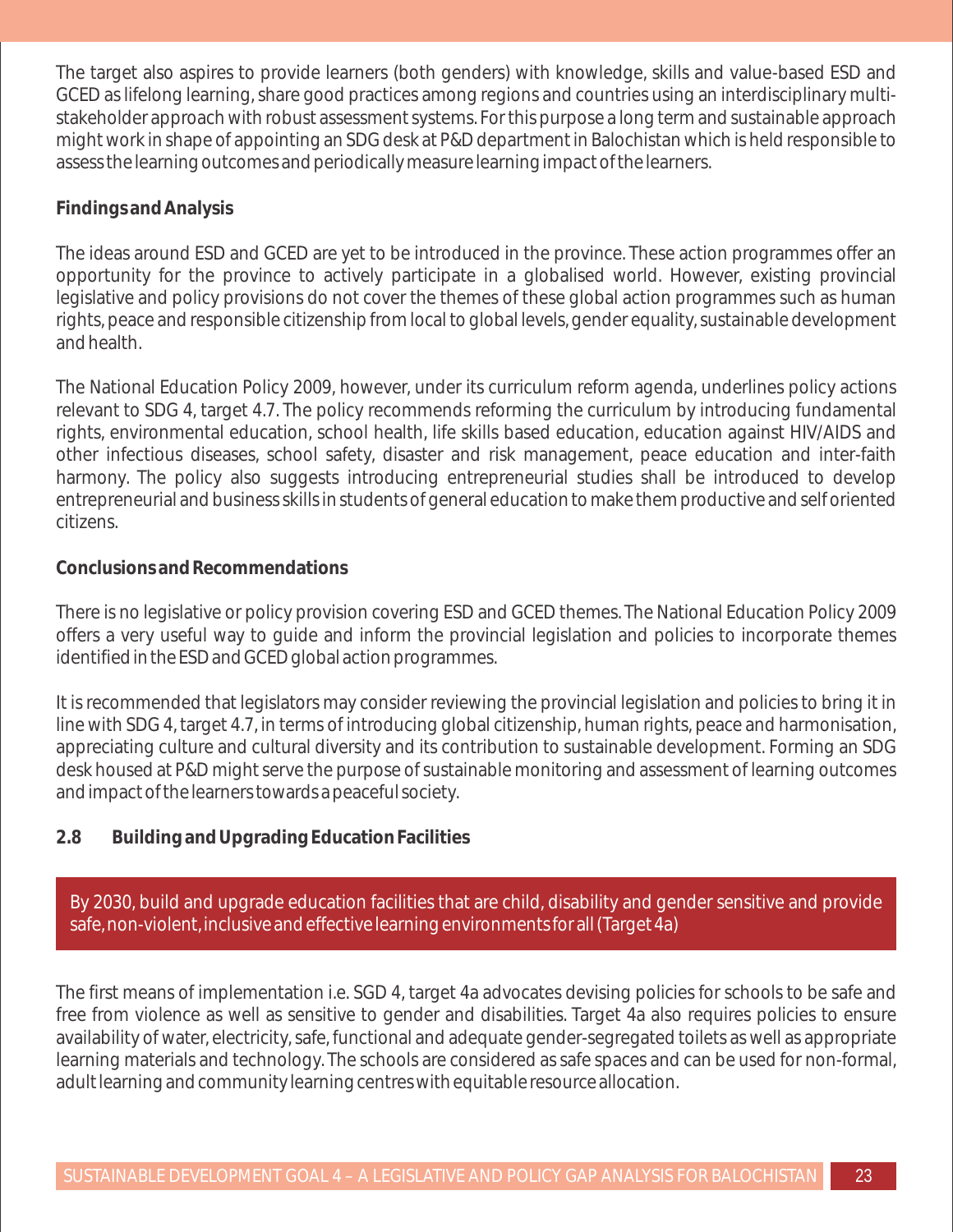The target also aspires to provide learners (both genders) with knowledge, skills and value-based ESD and GCED as lifelong learning, share good practices among regions and countries using an interdisciplinary multi-stakeholder approach with robust assessment systems. For this purpose a long term and sustainable approach might work in shape of appointing an SDG desk at P&D department in Balochistan which is held responsible to assess the learning outcomes and periodically measure learning impact of the learners.

**Findings and Analysis**

The ideas around ESD and GCED are yet to be introduced in the province. These action programmes offer an opportunity for the province to actively participate in a globalised world. However, existing provincial legislative and policy provisions do not cover the themes of these global action programmes such as human rights, peace and responsible citizenship from local to global levels, gender equality, sustainable development and health.

The National Education Policy 2009, however, under its curriculum reform agenda, underlines policy actions relevant to SDG 4, target 4.7. The policy recommends reforming the curriculum by introducing fundamental rights, environmental education, school health, life skills based education, education against HIV/AIDS and other infectious diseases, school safety, disaster and risk management, peace education and inter-faith harmony. The policy also suggests introducing entrepreneurial studies shall be introduced to develop entrepreneurial and business skills in students of general education to make them productive and self oriented citizens.

**Conclusions and Recommendations**

There is no legislative or policy provision covering ESD and GCED themes. The National Education Policy 2009 offers a very useful way to guide and inform the provincial legislation and policies to incorporate themes identified in the ESD and GCED global action programmes.

It is recommended that legislators may consider reviewing the provincial legislation and policies to bring it in line with SDG 4, target 4.7, in terms of introducing global citizenship, human rights, peace and harmonisation, appreciating culture and cultural diversity and its contribution to sustainable development. Forming an SDG desk housed at P&D might serve the purpose of sustainable monitoring and assessment of learning outcomes and impact of the learners towards a peaceful society.

## 2.8 Building and Upgrading Education Facilities

> By 2030, build and upgrade education facilities that are child, disability and gender sensitive and provide safe, non-violent, inclusive and effective learning environments for all (Target 4a)

The first means of implementation i.e. SGD 4, target 4a advocates devising policies for schools to be safe and free from violence as well as sensitive to gender and disabilities. Target 4a also requires policies to ensure availability of water, electricity, safe, functional and adequate gender-segregated toilets as well as appropriate learning materials and technology. The schools are considered as safe spaces and can be used for non-formal, adult learning and community learning centres with equitable resource allocation.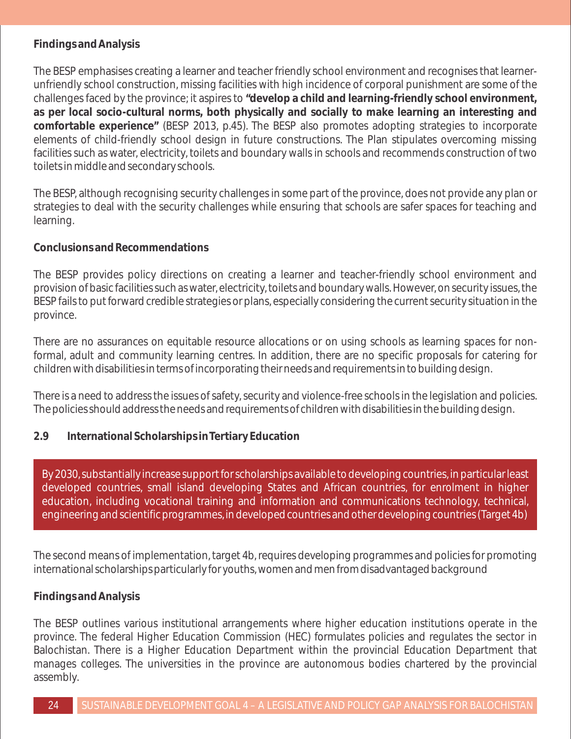**Findings and Analysis**

The BESP emphasises creating a learner and teacher friendly school environment and recognises that learner-unfriendly school construction, missing facilities with high incidence of corporal punishment are some of the challenges faced by the province; it aspires to **"develop a child and learning-friendly school environment, as per local socio-cultural norms, both physically and socially to make learning an interesting and comfortable experience"** (BESP 2013, p.45). The BESP also promotes adopting strategies to incorporate elements of child-friendly school design in future constructions. The Plan stipulates overcoming missing facilities such as water, electricity, toilets and boundary walls in schools and recommends construction of two toilets in middle and secondary schools.

The BESP, although recognising security challenges in some part of the province, does not provide any plan or strategies to deal with the security challenges while ensuring that schools are safer spaces for teaching and learning.

**Conclusions and Recommendations**

The BESP provides policy directions on creating a learner and teacher-friendly school environment and provision of basic facilities such as water, electricity, toilets and boundary walls. However, on security issues, the BESP fails to put forward credible strategies or plans, especially considering the current security situation in the province.

There are no assurances on equitable resource allocations or on using schools as learning spaces for non-formal, adult and community learning centres. In addition, there are no specific proposals for catering for children with disabilities in terms of incorporating their needs and requirements in to building design.

There is a need to address the issues of safety, security and violence-free schools in the legislation and policies. The policies should address the needs and requirements of children with disabilities in the building design.

## 2.9 International Scholarships in Tertiary Education

> By 2030, substantially increase support for scholarships available to developing countries, in particular least developed countries, small island developing States and African countries, for enrolment in higher education, including vocational training and information and communications technology, technical, engineering and scientific programmes, in developed countries and other developing countries (Target 4b)

The second means of implementation, target 4b, requires developing programmes and policies for promoting international scholarships particularly for youths, women and men from disadvantaged background

**Findings and Analysis**

The BESP outlines various institutional arrangements where higher education institutions operate in the province. The federal Higher Education Commission (HEC) formulates policies and regulates the sector in Balochistan. There is a Higher Education Department within the provincial Education Department that manages colleges. The universities in the province are autonomous bodies chartered by the provincial assembly.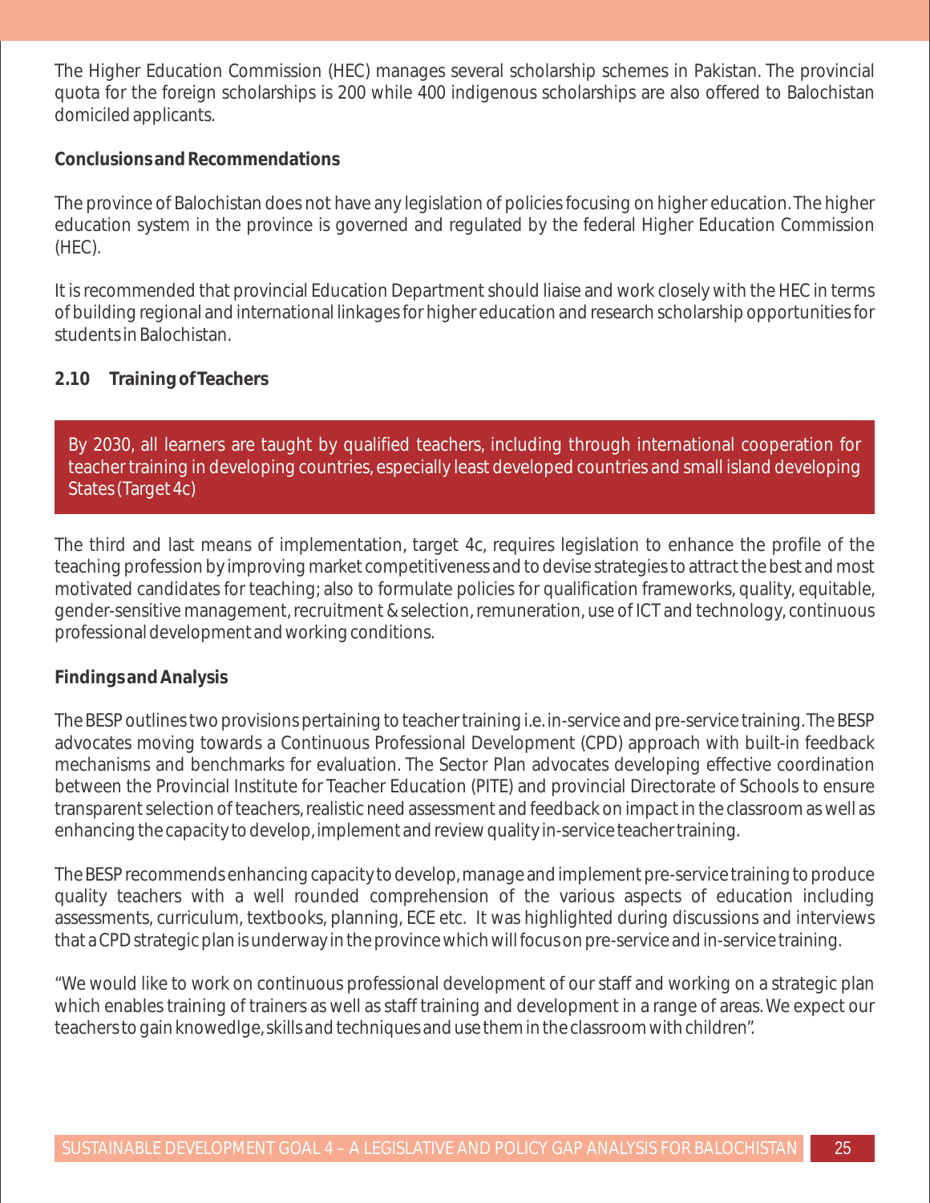The Higher Education Commission (HEC) manages several scholarship schemes in Pakistan. The provincial quota for the foreign scholarships is 200 while 400 indigenous scholarships are also offered to Balochistan domiciled applicants.

**Conclusions and Recommendations**

The province of Balochistan does not have any legislation of policies focusing on higher education. The higher education system in the province is governed and regulated by the federal Higher Education Commission (HEC).

It is recommended that provincial Education Department should liaise and work closely with the HEC in terms of building regional and international linkages for higher education and research scholarship opportunities for students in Balochistan.

## 2.10 Training of Teachers

> By 2030, all learners are taught by qualified teachers, including through international cooperation for teacher training in developing countries, especially least developed countries and small island developing States (Target 4c)

The third and last means of implementation, target 4c, requires legislation to enhance the profile of the teaching profession by improving market competitiveness and to devise strategies to attract the best and most motivated candidates for teaching; also to formulate policies for qualification frameworks, quality, equitable, gender-sensitive management, recruitment & selection, remuneration, use of ICT and technology, continuous professional development and working conditions.

**Findings and Analysis**

The BESP outlines two provisions pertaining to teacher training i.e. in-service and pre-service training. The BESP advocates moving towards a Continuous Professional Development (CPD) approach with built-in feedback mechanisms and benchmarks for evaluation. The Sector Plan advocates developing effective coordination between the Provincial Institute for Teacher Education (PITE) and provincial Directorate of Schools to ensure transparent selection of teachers, realistic need assessment and feedback on impact in the classroom as well as enhancing the capacity to develop, implement and review quality in-service teacher training.

The BESP recommends enhancing capacity to develop, manage and implement pre-service training to produce quality teachers with a well rounded comprehension of the various aspects of education including assessments, curriculum, textbooks, planning, ECE etc. It was highlighted during discussions and interviews that a CPD strategic plan is underway in the province which will focus on pre-service and in-service training.

"We would like to work on continuous professional development of our staff and working on a strategic plan which enables training of trainers as well as staff training and development in a range of areas. We expect our teachers to gain knowedlge, skills and techniques and use them in the classroom with children".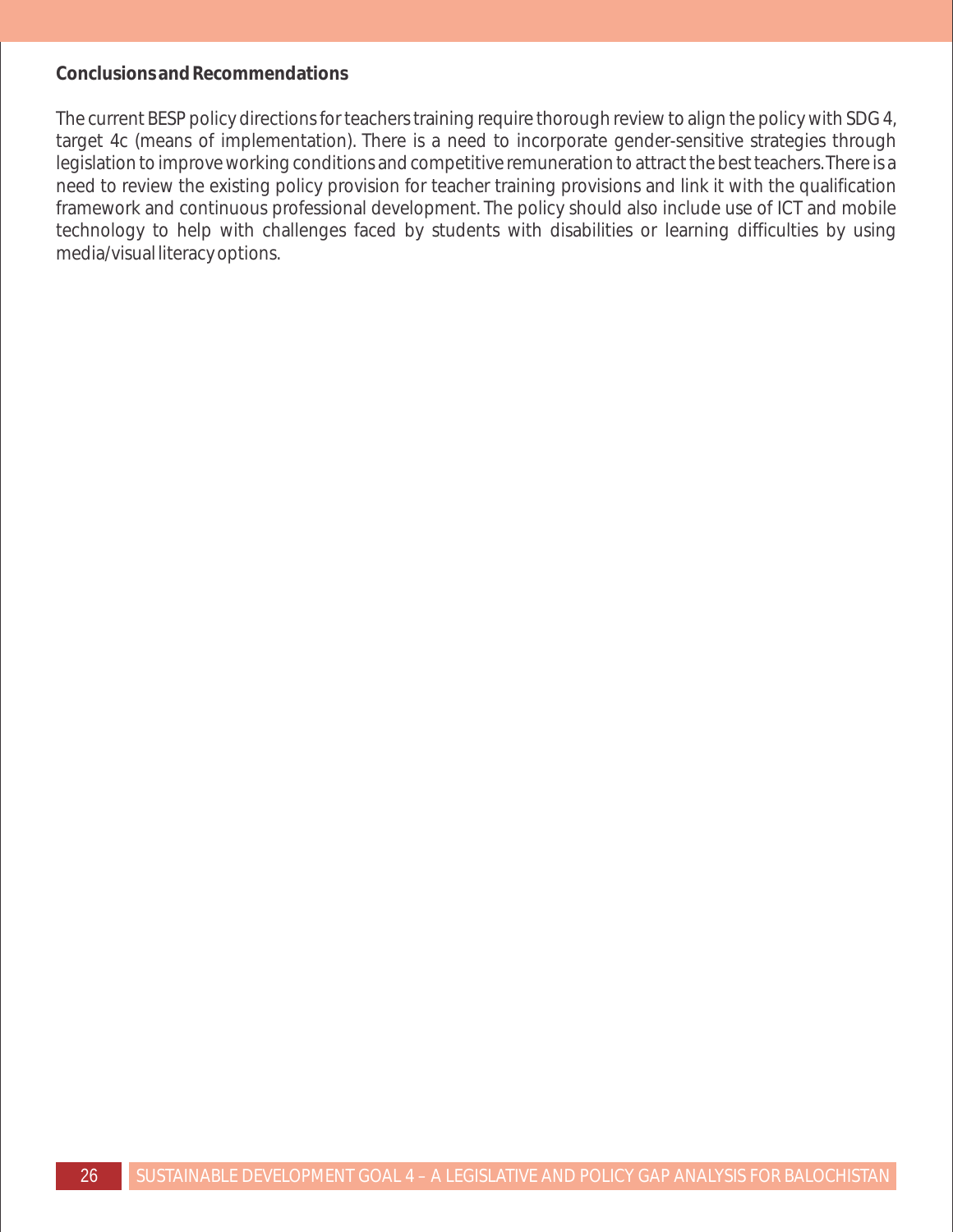**Conclusions and Recommendations**

The current BESP policy directions for teachers training require thorough review to align the policy with SDG 4, target 4c (means of implementation). There is a need to incorporate gender-sensitive strategies through legislation to improve working conditions and competitive remuneration to attract the best teachers. There is a need to review the existing policy provision for teacher training provisions and link it with the qualification framework and continuous professional development. The policy should also include use of ICT and mobile technology to help with challenges faced by students with disabilities or learning difficulties by using media/visual literacy options.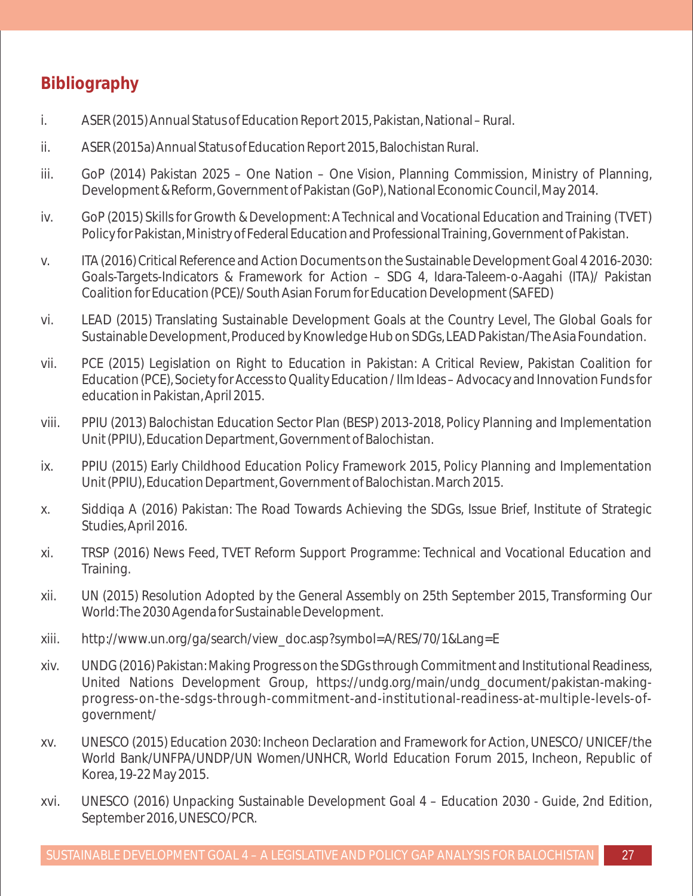## Bibliography

i. ASER (2015) Annual Status of Education Report 2015, Pakistan, National – Rural.

ii. ASER (2015a) Annual Status of Education Report 2015, Balochistan Rural.

iii. GoP (2014) Pakistan 2025 – One Nation – One Vision, Planning Commission, Ministry of Planning, Development & Reform, Government of Pakistan (GoP), National Economic Council, May 2014.

iv. GoP (2015) Skills for Growth & Development: A Technical and Vocational Education and Training (TVET) Policy for Pakistan, Ministry of Federal Education and Professional Training, Government of Pakistan.

v. ITA (2016) Critical Reference and Action Documents on the Sustainable Development Goal 4 2016-2030: Goals-Targets-Indicators & Framework for Action – SDG 4, Idara-Taleem-o-Aagahi (ITA)/ Pakistan Coalition for Education (PCE)/ South Asian Forum for Education Development (SAFED)

vi. LEAD (2015) Translating Sustainable Development Goals at the Country Level, The Global Goals for Sustainable Development, Produced by Knowledge Hub on SDGs, LEAD Pakistan/The Asia Foundation.

vii. PCE (2015) Legislation on Right to Education in Pakistan: A Critical Review, Pakistan Coalition for Education (PCE), Society for Access to Quality Education / Ilm Ideas – Advocacy and Innovation Funds for education in Pakistan, April 2015.

viii. PPIU (2013) Balochistan Education Sector Plan (BESP) 2013-2018, Policy Planning and Implementation Unit (PPIU), Education Department, Government of Balochistan.

ix. PPIU (2015) Early Childhood Education Policy Framework 2015, Policy Planning and Implementation Unit (PPIU), Education Department, Government of Balochistan. March 2015.

x. Siddiqa A (2016) Pakistan: The Road Towards Achieving the SDGs, Issue Brief, Institute of Strategic Studies, April 2016.

xi. TRSP (2016) News Feed, TVET Reform Support Programme: Technical and Vocational Education and Training.

xii. UN (2015) Resolution Adopted by the General Assembly on 25th September 2015, Transforming Our World: The 2030 Agenda for Sustainable Development.

xiii. http://www.un.org/ga/search/view_doc.asp?symbol=A/RES/70/1&Lang=E

xiv. UNDG (2016) Pakistan: Making Progress on the SDGs through Commitment and Institutional Readiness, United Nations Development Group, https://undg.org/main/undg_document/pakistan-making-progress-on-the-sdgs-through-commitment-and-institutional-readiness-at-multiple-levels-of-government/

xv. UNESCO (2015) Education 2030: Incheon Declaration and Framework for Action, UNESCO/ UNICEF/the World Bank/UNFPA/UNDP/UN Women/UNHCR, World Education Forum 2015, Incheon, Republic of Korea, 19-22 May 2015.

xvi. UNESCO (2016) Unpacking Sustainable Development Goal 4 – Education 2030 - Guide, 2nd Edition, September 2016, UNESCO/PCR.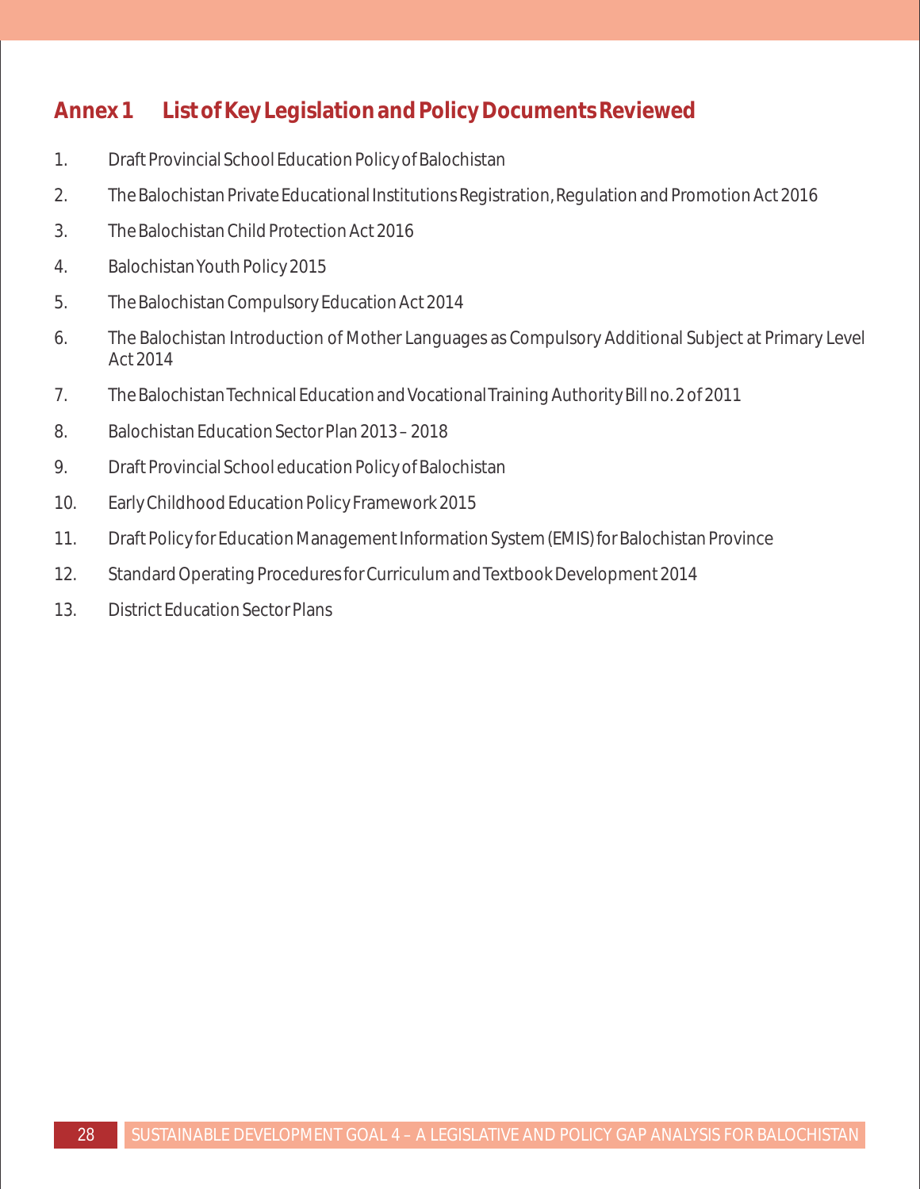## Annex 1 List of Key Legislation and Policy Documents Reviewed

1. Draft Provincial School Education Policy of Balochistan
2. The Balochistan Private Educational Institutions Registration, Regulation and Promotion Act 2016
3. The Balochistan Child Protection Act 2016
4. Balochistan Youth Policy 2015
5. The Balochistan Compulsory Education Act 2014
6. The Balochistan Introduction of Mother Languages as Compulsory Additional Subject at Primary Level Act 2014
7. The Balochistan Technical Education and Vocational Training Authority Bill no. 2 of 2011
8. Balochistan Education Sector Plan 2013 – 2018
9. Draft Provincial School education Policy of Balochistan
10. Early Childhood Education Policy Framework 2015
11. Draft Policy for Education Management Information System (EMIS) for Balochistan Province
12. Standard Operating Procedures for Curriculum and Textbook Development 2014
13. District Education Sector Plans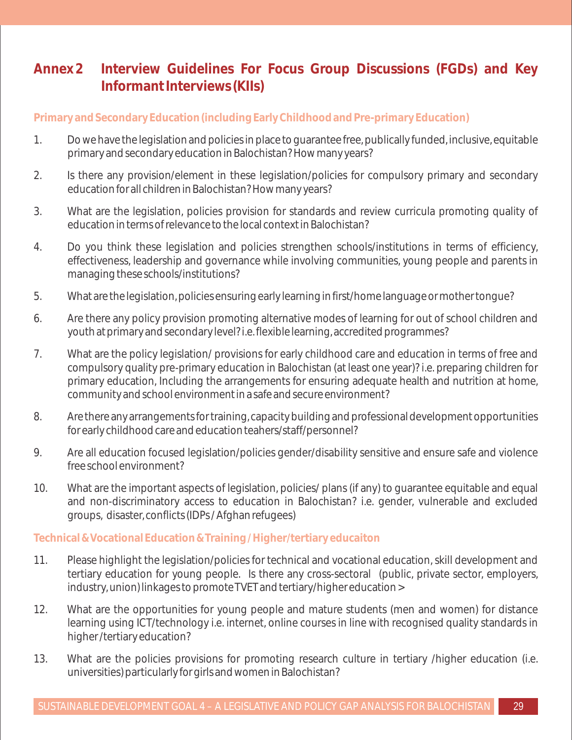# Annex 2 Interview Guidelines For Focus Group Discussions (FGDs) and Key Informant Interviews (KIIs)

### Primary and Secondary Education (including Early Childhood and Pre-primary Education)

1. Do we have the legislation and policies in place to guarantee free, publically funded, inclusive, equitable primary and secondary education in Balochistan? How many years?

2. Is there any provision/element in these legislation/policies for compulsory primary and secondary education for all children in Balochistan? How many years?

3. What are the legislation, policies provision for standards and review curricula promoting quality of education in terms of relevance to the local context in Balochistan?

4. Do you think these legislation and policies strengthen schools/institutions in terms of efficiency, effectiveness, leadership and governance while involving communities, young people and parents in managing these schools/institutions?

5. What are the legislation, policies ensuring early learning in first/home language or mother tongue?

6. Are there any policy provision promoting alternative modes of learning for out of school children and youth at primary and secondary level? i.e. flexible learning, accredited programmes?

7. What are the policy legislation/ provisions for early childhood care and education in terms of free and compulsory quality pre-primary education in Balochistan (at least one year)? i.e. preparing children for primary education, Including the arrangements for ensuring adequate health and nutrition at home, community and school environment in a safe and secure environment?

8. Are there any arrangements for training, capacity building and professional development opportunities for early childhood care and education teahers/staff/personnel?

9. Are all education focused legislation/policies gender/disability sensitive and ensure safe and violence free school environment?

10. What are the important aspects of legislation, policies/ plans (if any) to guarantee equitable and equal and non-discriminatory access to education in Balochistan? i.e. gender, vulnerable and excluded groups, disaster, conflicts (IDPs / Afghan refugees)

### Technical & Vocational Education & Training / Higher/tertiary educaiton

11. Please highlight the legislation/policies for technical and vocational education, skill development and tertiary education for young people. Is there any cross-sectoral (public, private sector, employers, industry, union) linkages to promote TVET and tertiary/higher education >

12. What are the opportunities for young people and mature students (men and women) for distance learning using ICT/technology i.e. internet, online courses in line with recognised quality standards in higher /tertiary education?

13. What are the policies provisions for promoting research culture in tertiary /higher education (i.e. universities) particularly for girls and women in Balochistan?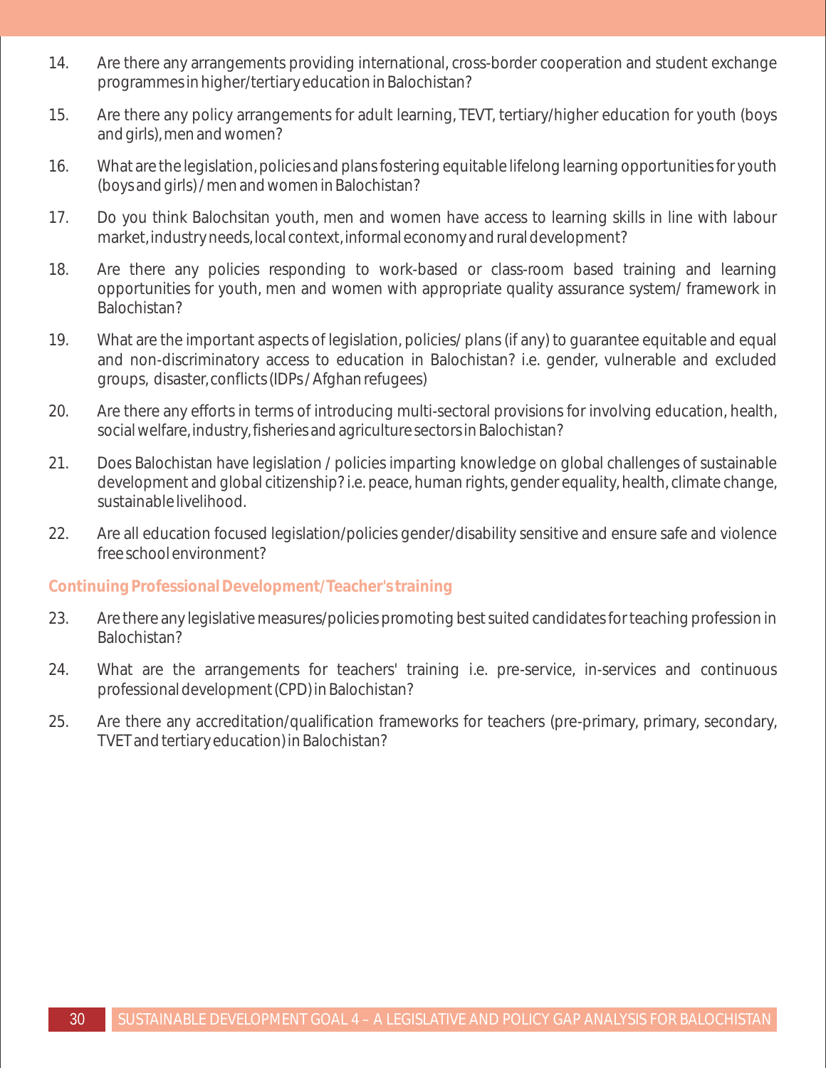14. Are there any arrangements providing international, cross-border cooperation and student exchange programmes in higher/tertiary education in Balochistan?

15. Are there any policy arrangements for adult learning, TEVT, tertiary/higher education for youth (boys and girls), men and women?

16. What are the legislation, policies and plans fostering equitable lifelong learning opportunities for youth (boys and girls) / men and women in Balochistan?

17. Do you think Balochsitan youth, men and women have access to learning skills in line with labour market, industry needs, local context, informal economy and rural development?

18. Are there any policies responding to work-based or class-room based training and learning opportunities for youth, men and women with appropriate quality assurance system/ framework in Balochistan?

19. What are the important aspects of legislation, policies/ plans (if any) to guarantee equitable and equal and non-discriminatory access to education in Balochistan? i.e. gender, vulnerable and excluded groups, disaster, conflicts (IDPs / Afghan refugees)

20. Are there any efforts in terms of introducing multi-sectoral provisions for involving education, health, social welfare, industry, fisheries and agriculture sectors in Balochistan?

21. Does Balochistan have legislation / policies imparting knowledge on global challenges of sustainable development and global citizenship? i.e. peace, human rights, gender equality, health, climate change, sustainable livelihood.

22. Are all education focused legislation/policies gender/disability sensitive and ensure safe and violence free school environment?

**Continuing Professional Development/ Teacher's training**

23. Are there any legislative measures/policies promoting best suited candidates for teaching profession in Balochistan?

24. What are the arrangements for teachers' training i.e. pre-service, in-services and continuous professional development (CPD) in Balochistan?

25. Are there any accreditation/qualification frameworks for teachers (pre-primary, primary, secondary, TVET and tertiary education) in Balochistan?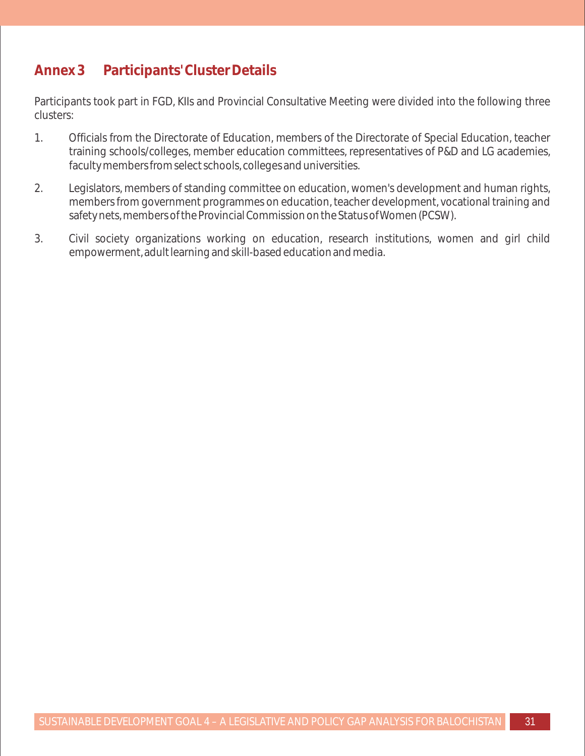## Annex 3 Participants' Cluster Details

Participants took part in FGD, KIIs and Provincial Consultative Meeting were divided into the following three clusters:

1. Officials from the Directorate of Education, members of the Directorate of Special Education, teacher training schools/colleges, member education committees, representatives of P&D and LG academies, faculty members from select schools, colleges and universities.
2. Legislators, members of standing committee on education, women's development and human rights, members from government programmes on education, teacher development, vocational training and safety nets, members of the Provincial Commission on the Status of Women (PCSW).
3. Civil society organizations working on education, research institutions, women and girl child empowerment, adult learning and skill-based education and media.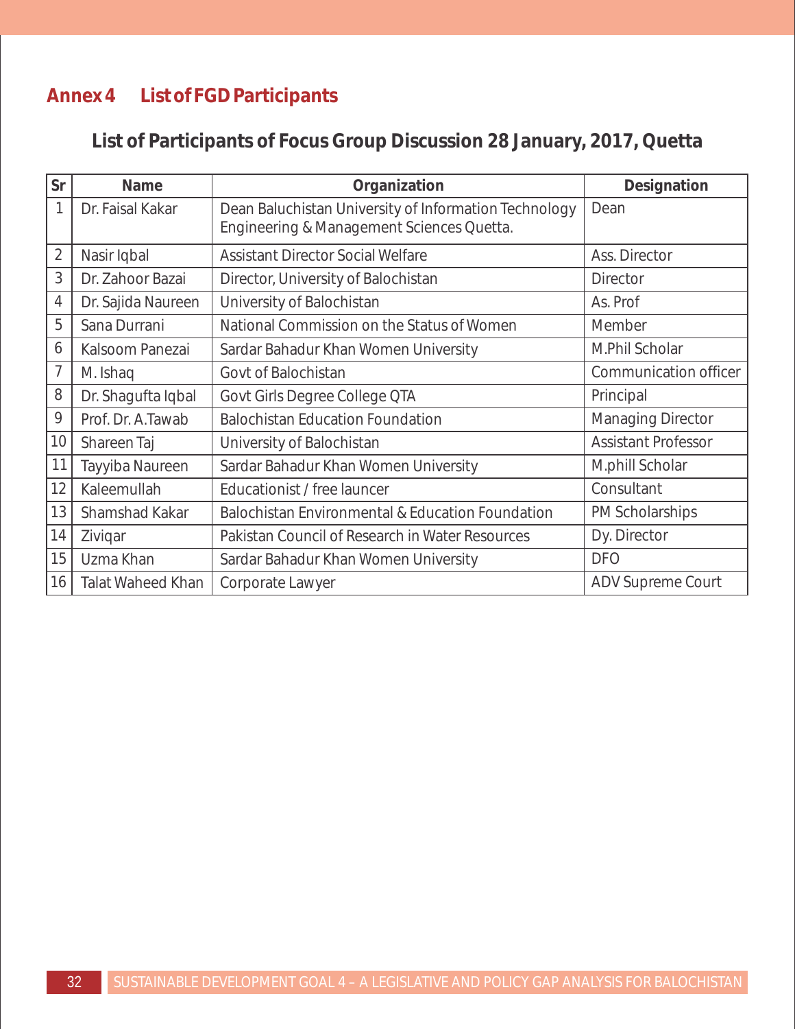## Annex 4 List of FGD Participants

### List of Participants of Focus Group Discussion 28 January, 2017, Quetta

| Sr | Name | Organization | Designation |
|---|---|---|---|
| 1 | Dr. Faisal Kakar | Dean Baluchistan University of Information Technology Engineering & Management Sciences Quetta. | Dean |
| 2 | Nasir Iqbal | Assistant Director Social Welfare | Ass. Director |
| 3 | Dr. Zahoor Bazai | Director, University of Balochistan | Director |
| 4 | Dr. Sajida Naureen | University of Balochistan | As. Prof |
| 5 | Sana Durrani | National Commission on the Status of Women | Member |
| 6 | Kalsoom Panezai | Sardar Bahadur Khan Women University | M.Phil Scholar |
| 7 | M. Ishaq | Govt of Balochistan | Communication officer |
| 8 | Dr. Shagufta Iqbal | Govt Girls Degree College QTA | Principal |
| 9 | Prof. Dr. A.Tawab | Balochistan Education Foundation | Managing Director |
| 10 | Shareen Taj | University of Balochistan | Assistant Professor |
| 11 | Tayyiba Naureen | Sardar Bahadur Khan Women University | M.phill Scholar |
| 12 | Kaleemullah | Educationist / free launcer | Consultant |
| 13 | Shamshad Kakar | Balochistan Environmental & Education Foundation | PM Scholarships |
| 14 | Ziviqar | Pakistan Council of Research in Water Resources | Dy. Director |
| 15 | Uzma Khan | Sardar Bahadur Khan Women University | DFO |
| 16 | Talat Waheed Khan | Corporate Lawyer | ADV Supreme Court |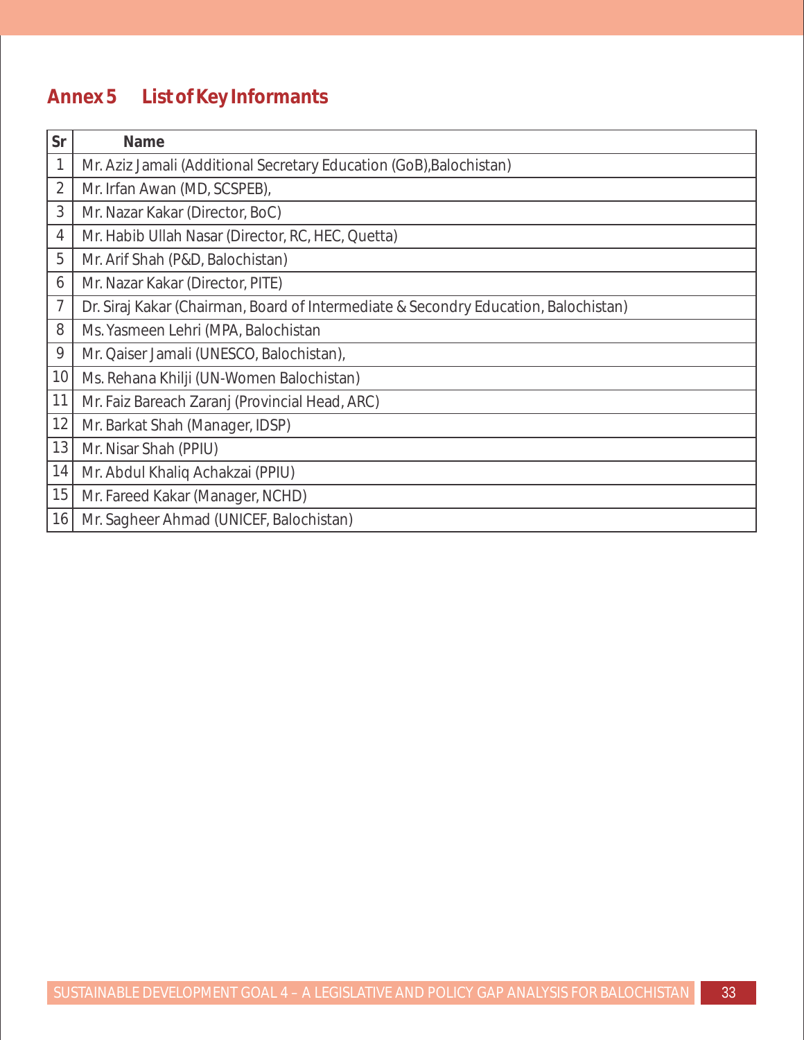## Annex 5 List of Key Informants

| Sr | Name |
|---|---|
| 1 | Mr. Aziz Jamali (Additional Secretary Education (GoB),Balochistan) |
| 2 | Mr. Irfan Awan (MD, SCSPEB), |
| 3 | Mr. Nazar Kakar (Director, BoC) |
| 4 | Mr. Habib Ullah Nasar (Director, RC, HEC, Quetta) |
| 5 | Mr. Arif Shah (P&D, Balochistan) |
| 6 | Mr. Nazar Kakar (Director, PITE) |
| 7 | Dr. Siraj Kakar (Chairman, Board of Intermediate & Secondry Education, Balochistan) |
| 8 | Ms. Yasmeen Lehri (MPA, Balochistan |
| 9 | Mr. Qaiser Jamali (UNESCO, Balochistan), |
| 10 | Ms. Rehana Khilji (UN-Women Balochistan) |
| 11 | Mr. Faiz Bareach Zaranj (Provincial Head, ARC) |
| 12 | Mr. Barkat Shah (Manager, IDSP) |
| 13 | Mr. Nisar Shah (PPIU) |
| 14 | Mr. Abdul Khaliq Achakzai (PPIU) |
| 15 | Mr. Fareed Kakar (Manager, NCHD) |
| 16 | Mr. Sagheer Ahmad (UNICEF, Balochistan) |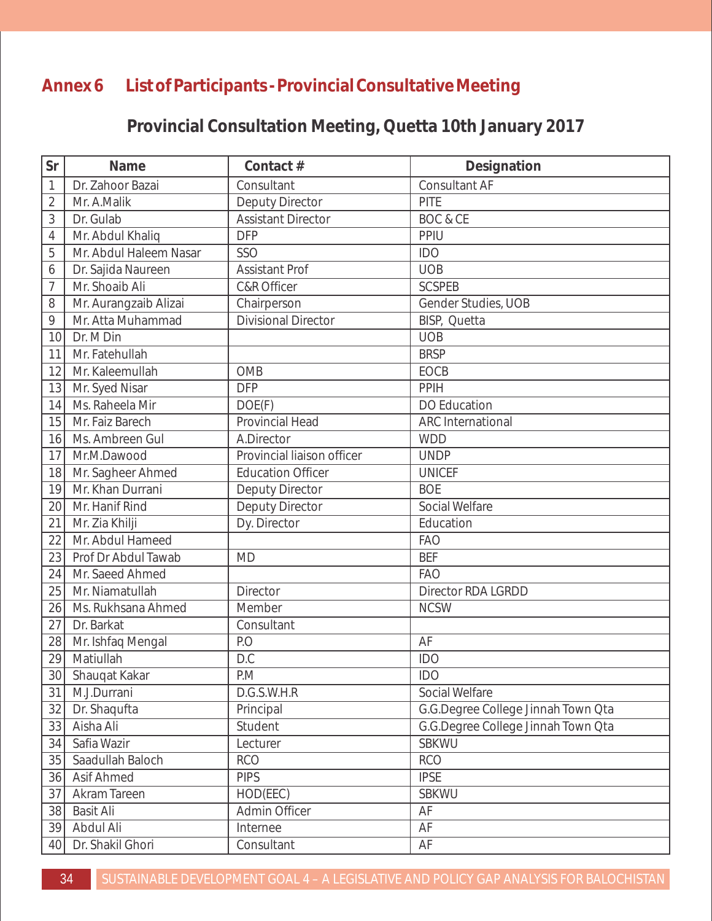## Annex 6 List of Participants - Provincial Consultative Meeting

### Provincial Consultation Meeting, Quetta 10th January 2017

| Sr | Name | Contact # | Designation |
|---|---|---|---|
| 1 | Dr. Zahoor Bazai | Consultant | Consultant AF |
| 2 | Mr. A.Malik | Deputy Director | PITE |
| 3 | Dr. Gulab | Assistant Director | BOC & CE |
| 4 | Mr. Abdul Khaliq | DFP | PPIU |
| 5 | Mr. Abdul Haleem Nasar | SSO | IDO |
| 6 | Dr. Sajida Naureen | Assistant Prof | UOB |
| 7 | Mr. Shoaib Ali | C&R Officer | SCSPEB |
| 8 | Mr. Aurangzaib Alizai | Chairperson | Gender Studies, UOB |
| 9 | Mr. Atta Muhammad | Divisional Director | BISP, Quetta |
| 10 | Dr. M Din | | UOB |
| 11 | Mr. Fatehullah | | BRSP |
| 12 | Mr. Kaleemullah | OMB | EOCB |
| 13 | Mr. Syed Nisar | DFP | PPIH |
| 14 | Ms. Raheela Mir | DOE(F) | DO Education |
| 15 | Mr. Faiz Barech | Provincial Head | ARC International |
| 16 | Ms. Ambreen Gul | A.Director | WDD |
| 17 | Mr.M.Dawood | Provincial liaison officer | UNDP |
| 18 | Mr. Sagheer Ahmed | Education Officer | UNICEF |
| 19 | Mr. Khan Durrani | Deputy Director | BOE |
| 20 | Mr. Hanif Rind | Deputy Director | Social Welfare |
| 21 | Mr. Zia Khilji | Dy. Director | Education |
| 22 | Mr. Abdul Hameed | | FAO |
| 23 | Prof Dr Abdul Tawab | MD | BEF |
| 24 | Mr. Saeed Ahmed | | FAO |
| 25 | Mr. Niamatullah | Director | Director RDA LGRDD |
| 26 | Ms. Rukhsana Ahmed | Member | NCSW |
| 27 | Dr. Barkat | Consultant | |
| 28 | Mr. Ishfaq Mengal | P.O | AF |
| 29 | Matiullah | D.C | IDO |
| 30 | Shauqat Kakar | P.M | IDO |
| 31 | M.J.Durrani | D.G.S.W.H.R | Social Welfare |
| 32 | Dr. Shaqufta | Principal | G.G.Degree College Jinnah Town Qta |
| 33 | Aisha Ali | Student | G.G.Degree College Jinnah Town Qta |
| 34 | Safia Wazir | Lecturer | SBKWU |
| 35 | Saadullah Baloch | RCO | RCO |
| 36 | Asif Ahmed | PIPS | IPSE |
| 37 | Akram Tareen | HOD(EEC) | SBKWU |
| 38 | Basit Ali | Admin Officer | AF |
| 39 | Abdul Ali | Internee | AF |
| 40 | Dr. Shakil Ghori | Consultant | AF |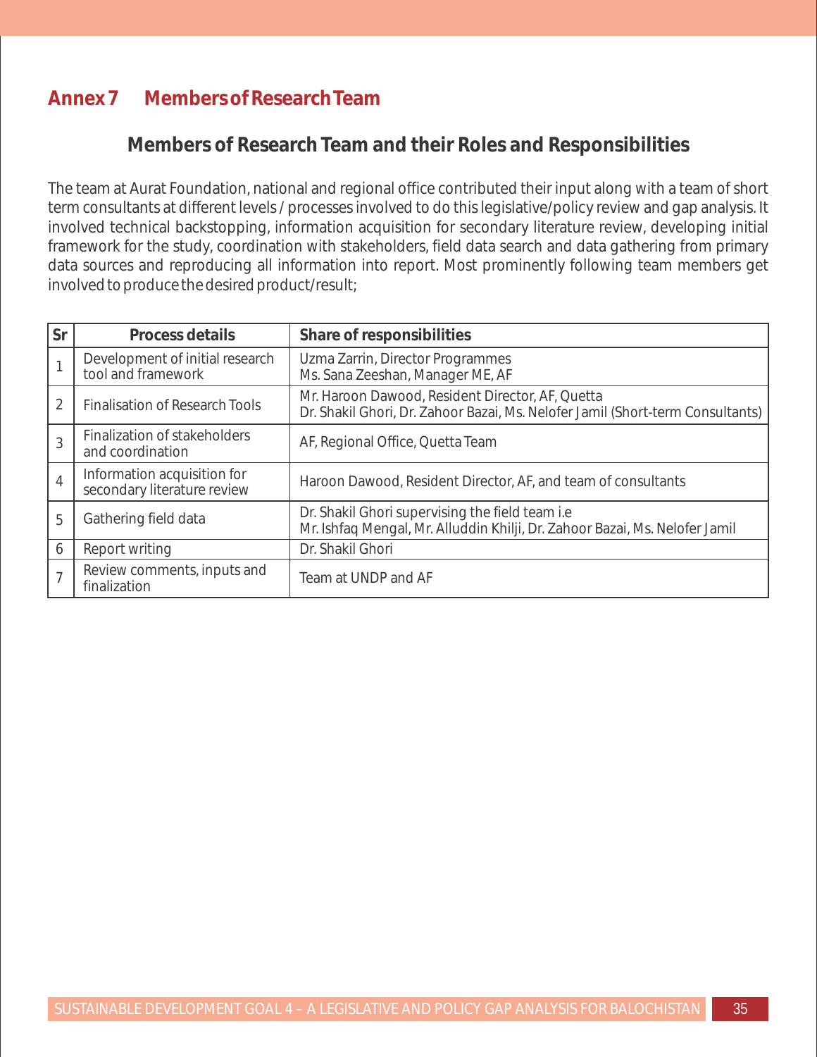## Annex 7 Members of Research Team

### Members of Research Team and their Roles and Responsibilities

The team at Aurat Foundation, national and regional office contributed their input along with a team of short term consultants at different levels / processes involved to do this legislative/policy review and gap analysis. It involved technical backstopping, information acquisition for secondary literature review, developing initial framework for the study, coordination with stakeholders, field data search and data gathering from primary data sources and reproducing all information into report. Most prominently following team members get involved to produce the desired product/result;

| Sr | Process details | Share of responsibilities |
|---|---|---|
| 1 | Development of initial research tool and framework | Uzma Zarrin, Director Programmes<br>Ms. Sana Zeeshan, Manager ME, AF |
| 2 | Finalisation of Research Tools | Mr. Haroon Dawood, Resident Director, AF, Quetta<br>Dr. Shakil Ghori, Dr. Zahoor Bazai, Ms. Nelofer Jamil (Short-term Consultants) |
| 3 | Finalization of stakeholders and coordination | AF, Regional Office, Quetta Team |
| 4 | Information acquisition for secondary literature review | Haroon Dawood, Resident Director, AF, and team of consultants |
| 5 | Gathering field data | Dr. Shakil Ghori supervising the field team i.e<br>Mr. Ishfaq Mengal, Mr. Alluddin Khilji, Dr. Zahoor Bazai, Ms. Nelofer Jamil |
| 6 | Report writing | Dr. Shakil Ghori |
| 7 | Review comments, inputs and finalization | Team at UNDP and AF |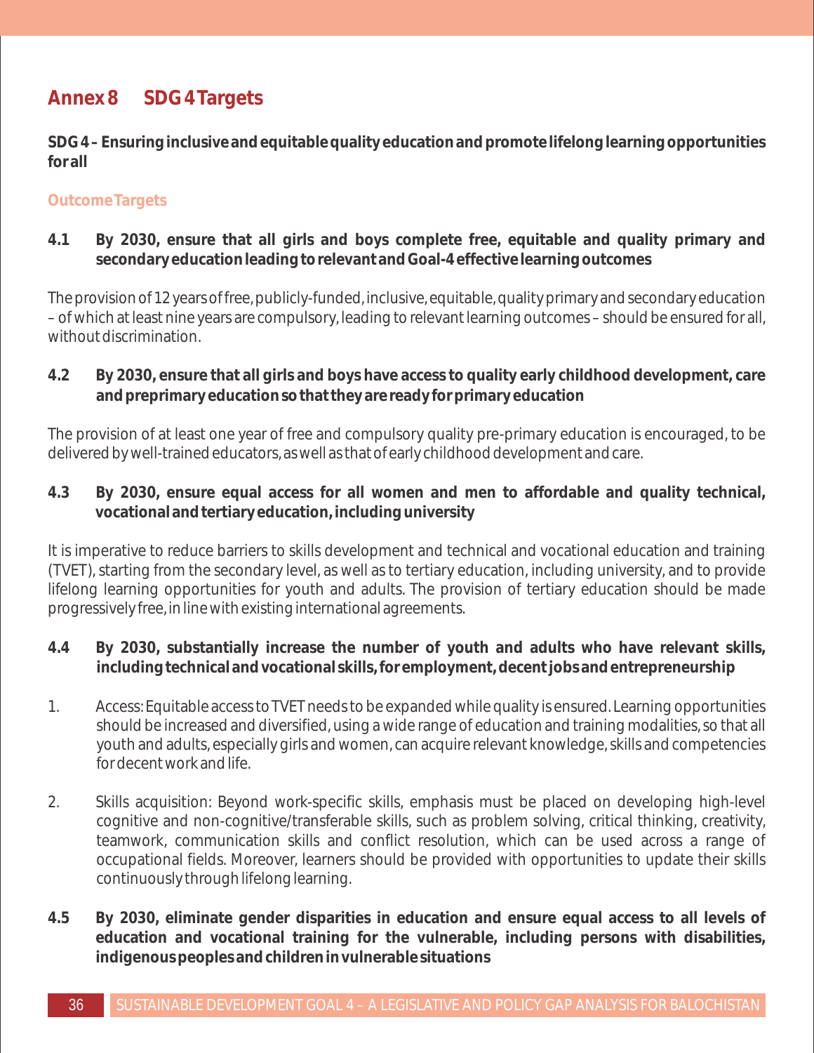# Annex 8 SDG 4 Targets

**SDG 4 – Ensuring inclusive and equitable quality education and promote lifelong learning opportunities for all**

## Outcome Targets

### 4.1 By 2030, ensure that all girls and boys complete free, equitable and quality primary and secondary education leading to relevant and Goal-4 effective learning outcomes

The provision of 12 years of free, publicly-funded, inclusive, equitable, quality primary and secondary education – of which at least nine years are compulsory, leading to relevant learning outcomes – should be ensured for all, without discrimination.

### 4.2 By 2030, ensure that all girls and boys have access to quality early childhood development, care and preprimary education so that they are ready for primary education

The provision of at least one year of free and compulsory quality pre-primary education is encouraged, to be delivered by well-trained educators, as well as that of early childhood development and care.

### 4.3 By 2030, ensure equal access for all women and men to affordable and quality technical, vocational and tertiary education, including university

It is imperative to reduce barriers to skills development and technical and vocational education and training (TVET), starting from the secondary level, as well as to tertiary education, including university, and to provide lifelong learning opportunities for youth and adults. The provision of tertiary education should be made progressively free, in line with existing international agreements.

### 4.4 By 2030, substantially increase the number of youth and adults who have relevant skills, including technical and vocational skills, for employment, decent jobs and entrepreneurship

1. Access: Equitable access to TVET needs to be expanded while quality is ensured. Learning opportunities should be increased and diversified, using a wide range of education and training modalities, so that all youth and adults, especially girls and women, can acquire relevant knowledge, skills and competencies for decent work and life.

2. Skills acquisition: Beyond work-specific skills, emphasis must be placed on developing high-level cognitive and non-cognitive/transferable skills, such as problem solving, critical thinking, creativity, teamwork, communication skills and conflict resolution, which can be used across a range of occupational fields. Moreover, learners should be provided with opportunities to update their skills continuously through lifelong learning.

### 4.5 By 2030, eliminate gender disparities in education and ensure equal access to all levels of education and vocational training for the vulnerable, including persons with disabilities, indigenous peoples and children in vulnerable situations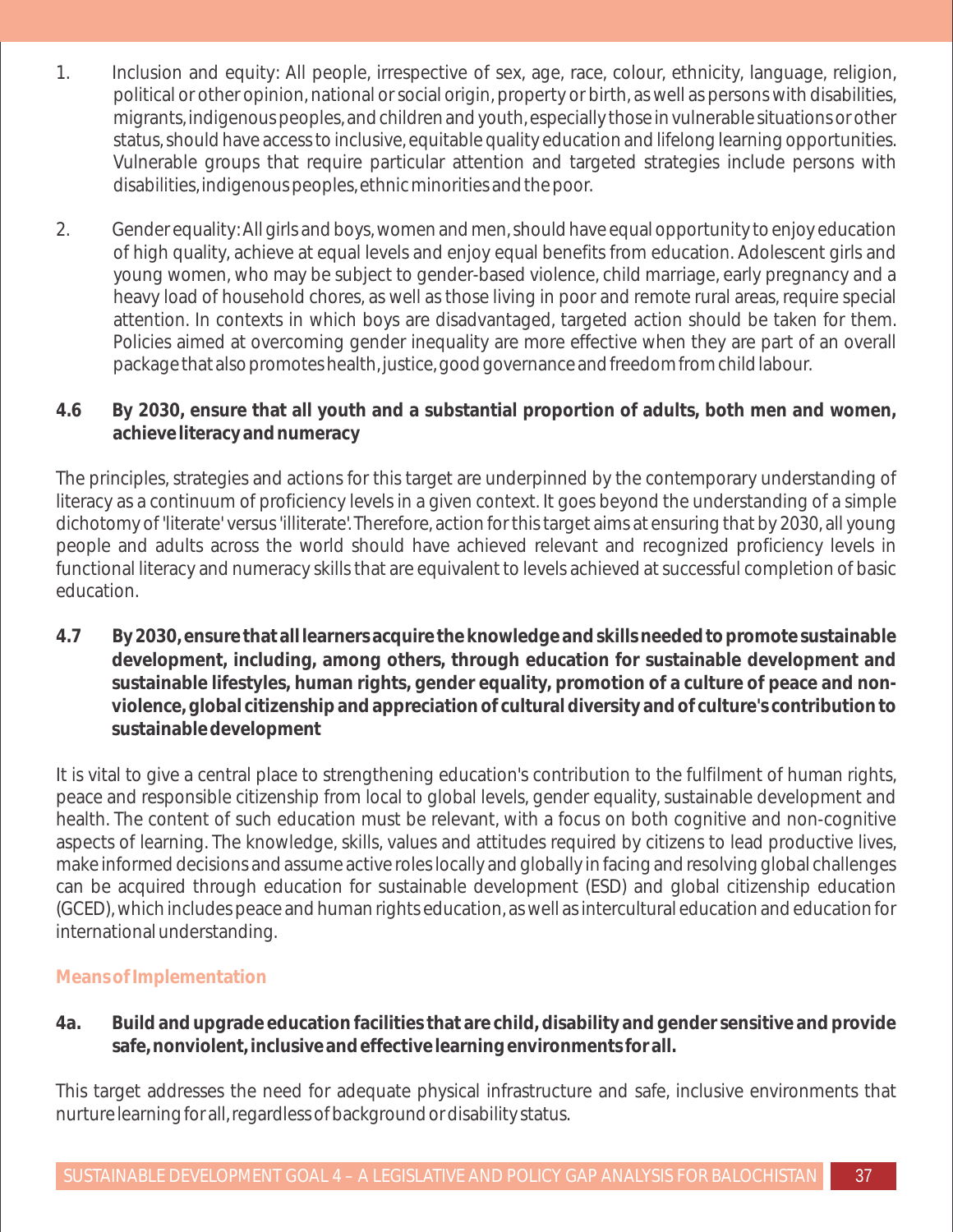1. Inclusion and equity: All people, irrespective of sex, age, race, colour, ethnicity, language, religion, political or other opinion, national or social origin, property or birth, as well as persons with disabilities, migrants, indigenous peoples, and children and youth, especially those in vulnerable situations or other status, should have access to inclusive, equitable quality education and lifelong learning opportunities. Vulnerable groups that require particular attention and targeted strategies include persons with disabilities, indigenous peoples, ethnic minorities and the poor.

2. Gender equality: All girls and boys, women and men, should have equal opportunity to enjoy education of high quality, achieve at equal levels and enjoy equal benefits from education. Adolescent girls and young women, who may be subject to gender-based violence, child marriage, early pregnancy and a heavy load of household chores, as well as those living in poor and remote rural areas, require special attention. In contexts in which boys are disadvantaged, targeted action should be taken for them. Policies aimed at overcoming gender inequality are more effective when they are part of an overall package that also promotes health, justice, good governance and freedom from child labour.

**4.6 By 2030, ensure that all youth and a substantial proportion of adults, both men and women, achieve literacy and numeracy**

The principles, strategies and actions for this target are underpinned by the contemporary understanding of literacy as a continuum of proficiency levels in a given context. It goes beyond the understanding of a simple dichotomy of 'literate' versus 'illiterate'. Therefore, action for this target aims at ensuring that by 2030, all young people and adults across the world should have achieved relevant and recognized proficiency levels in functional literacy and numeracy skills that are equivalent to levels achieved at successful completion of basic education.

**4.7 By 2030, ensure that all learners acquire the knowledge and skills needed to promote sustainable development, including, among others, through education for sustainable development and sustainable lifestyles, human rights, gender equality, promotion of a culture of peace and non-violence, global citizenship and appreciation of cultural diversity and of culture's contribution to sustainable development**

It is vital to give a central place to strengthening education's contribution to the fulfilment of human rights, peace and responsible citizenship from local to global levels, gender equality, sustainable development and health. The content of such education must be relevant, with a focus on both cognitive and non-cognitive aspects of learning. The knowledge, skills, values and attitudes required by citizens to lead productive lives, make informed decisions and assume active roles locally and globally in facing and resolving global challenges can be acquired through education for sustainable development (ESD) and global citizenship education (GCED), which includes peace and human rights education, as well as intercultural education and education for international understanding.

### Means of Implementation

**4a. Build and upgrade education facilities that are child, disability and gender sensitive and provide safe, nonviolent, inclusive and effective learning environments for all.**

This target addresses the need for adequate physical infrastructure and safe, inclusive environments that nurture learning for all, regardless of background or disability status.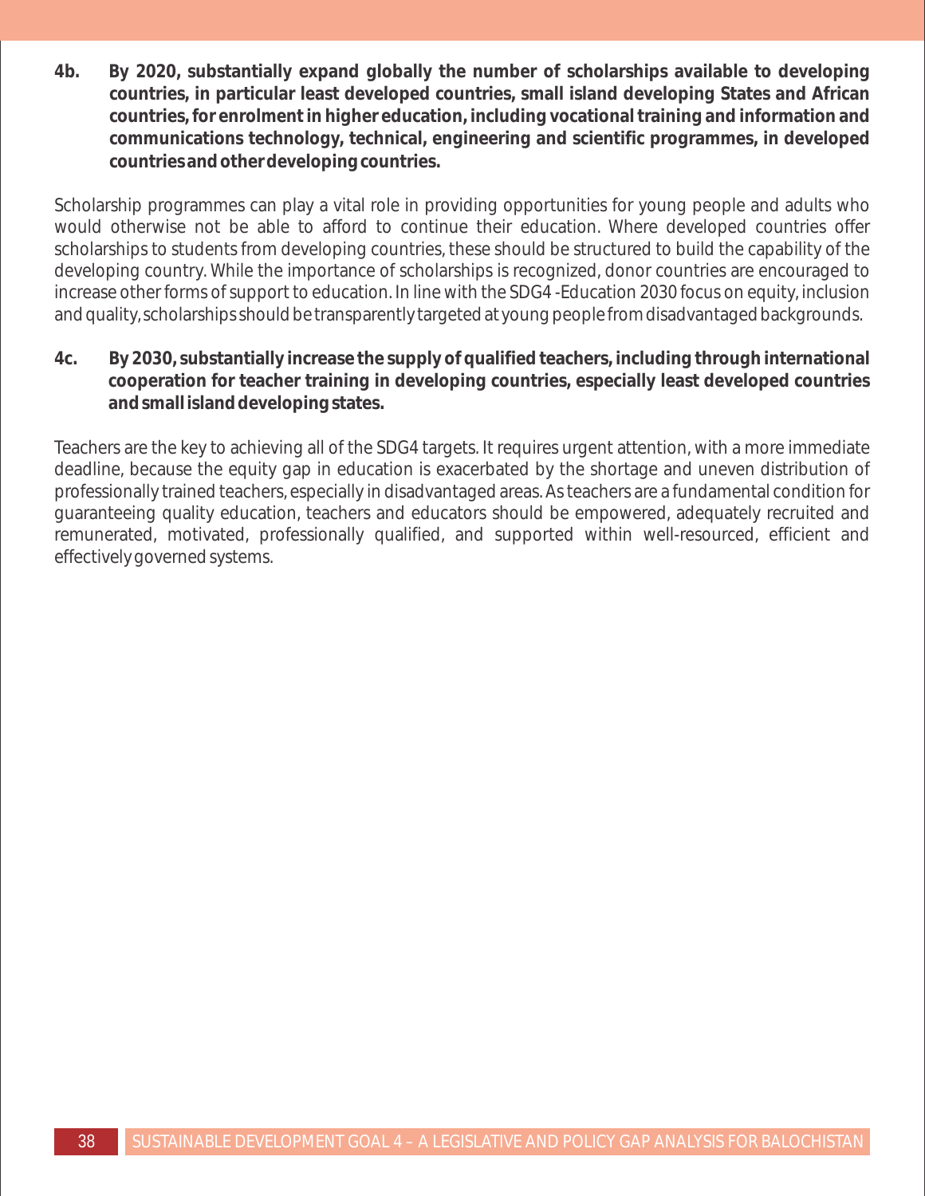**4b. By 2020, substantially expand globally the number of scholarships available to developing countries, in particular least developed countries, small island developing States and African countries, for enrolment in higher education, including vocational training and information and communications technology, technical, engineering and scientific programmes, in developed countries and other developing countries.**

Scholarship programmes can play a vital role in providing opportunities for young people and adults who would otherwise not be able to afford to continue their education. Where developed countries offer scholarships to students from developing countries, these should be structured to build the capability of the developing country. While the importance of scholarships is recognized, donor countries are encouraged to increase other forms of support to education. In line with the SDG4 -Education 2030 focus on equity, inclusion and quality, scholarships should be transparently targeted at young people from disadvantaged backgrounds.

**4c. By 2030, substantially increase the supply of qualified teachers, including through international cooperation for teacher training in developing countries, especially least developed countries and small island developing states.**

Teachers are the key to achieving all of the SDG4 targets. It requires urgent attention, with a more immediate deadline, because the equity gap in education is exacerbated by the shortage and uneven distribution of professionally trained teachers, especially in disadvantaged areas. As teachers are a fundamental condition for guaranteeing quality education, teachers and educators should be empowered, adequately recruited and remunerated, motivated, professionally qualified, and supported within well-resourced, efficient and effectively governed systems.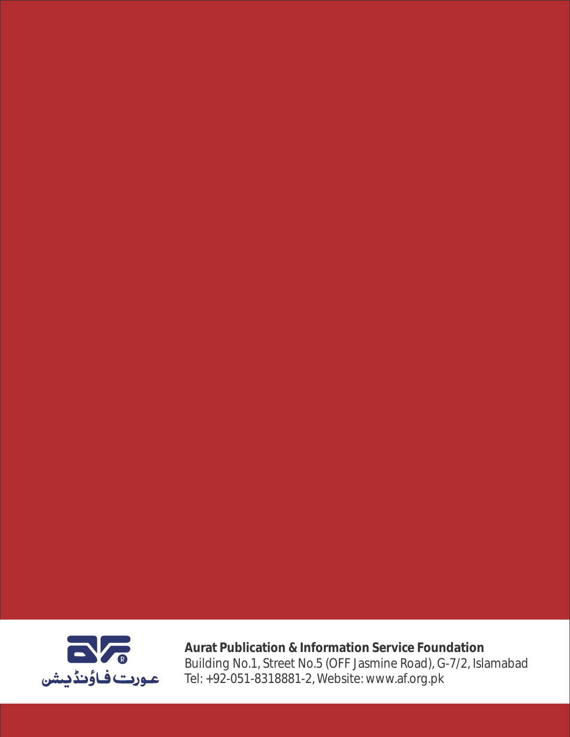عورت فاؤنڈیشن

**Aurat Publication & Information Service Foundation**
Building No.1, Street No.5 (OFF Jasmine Road), G-7/2, Islamabad
Tel: +92-051-8318881-2, Website: www.af.org.pk